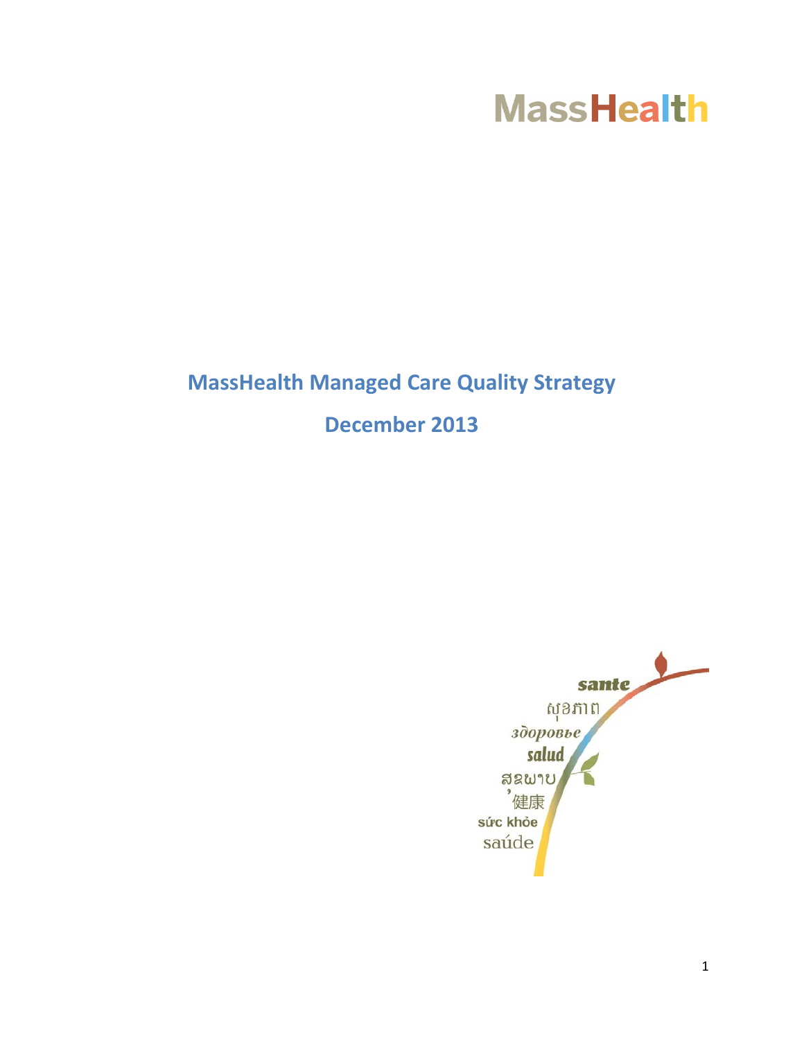MassHealth

# MassHealth Managed Care Quality Strategy

## December 2013

sante
សុខភាព
здоровье
salud
ສຂພາບ
健康
sức khỏe
saúde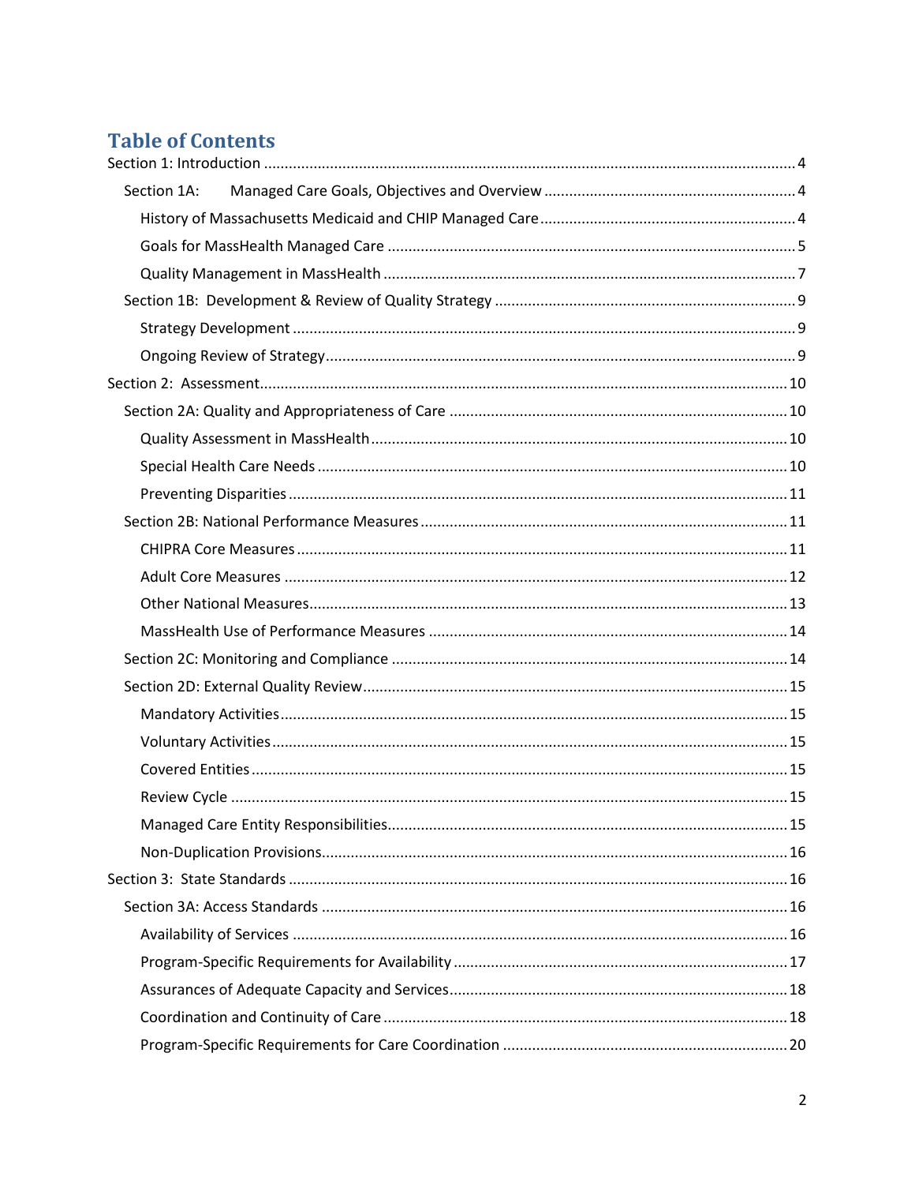# Table of Contents

- Section 1: Introduction ........ 4
  - Section 1A: Managed Care Goals, Objectives and Overview ........ 4
    - History of Massachusetts Medicaid and CHIP Managed Care ........ 4
    - Goals for MassHealth Managed Care ........ 5
    - Quality Management in MassHealth ........ 7
  - Section 1B: Development & Review of Quality Strategy ........ 9
    - Strategy Development ........ 9
    - Ongoing Review of Strategy ........ 9
- Section 2: Assessment ........ 10
  - Section 2A: Quality and Appropriateness of Care ........ 10
    - Quality Assessment in MassHealth ........ 10
    - Special Health Care Needs ........ 10
    - Preventing Disparities ........ 11
  - Section 2B: National Performance Measures ........ 11
    - CHIPRA Core Measures ........ 11
    - Adult Core Measures ........ 12
    - Other National Measures ........ 13
    - MassHealth Use of Performance Measures ........ 14
  - Section 2C: Monitoring and Compliance ........ 14
  - Section 2D: External Quality Review ........ 15
    - Mandatory Activities ........ 15
    - Voluntary Activities ........ 15
    - Covered Entities ........ 15
    - Review Cycle ........ 15
    - Managed Care Entity Responsibilities ........ 15
    - Non-Duplication Provisions ........ 16
- Section 3: State Standards ........ 16
  - Section 3A: Access Standards ........ 16
    - Availability of Services ........ 16
    - Program-Specific Requirements for Availability ........ 17
    - Assurances of Adequate Capacity and Services ........ 18
    - Coordination and Continuity of Care ........ 18
    - Program-Specific Requirements for Care Coordination ........ 20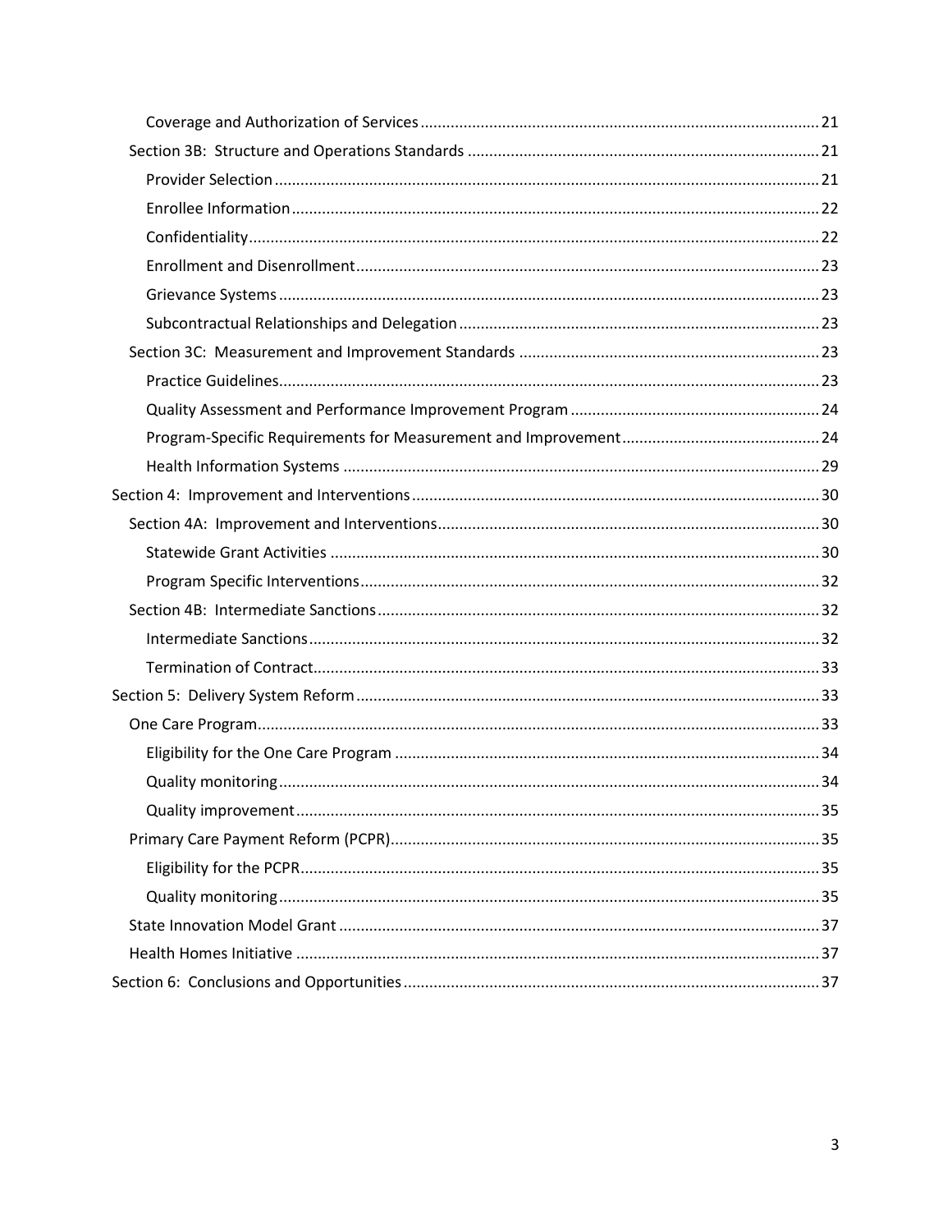- Coverage and Authorization of Services ........ 21
- Section 3B: Structure and Operations Standards ........ 21
  - Provider Selection ........ 21
  - Enrollee Information ........ 22
  - Confidentiality ........ 22
  - Enrollment and Disenrollment ........ 23
  - Grievance Systems ........ 23
  - Subcontractual Relationships and Delegation ........ 23
- Section 3C: Measurement and Improvement Standards ........ 23
  - Practice Guidelines ........ 23
  - Quality Assessment and Performance Improvement Program ........ 24
  - Program-Specific Requirements for Measurement and Improvement ........ 24
  - Health Information Systems ........ 29

Section 4: Improvement and Interventions ........ 30

- Section 4A: Improvement and Interventions ........ 30
  - Statewide Grant Activities ........ 30
  - Program Specific Interventions ........ 32
- Section 4B: Intermediate Sanctions ........ 32
  - Intermediate Sanctions ........ 32
  - Termination of Contract ........ 33

Section 5: Delivery System Reform ........ 33

- One Care Program ........ 33
  - Eligibility for the One Care Program ........ 34
  - Quality monitoring ........ 34
  - Quality improvement ........ 35
- Primary Care Payment Reform (PCPR) ........ 35
  - Eligibility for the PCPR ........ 35
  - Quality monitoring ........ 35
- State Innovation Model Grant ........ 37
- Health Homes Initiative ........ 37

Section 6: Conclusions and Opportunities ........ 37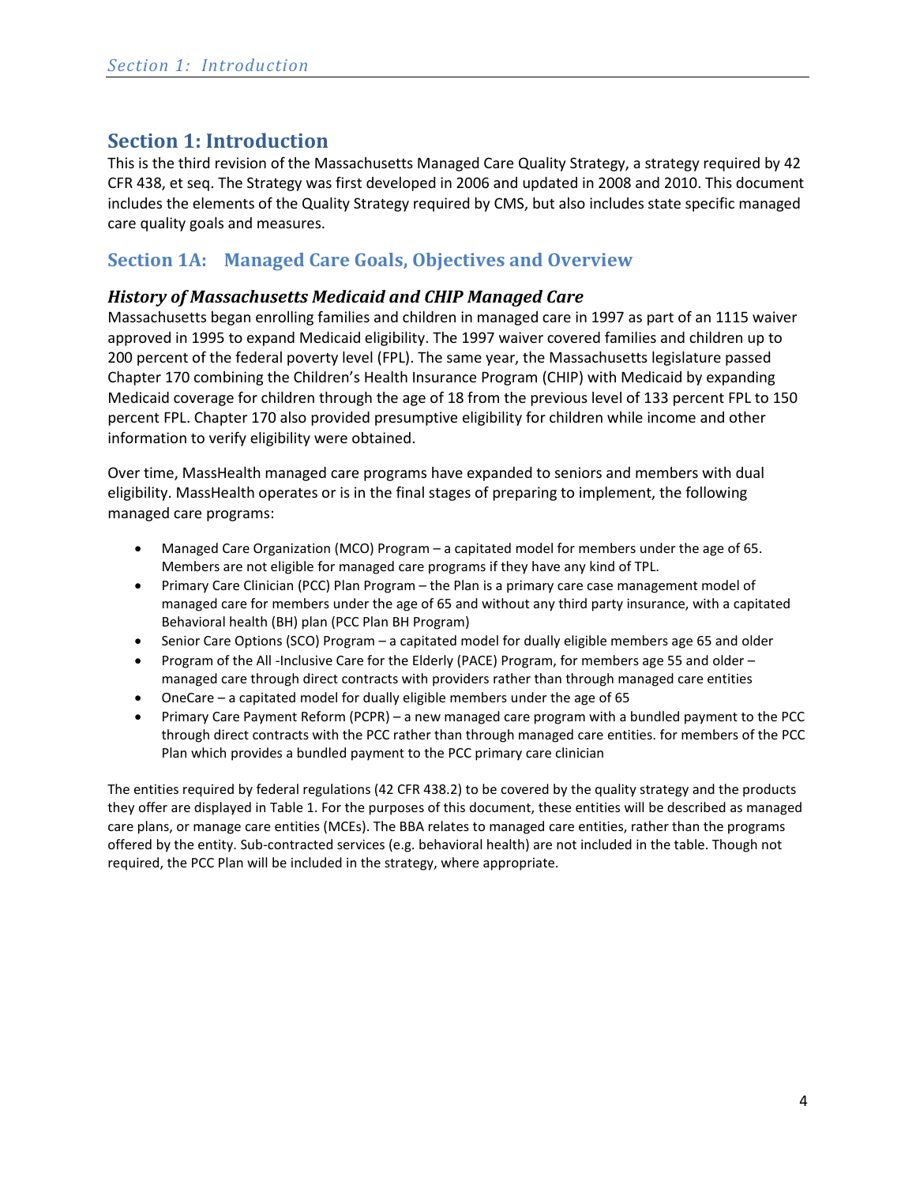## Section 1: Introduction

This is the third revision of the Massachusetts Managed Care Quality Strategy, a strategy required by 42 CFR 438, et seq. The Strategy was first developed in 2006 and updated in 2008 and 2010. This document includes the elements of the Quality Strategy required by CMS, but also includes state specific managed care quality goals and measures.

### Section 1A: Managed Care Goals, Objectives and Overview

#### *History of Massachusetts Medicaid and CHIP Managed Care*

Massachusetts began enrolling families and children in managed care in 1997 as part of an 1115 waiver approved in 1995 to expand Medicaid eligibility. The 1997 waiver covered families and children up to 200 percent of the federal poverty level (FPL). The same year, the Massachusetts legislature passed Chapter 170 combining the Children's Health Insurance Program (CHIP) with Medicaid by expanding Medicaid coverage for children through the age of 18 from the previous level of 133 percent FPL to 150 percent FPL. Chapter 170 also provided presumptive eligibility for children while income and other information to verify eligibility were obtained.

Over time, MassHealth managed care programs have expanded to seniors and members with dual eligibility. MassHealth operates or is in the final stages of preparing to implement, the following managed care programs:

- Managed Care Organization (MCO) Program – a capitated model for members under the age of 65. Members are not eligible for managed care programs if they have any kind of TPL.
- Primary Care Clinician (PCC) Plan Program – the Plan is a primary care case management model of managed care for members under the age of 65 and without any third party insurance, with a capitated Behavioral health (BH) plan (PCC Plan BH Program)
- Senior Care Options (SCO) Program – a capitated model for dually eligible members age 65 and older
- Program of the All -Inclusive Care for the Elderly (PACE) Program, for members age 55 and older – managed care through direct contracts with providers rather than through managed care entities
- OneCare – a capitated model for dually eligible members under the age of 65
- Primary Care Payment Reform (PCPR) – a new managed care program with a bundled payment to the PCC through direct contracts with the PCC rather than through managed care entities. for members of the PCC Plan which provides a bundled payment to the PCC primary care clinician

The entities required by federal regulations (42 CFR 438.2) to be covered by the quality strategy and the products they offer are displayed in Table 1. For the purposes of this document, these entities will be described as managed care plans, or manage care entities (MCEs). The BBA relates to managed care entities, rather than the programs offered by the entity. Sub-contracted services (e.g. behavioral health) are not included in the table. Though not required, the PCC Plan will be included in the strategy, where appropriate.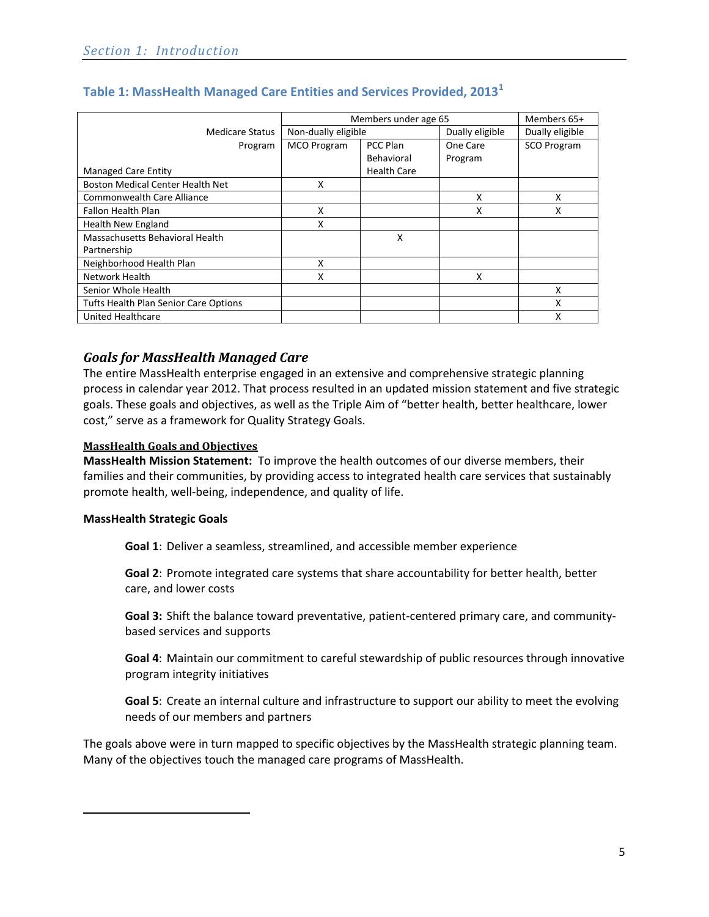### Table 1: MassHealth Managed Care Entities and Services Provided, 2013[1]

| | Members under age 65 | | | Members 65+ |
|---|---|---|---|---|
| Medicare Status | Non-dually eligible | | Dually eligible | Dually eligible |
| Program / Managed Care Entity | MCO Program | PCC Plan Behavioral Health Care | One Care Program | SCO Program |
| Boston Medical Center Health Net | X | | | |
| Commonwealth Care Alliance | | | X | X |
| Fallon Health Plan | X | | X | X |
| Health New England | X | | | |
| Massachusetts Behavioral Health Partnership | | X | | |
| Neighborhood Health Plan | X | | | |
| Network Health | X | | X | |
| Senior Whole Health | | | | X |
| Tufts Health Plan Senior Care Options | | | | X |
| United Healthcare | | | | X |

## *Goals for MassHealth Managed Care*

The entire MassHealth enterprise engaged in an extensive and comprehensive strategic planning process in calendar year 2012. That process resulted in an updated mission statement and five strategic goals. These goals and objectives, as well as the Triple Aim of "better health, better healthcare, lower cost," serve as a framework for Quality Strategy Goals.

**MassHealth Goals and Objectives**

**MassHealth Mission Statement:** To improve the health outcomes of our diverse members, their families and their communities, by providing access to integrated health care services that sustainably promote health, well-being, independence, and quality of life.

**MassHealth Strategic Goals**

**Goal 1**: Deliver a seamless, streamlined, and accessible member experience

**Goal 2**: Promote integrated care systems that share accountability for better health, better care, and lower costs

**Goal 3:** Shift the balance toward preventative, patient-centered primary care, and community-based services and supports

**Goal 4**: Maintain our commitment to careful stewardship of public resources through innovative program integrity initiatives

**Goal 5**: Create an internal culture and infrastructure to support our ability to meet the evolving needs of our members and partners

The goals above were in turn mapped to specific objectives by the MassHealth strategic planning team. Many of the objectives touch the managed care programs of MassHealth.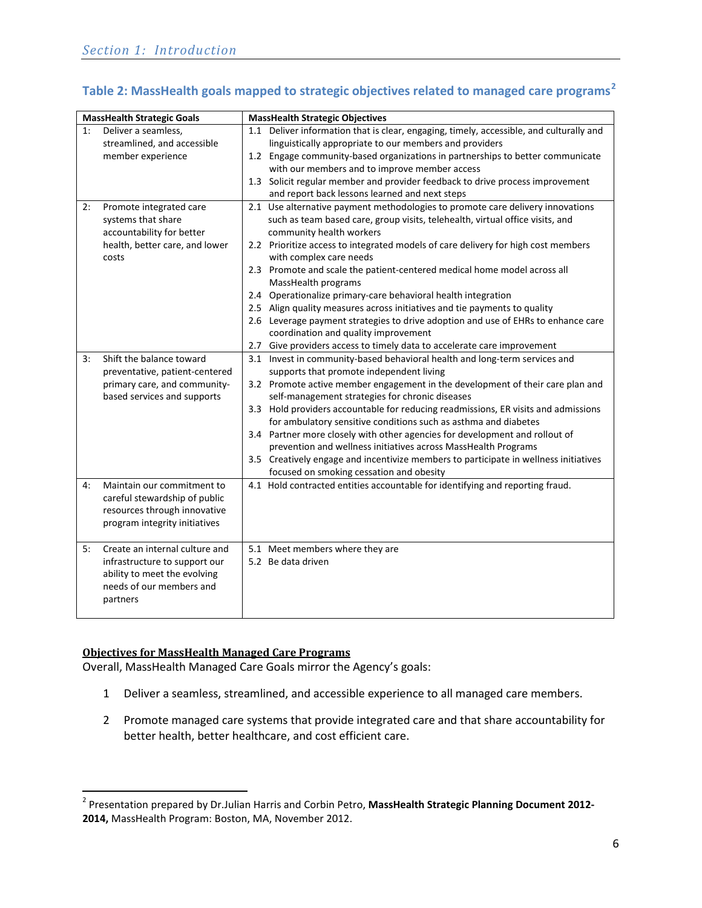## Table 2: MassHealth goals mapped to strategic objectives related to managed care programs[2]

| MassHealth Strategic Goals | MassHealth Strategic Objectives |
|---|---|
| 1: Deliver a seamless, streamlined, and accessible member experience | 1.1 Deliver information that is clear, engaging, timely, accessible, and culturally and linguistically appropriate to our members and providers<br>1.2 Engage community-based organizations in partnerships to better communicate with our members and to improve member access<br>1.3 Solicit regular member and provider feedback to drive process improvement and report back lessons learned and next steps |
| 2: Promote integrated care systems that share accountability for better health, better care, and lower costs | 2.1 Use alternative payment methodologies to promote care delivery innovations such as team based care, group visits, telehealth, virtual office visits, and community health workers<br>2.2 Prioritize access to integrated models of care delivery for high cost members with complex care needs<br>2.3 Promote and scale the patient-centered medical home model across all MassHealth programs<br>2.4 Operationalize primary-care behavioral health integration<br>2.5 Align quality measures across initiatives and tie payments to quality<br>2.6 Leverage payment strategies to drive adoption and use of EHRs to enhance care coordination and quality improvement<br>2.7 Give providers access to timely data to accelerate care improvement |
| 3: Shift the balance toward preventative, patient-centered primary care, and community-based services and supports | 3.1 Invest in community-based behavioral health and long-term services and supports that promote independent living<br>3.2 Promote active member engagement in the development of their care plan and self-management strategies for chronic diseases<br>3.3 Hold providers accountable for reducing readmissions, ER visits and admissions for ambulatory sensitive conditions such as asthma and diabetes<br>3.4 Partner more closely with other agencies for development and rollout of prevention and wellness initiatives across MassHealth Programs<br>3.5 Creatively engage and incentivize members to participate in wellness initiatives focused on smoking cessation and obesity |
| 4: Maintain our commitment to careful stewardship of public resources through innovative program integrity initiatives | 4.1 Hold contracted entities accountable for identifying and reporting fraud. |
| 5: Create an internal culture and infrastructure to support our ability to meet the evolving needs of our members and partners | 5.1 Meet members where they are<br>5.2 Be data driven |

**Objectives for MassHealth Managed Care Programs**

Overall, MassHealth Managed Care Goals mirror the Agency's goals:

1. Deliver a seamless, streamlined, and accessible experience to all managed care members.
2. Promote managed care systems that provide integrated care and that share accountability for better health, better healthcare, and cost efficient care.

---

[2] Presentation prepared by Dr.Julian Harris and Corbin Petro, **MassHealth Strategic Planning Document 2012-2014,** MassHealth Program: Boston, MA, November 2012.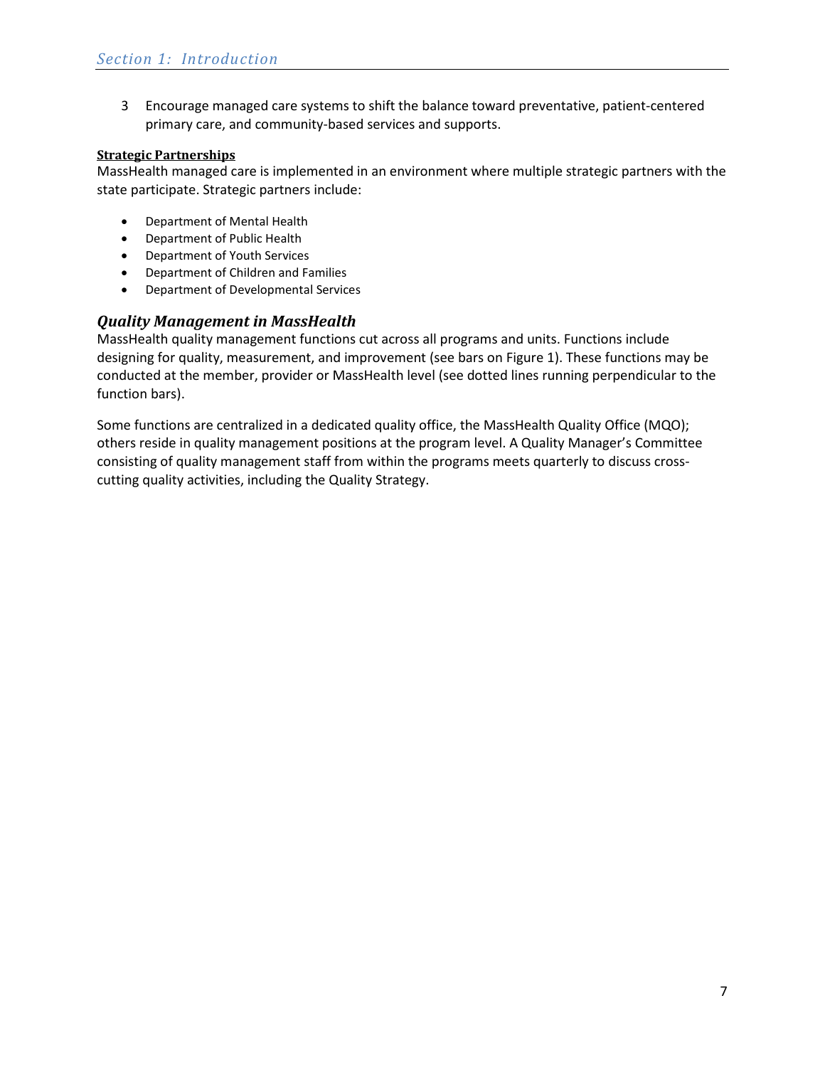3. Encourage managed care systems to shift the balance toward preventative, patient-centered primary care, and community-based services and supports.

**Strategic Partnerships**

MassHealth managed care is implemented in an environment where multiple strategic partners with the state participate. Strategic partners include:

- Department of Mental Health
- Department of Public Health
- Department of Youth Services
- Department of Children and Families
- Department of Developmental Services

### *Quality Management in MassHealth*

MassHealth quality management functions cut across all programs and units. Functions include designing for quality, measurement, and improvement (see bars on Figure 1). These functions may be conducted at the member, provider or MassHealth level (see dotted lines running perpendicular to the function bars).

Some functions are centralized in a dedicated quality office, the MassHealth Quality Office (MQO); others reside in quality management positions at the program level. A Quality Manager's Committee consisting of quality management staff from within the programs meets quarterly to discuss cross-cutting quality activities, including the Quality Strategy.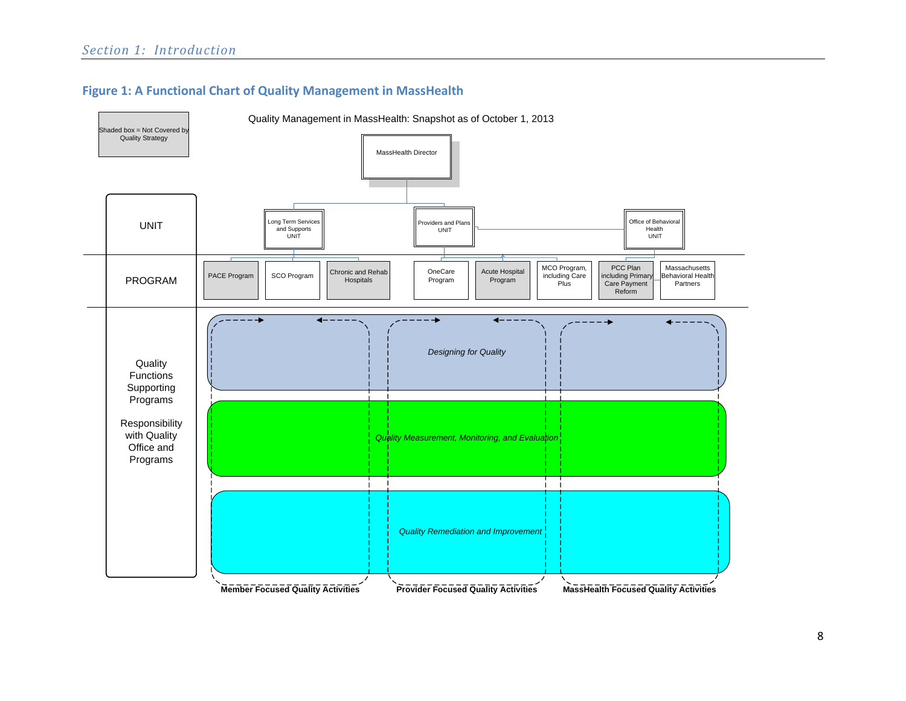## Figure 1: A Functional Chart of Quality Management in MassHealth

Shaded box = Not Covered by Quality Strategy

Quality Management in MassHealth: Snapshot as of October 1, 2013

MassHealth Director

| UNIT | Long Term Services and Supports UNIT | | | Providers and Plans UNIT | | | Office of Behavioral Health UNIT | |
|---|---|---|---|---|---|---|---|---|
| PROGRAM | PACE Program | SCO Program | Chronic and Rehab Hospitals | OneCare Program | Acute Hospital Program | MCO Program, including Care Plus | PCC Plan including Primary Care Payment Reform | Massachusetts Behavioral Health Partners |

Quality Functions Supporting Programs

Responsibility with Quality Office and Programs

- *Designing for Quality*
- *Quality Measurement, Monitoring, and Evaluation*
- *Quality Remediation and Improvement*

**Member Focused Quality Activities** | **Provider Focused Quality Activities** | **MassHealth Focused Quality Activities**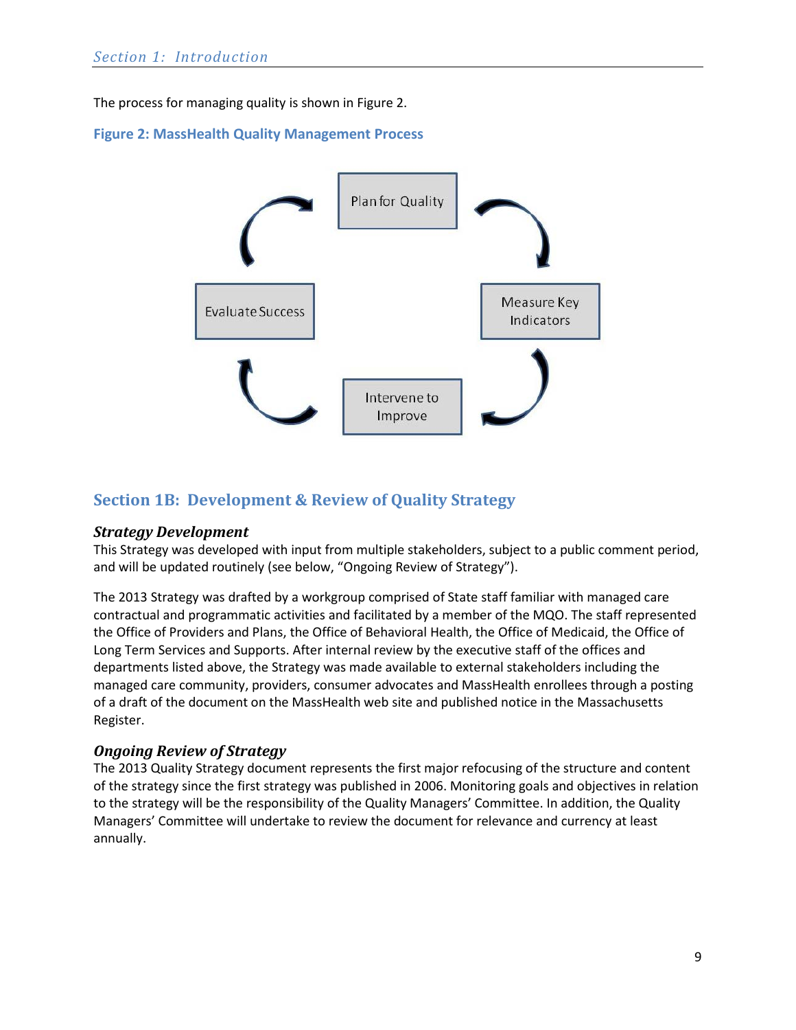The process for managing quality is shown in Figure 2.

**Figure 2: MassHealth Quality Management Process**

Plan for Quality

Measure Key Indicators

Intervene to Improve

Evaluate Success

## Section 1B: Development & Review of Quality Strategy

### *Strategy Development*

This Strategy was developed with input from multiple stakeholders, subject to a public comment period, and will be updated routinely (see below, "Ongoing Review of Strategy").

The 2013 Strategy was drafted by a workgroup comprised of State staff familiar with managed care contractual and programmatic activities and facilitated by a member of the MQO. The staff represented the Office of Providers and Plans, the Office of Behavioral Health, the Office of Medicaid, the Office of Long Term Services and Supports. After internal review by the executive staff of the offices and departments listed above, the Strategy was made available to external stakeholders including the managed care community, providers, consumer advocates and MassHealth enrollees through a posting of a draft of the document on the MassHealth web site and published notice in the Massachusetts Register.

### *Ongoing Review of Strategy*

The 2013 Quality Strategy document represents the first major refocusing of the structure and content of the strategy since the first strategy was published in 2006. Monitoring goals and objectives in relation to the strategy will be the responsibility of the Quality Managers' Committee. In addition, the Quality Managers' Committee will undertake to review the document for relevance and currency at least annually.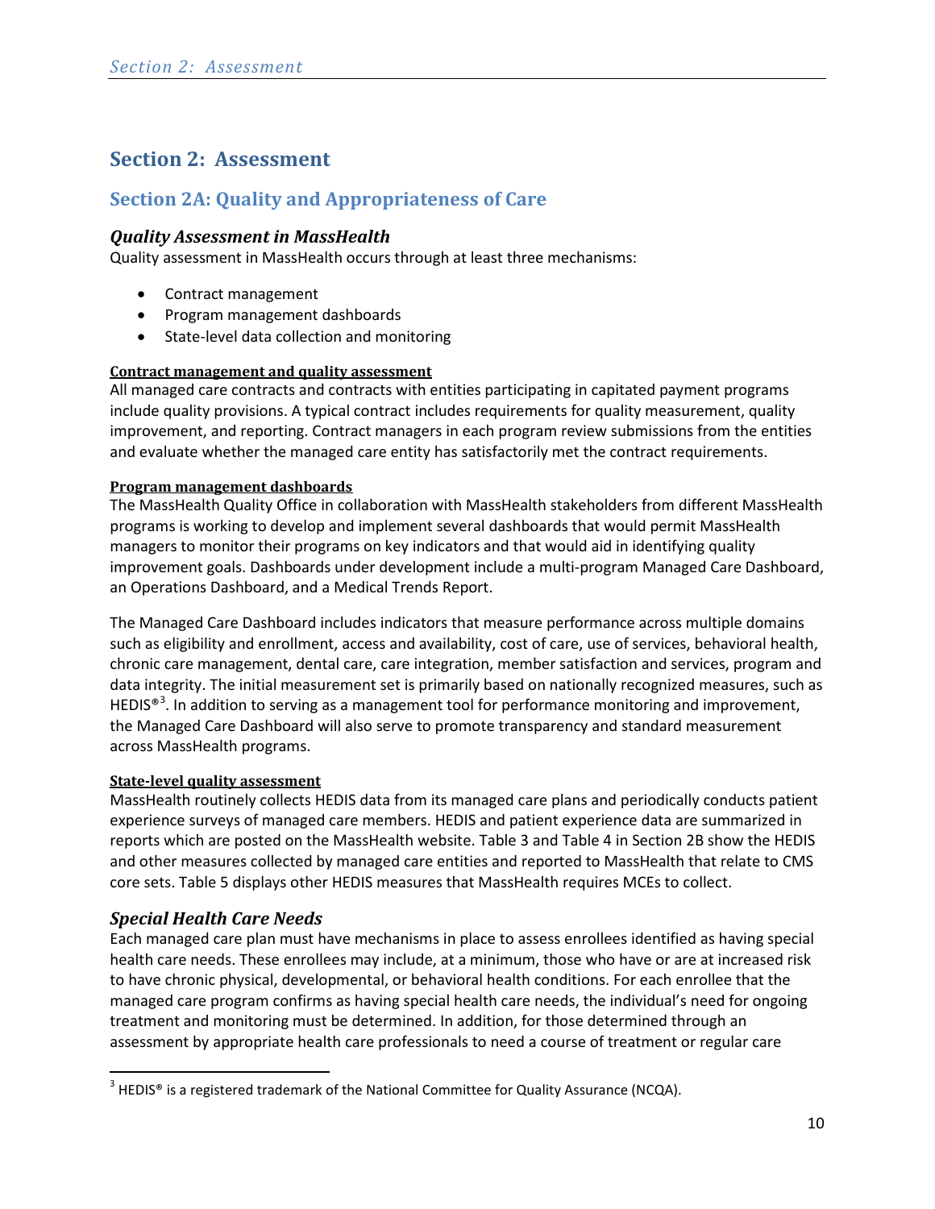# Section 2: Assessment

## Section 2A: Quality and Appropriateness of Care

### *Quality Assessment in MassHealth*

Quality assessment in MassHealth occurs through at least three mechanisms:

- Contract management
- Program management dashboards
- State-level data collection and monitoring

**Contract management and quality assessment**

All managed care contracts and contracts with entities participating in capitated payment programs include quality provisions. A typical contract includes requirements for quality measurement, quality improvement, and reporting. Contract managers in each program review submissions from the entities and evaluate whether the managed care entity has satisfactorily met the contract requirements.

**Program management dashboards**

The MassHealth Quality Office in collaboration with MassHealth stakeholders from different MassHealth programs is working to develop and implement several dashboards that would permit MassHealth managers to monitor their programs on key indicators and that would aid in identifying quality improvement goals. Dashboards under development include a multi-program Managed Care Dashboard, an Operations Dashboard, and a Medical Trends Report.

The Managed Care Dashboard includes indicators that measure performance across multiple domains such as eligibility and enrollment, access and availability, cost of care, use of services, behavioral health, chronic care management, dental care, care integration, member satisfaction and services, program and data integrity. The initial measurement set is primarily based on nationally recognized measures, such as HEDIS®[3]. In addition to serving as a management tool for performance monitoring and improvement, the Managed Care Dashboard will also serve to promote transparency and standard measurement across MassHealth programs.

**State-level quality assessment**

MassHealth routinely collects HEDIS data from its managed care plans and periodically conducts patient experience surveys of managed care members. HEDIS and patient experience data are summarized in reports which are posted on the MassHealth website. Table 3 and Table 4 in Section 2B show the HEDIS and other measures collected by managed care entities and reported to MassHealth that relate to CMS core sets. Table 5 displays other HEDIS measures that MassHealth requires MCEs to collect.

### *Special Health Care Needs*

Each managed care plan must have mechanisms in place to assess enrollees identified as having special health care needs. These enrollees may include, at a minimum, those who have or are at increased risk to have chronic physical, developmental, or behavioral health conditions. For each enrollee that the managed care program confirms as having special health care needs, the individual's need for ongoing treatment and monitoring must be determined. In addition, for those determined through an assessment by appropriate health care professionals to need a course of treatment or regular care

[3] HEDIS® is a registered trademark of the National Committee for Quality Assurance (NCQA).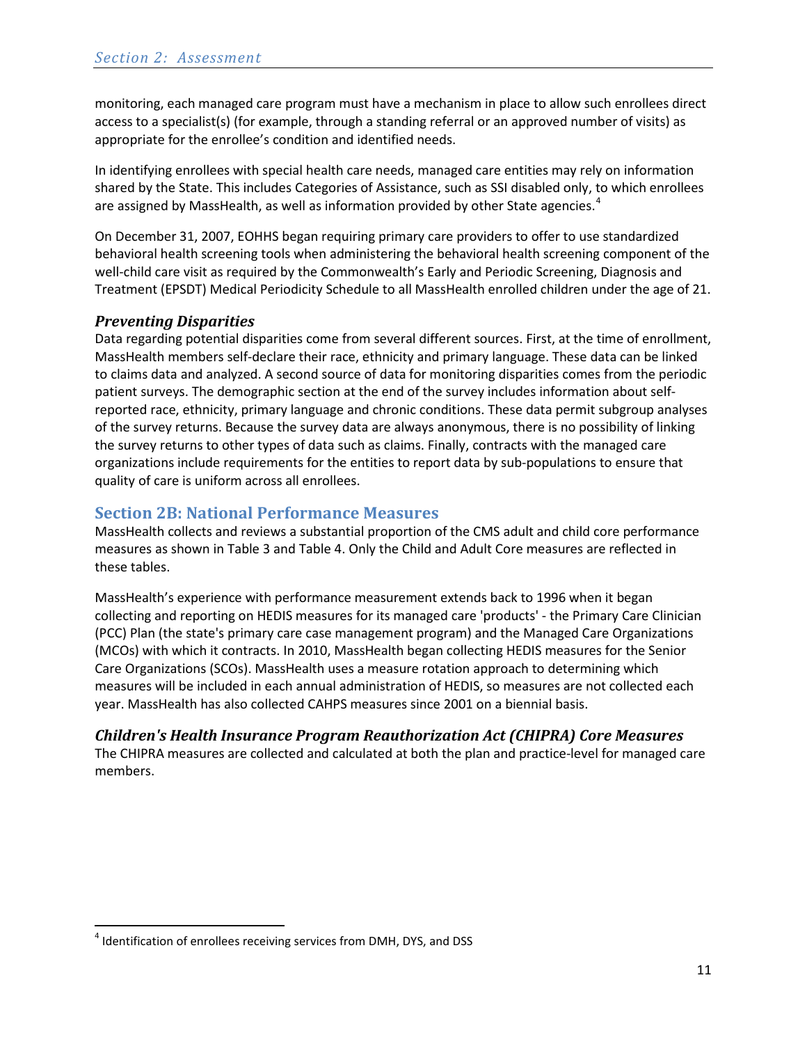monitoring, each managed care program must have a mechanism in place to allow such enrollees direct access to a specialist(s) (for example, through a standing referral or an approved number of visits) as appropriate for the enrollee's condition and identified needs.

In identifying enrollees with special health care needs, managed care entities may rely on information shared by the State. This includes Categories of Assistance, such as SSI disabled only, to which enrollees are assigned by MassHealth, as well as information provided by other State agencies.[4]

On December 31, 2007, EOHHS began requiring primary care providers to offer to use standardized behavioral health screening tools when administering the behavioral health screening component of the well-child care visit as required by the Commonwealth's Early and Periodic Screening, Diagnosis and Treatment (EPSDT) Medical Periodicity Schedule to all MassHealth enrolled children under the age of 21.

### *Preventing Disparities*

Data regarding potential disparities come from several different sources. First, at the time of enrollment, MassHealth members self-declare their race, ethnicity and primary language. These data can be linked to claims data and analyzed. A second source of data for monitoring disparities comes from the periodic patient surveys. The demographic section at the end of the survey includes information about self-reported race, ethnicity, primary language and chronic conditions. These data permit subgroup analyses of the survey returns. Because the survey data are always anonymous, there is no possibility of linking the survey returns to other types of data such as claims. Finally, contracts with the managed care organizations include requirements for the entities to report data by sub-populations to ensure that quality of care is uniform across all enrollees.

## Section 2B: National Performance Measures

MassHealth collects and reviews a substantial proportion of the CMS adult and child core performance measures as shown in Table 3 and Table 4. Only the Child and Adult Core measures are reflected in these tables.

MassHealth's experience with performance measurement extends back to 1996 when it began collecting and reporting on HEDIS measures for its managed care 'products' - the Primary Care Clinician (PCC) Plan (the state's primary care case management program) and the Managed Care Organizations (MCOs) with which it contracts. In 2010, MassHealth began collecting HEDIS measures for the Senior Care Organizations (SCOs). MassHealth uses a measure rotation approach to determining which measures will be included in each annual administration of HEDIS, so measures are not collected each year. MassHealth has also collected CAHPS measures since 2001 on a biennial basis.

### *Children's Health Insurance Program Reauthorization Act (CHIPRA) Core Measures*

The CHIPRA measures are collected and calculated at both the plan and practice-level for managed care members.

[4] Identification of enrollees receiving services from DMH, DYS, and DSS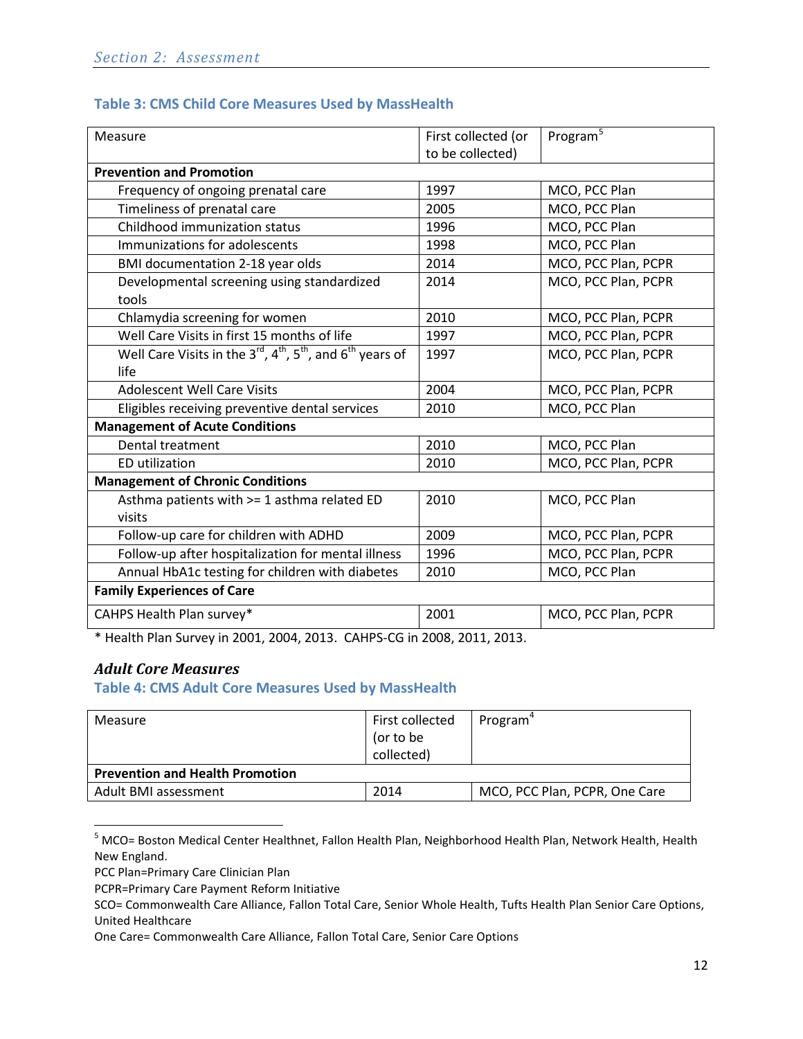### Table 3: CMS Child Core Measures Used by MassHealth

| Measure | First collected (or to be collected) | Program[5] |
| --- | --- | --- |
| **Prevention and Promotion** | | |
| Frequency of ongoing prenatal care | 1997 | MCO, PCC Plan |
| Timeliness of prenatal care | 2005 | MCO, PCC Plan |
| Childhood immunization status | 1996 | MCO, PCC Plan |
| Immunizations for adolescents | 1998 | MCO, PCC Plan |
| BMI documentation 2-18 year olds | 2014 | MCO, PCC Plan, PCPR |
| Developmental screening using standardized tools | 2014 | MCO, PCC Plan, PCPR |
| Chlamydia screening for women | 2010 | MCO, PCC Plan, PCPR |
| Well Care Visits in first 15 months of life | 1997 | MCO, PCC Plan, PCPR |
| Well Care Visits in the 3rd, 4th, 5th, and 6th years of life | 1997 | MCO, PCC Plan, PCPR |
| Adolescent Well Care Visits | 2004 | MCO, PCC Plan, PCPR |
| Eligibles receiving preventive dental services | 2010 | MCO, PCC Plan |
| **Management of Acute Conditions** | | |
| Dental treatment | 2010 | MCO, PCC Plan |
| ED utilization | 2010 | MCO, PCC Plan, PCPR |
| **Management of Chronic Conditions** | | |
| Asthma patients with >= 1 asthma related ED visits | 2010 | MCO, PCC Plan |
| Follow-up care for children with ADHD | 2009 | MCO, PCC Plan, PCPR |
| Follow-up after hospitalization for mental illness | 1996 | MCO, PCC Plan, PCPR |
| Annual HbA1c testing for children with diabetes | 2010 | MCO, PCC Plan |
| **Family Experiences of Care** | | |
| CAHPS Health Plan survey* | 2001 | MCO, PCC Plan, PCPR |

* Health Plan Survey in 2001, 2004, 2013. CAHPS-CG in 2008, 2011, 2013.

### *Adult Core Measures*

### Table 4: CMS Adult Core Measures Used by MassHealth

| Measure | First collected (or to be collected) | Program[4] |
| --- | --- | --- |
| **Prevention and Health Promotion** | | |
| Adult BMI assessment | 2014 | MCO, PCC Plan, PCPR, One Care |

---

[5] MCO= Boston Medical Center Healthnet, Fallon Health Plan, Neighborhood Health Plan, Network Health, Health New England.

PCC Plan=Primary Care Clinician Plan

PCPR=Primary Care Payment Reform Initiative

SCO= Commonwealth Care Alliance, Fallon Total Care, Senior Whole Health, Tufts Health Plan Senior Care Options, United Healthcare

One Care= Commonwealth Care Alliance, Fallon Total Care, Senior Care Options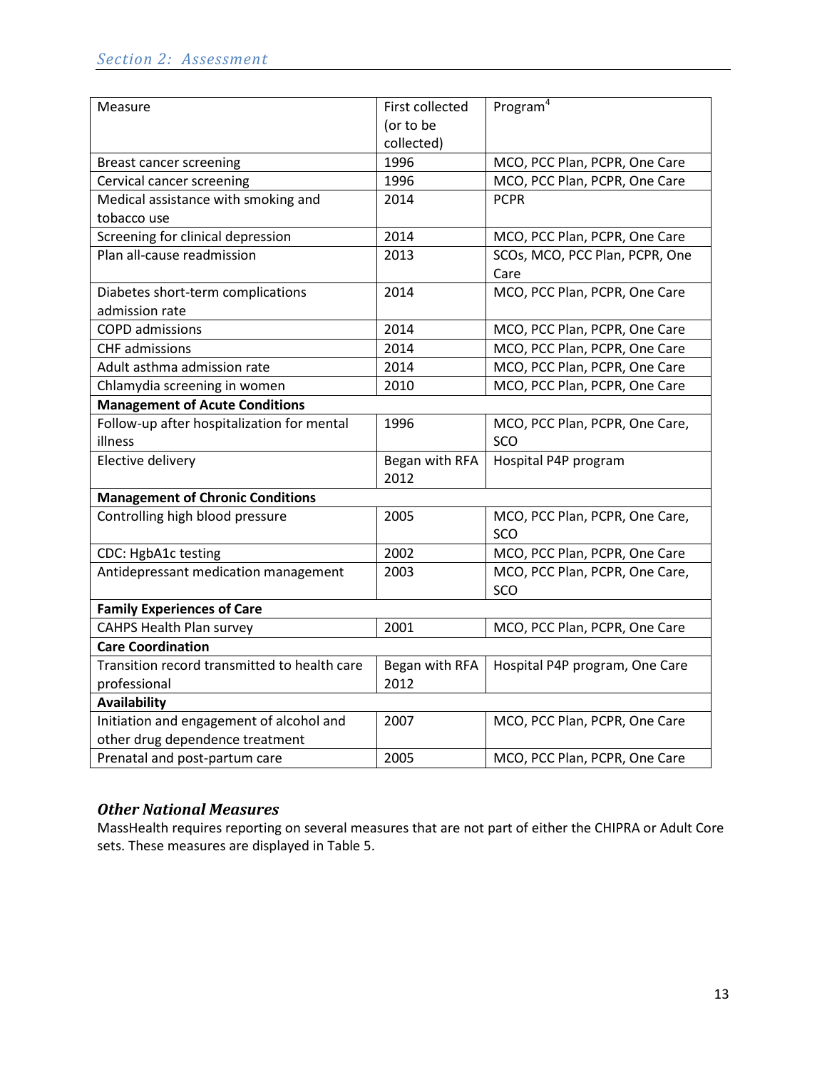| Measure | First collected (or to be collected) | Program[4] |
|---|---|---|
| Breast cancer screening | 1996 | MCO, PCC Plan, PCPR, One Care |
| Cervical cancer screening | 1996 | MCO, PCC Plan, PCPR, One Care |
| Medical assistance with smoking and tobacco use | 2014 | PCPR |
| Screening for clinical depression | 2014 | MCO, PCC Plan, PCPR, One Care |
| Plan all-cause readmission | 2013 | SCOs, MCO, PCC Plan, PCPR, One Care |
| Diabetes short-term complications admission rate | 2014 | MCO, PCC Plan, PCPR, One Care |
| COPD admissions | 2014 | MCO, PCC Plan, PCPR, One Care |
| CHF admissions | 2014 | MCO, PCC Plan, PCPR, One Care |
| Adult asthma admission rate | 2014 | MCO, PCC Plan, PCPR, One Care |
| Chlamydia screening in women | 2010 | MCO, PCC Plan, PCPR, One Care |
| **Management of Acute Conditions** | | |
| Follow-up after hospitalization for mental illness | 1996 | MCO, PCC Plan, PCPR, One Care, SCO |
| Elective delivery | Began with RFA 2012 | Hospital P4P program |
| **Management of Chronic Conditions** | | |
| Controlling high blood pressure | 2005 | MCO, PCC Plan, PCPR, One Care, SCO |
| CDC: HgbA1c testing | 2002 | MCO, PCC Plan, PCPR, One Care |
| Antidepressant medication management | 2003 | MCO, PCC Plan, PCPR, One Care, SCO |
| **Family Experiences of Care** | | |
| CAHPS Health Plan survey | 2001 | MCO, PCC Plan, PCPR, One Care |
| **Care Coordination** | | |
| Transition record transmitted to health care professional | Began with RFA 2012 | Hospital P4P program, One Care |
| **Availability** | | |
| Initiation and engagement of alcohol and other drug dependence treatment | 2007 | MCO, PCC Plan, PCPR, One Care |
| Prenatal and post-partum care | 2005 | MCO, PCC Plan, PCPR, One Care |

### *Other National Measures*

MassHealth requires reporting on several measures that are not part of either the CHIPRA or Adult Core sets. These measures are displayed in Table 5.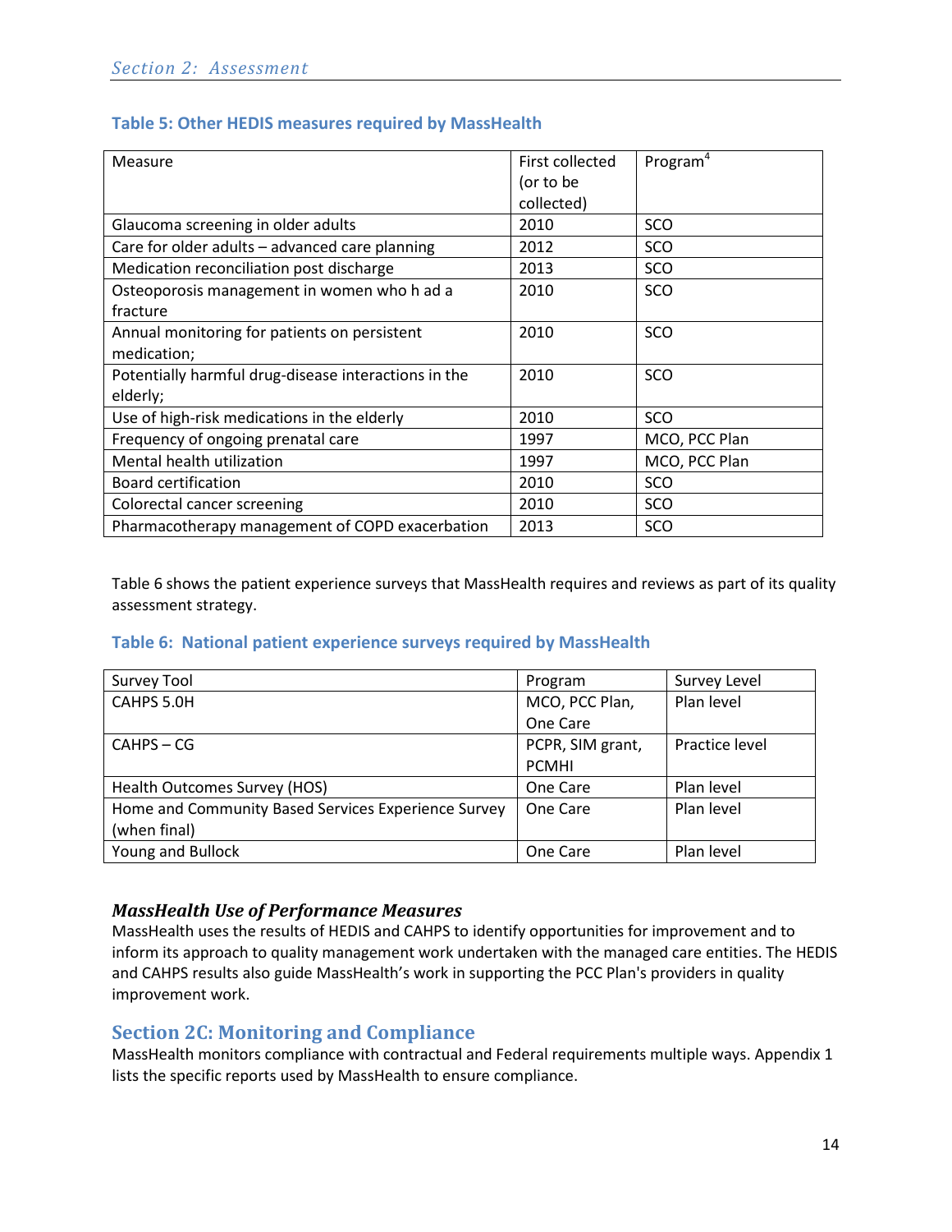### Table 5: Other HEDIS measures required by MassHealth

| Measure | First collected (or to be collected) | Program[4] |
|---|---|---|
| Glaucoma screening in older adults | 2010 | SCO |
| Care for older adults – advanced care planning | 2012 | SCO |
| Medication reconciliation post discharge | 2013 | SCO |
| Osteoporosis management in women who h ad a fracture | 2010 | SCO |
| Annual monitoring for patients on persistent medication; | 2010 | SCO |
| Potentially harmful drug-disease interactions in the elderly; | 2010 | SCO |
| Use of high-risk medications in the elderly | 2010 | SCO |
| Frequency of ongoing prenatal care | 1997 | MCO, PCC Plan |
| Mental health utilization | 1997 | MCO, PCC Plan |
| Board certification | 2010 | SCO |
| Colorectal cancer screening | 2010 | SCO |
| Pharmacotherapy management of COPD exacerbation | 2013 | SCO |

Table 6 shows the patient experience surveys that MassHealth requires and reviews as part of its quality assessment strategy.

### Table 6: National patient experience surveys required by MassHealth

| Survey Tool | Program | Survey Level |
|---|---|---|
| CAHPS 5.0H | MCO, PCC Plan, One Care | Plan level |
| CAHPS – CG | PCPR, SIM grant, PCMHI | Practice level |
| Health Outcomes Survey (HOS) | One Care | Plan level |
| Home and Community Based Services Experience Survey (when final) | One Care | Plan level |
| Young and Bullock | One Care | Plan level |

### *MassHealth Use of Performance Measures*

MassHealth uses the results of HEDIS and CAHPS to identify opportunities for improvement and to inform its approach to quality management work undertaken with the managed care entities. The HEDIS and CAHPS results also guide MassHealth's work in supporting the PCC Plan's providers in quality improvement work.

## Section 2C: Monitoring and Compliance

MassHealth monitors compliance with contractual and Federal requirements multiple ways. Appendix 1 lists the specific reports used by MassHealth to ensure compliance.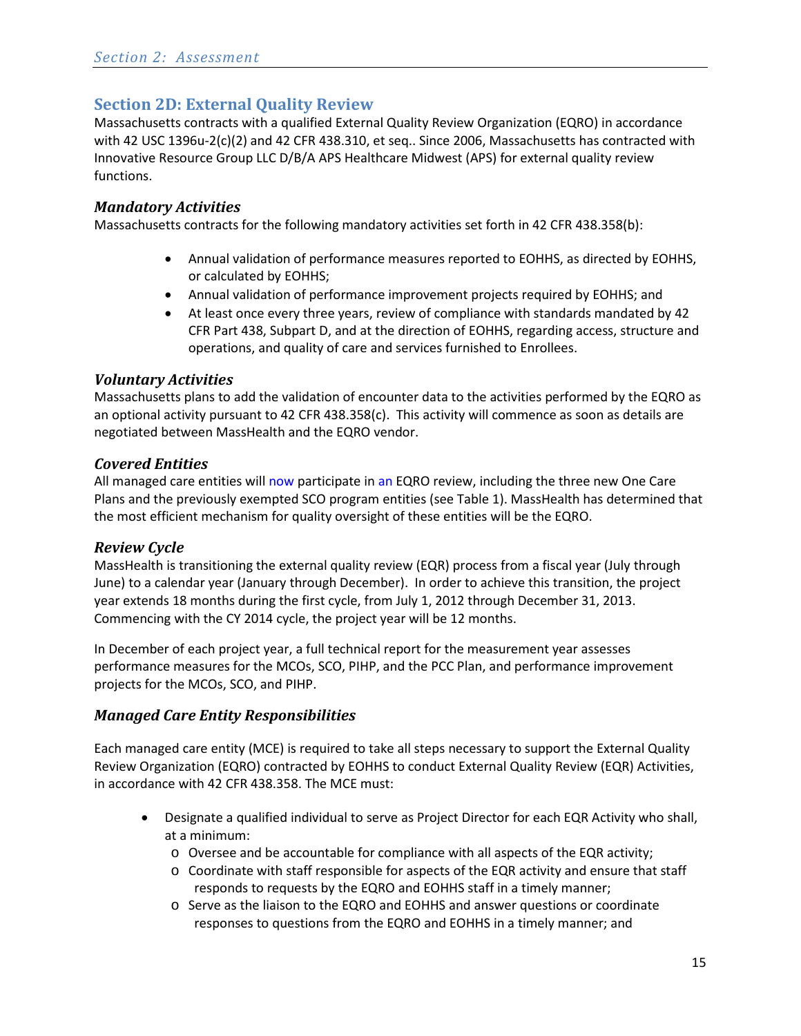## Section 2D: External Quality Review

Massachusetts contracts with a qualified External Quality Review Organization (EQRO) in accordance with 42 USC 1396u-2(c)(2) and 42 CFR 438.310, et seq.. Since 2006, Massachusetts has contracted with Innovative Resource Group LLC D/B/A APS Healthcare Midwest (APS) for external quality review functions.

### *Mandatory Activities*

Massachusetts contracts for the following mandatory activities set forth in 42 CFR 438.358(b):

- Annual validation of performance measures reported to EOHHS, as directed by EOHHS, or calculated by EOHHS;
- Annual validation of performance improvement projects required by EOHHS; and
- At least once every three years, review of compliance with standards mandated by 42 CFR Part 438, Subpart D, and at the direction of EOHHS, regarding access, structure and operations, and quality of care and services furnished to Enrollees.

### *Voluntary Activities*

Massachusetts plans to add the validation of encounter data to the activities performed by the EQRO as an optional activity pursuant to 42 CFR 438.358(c). This activity will commence as soon as details are negotiated between MassHealth and the EQRO vendor.

### *Covered Entities*

All managed care entities will now participate in an EQRO review, including the three new One Care Plans and the previously exempted SCO program entities (see Table 1). MassHealth has determined that the most efficient mechanism for quality oversight of these entities will be the EQRO.

### *Review Cycle*

MassHealth is transitioning the external quality review (EQR) process from a fiscal year (July through June) to a calendar year (January through December). In order to achieve this transition, the project year extends 18 months during the first cycle, from July 1, 2012 through December 31, 2013. Commencing with the CY 2014 cycle, the project year will be 12 months.

In December of each project year, a full technical report for the measurement year assesses performance measures for the MCOs, SCO, PIHP, and the PCC Plan, and performance improvement projects for the MCOs, SCO, and PIHP.

### *Managed Care Entity Responsibilities*

Each managed care entity (MCE) is required to take all steps necessary to support the External Quality Review Organization (EQRO) contracted by EOHHS to conduct External Quality Review (EQR) Activities, in accordance with 42 CFR 438.358. The MCE must:

- Designate a qualified individual to serve as Project Director for each EQR Activity who shall, at a minimum:
  - Oversee and be accountable for compliance with all aspects of the EQR activity;
  - Coordinate with staff responsible for aspects of the EQR activity and ensure that staff responds to requests by the EQRO and EOHHS staff in a timely manner;
  - Serve as the liaison to the EQRO and EOHHS and answer questions or coordinate responses to questions from the EQRO and EOHHS in a timely manner; and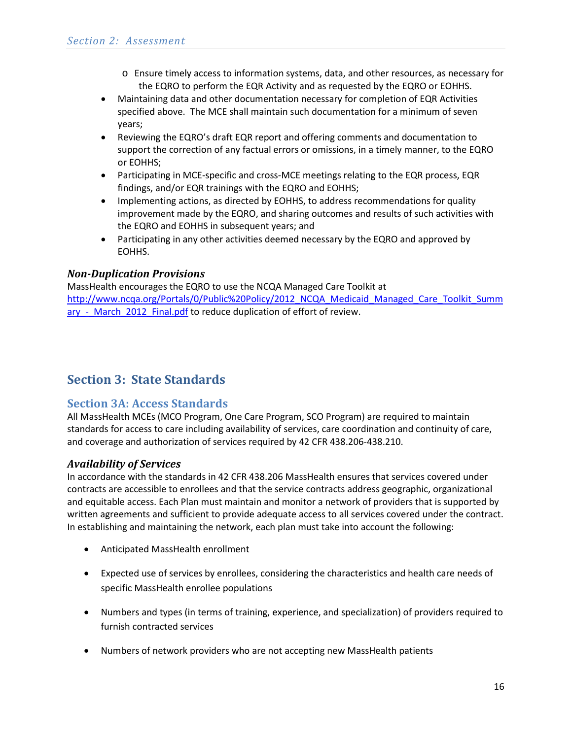- Ensure timely access to information systems, data, and other resources, as necessary for the EQRO to perform the EQR Activity and as requested by the EQRO or EOHHS.
- Maintaining data and other documentation necessary for completion of EQR Activities specified above. The MCE shall maintain such documentation for a minimum of seven years;
- Reviewing the EQRO's draft EQR report and offering comments and documentation to support the correction of any factual errors or omissions, in a timely manner, to the EQRO or EOHHS;
- Participating in MCE-specific and cross-MCE meetings relating to the EQR process, EQR findings, and/or EQR trainings with the EQRO and EOHHS;
- Implementing actions, as directed by EOHHS, to address recommendations for quality improvement made by the EQRO, and sharing outcomes and results of such activities with the EQRO and EOHHS in subsequent years; and
- Participating in any other activities deemed necessary by the EQRO and approved by EOHHS.

### *Non-Duplication Provisions*

MassHealth encourages the EQRO to use the NCQA Managed Care Toolkit at http://www.ncqa.org/Portals/0/Public%20Policy/2012_NCQA_Medicaid_Managed_Care_Toolkit_Summary_-_March_2012_Final.pdf to reduce duplication of effort of review.

# Section 3: State Standards

## Section 3A: Access Standards

All MassHealth MCEs (MCO Program, One Care Program, SCO Program) are required to maintain standards for access to care including availability of services, care coordination and continuity of care, and coverage and authorization of services required by 42 CFR 438.206-438.210.

### *Availability of Services*

In accordance with the standards in 42 CFR 438.206 MassHealth ensures that services covered under contracts are accessible to enrollees and that the service contracts address geographic, organizational and equitable access. Each Plan must maintain and monitor a network of providers that is supported by written agreements and sufficient to provide adequate access to all services covered under the contract. In establishing and maintaining the network, each plan must take into account the following:

- Anticipated MassHealth enrollment
- Expected use of services by enrollees, considering the characteristics and health care needs of specific MassHealth enrollee populations
- Numbers and types (in terms of training, experience, and specialization) of providers required to furnish contracted services
- Numbers of network providers who are not accepting new MassHealth patients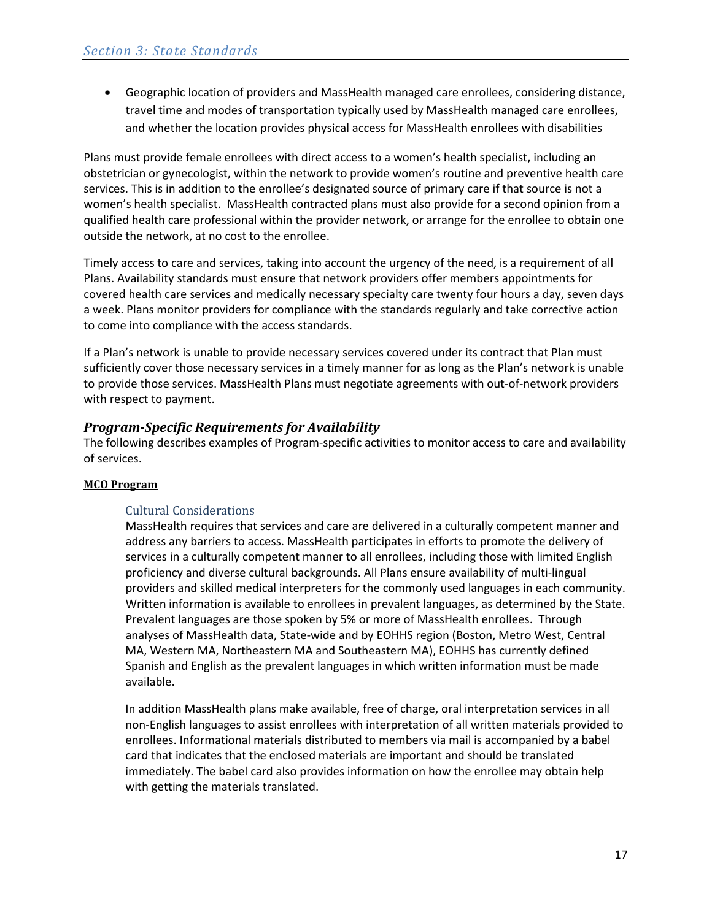- Geographic location of providers and MassHealth managed care enrollees, considering distance, travel time and modes of transportation typically used by MassHealth managed care enrollees, and whether the location provides physical access for MassHealth enrollees with disabilities

Plans must provide female enrollees with direct access to a women's health specialist, including an obstetrician or gynecologist, within the network to provide women's routine and preventive health care services. This is in addition to the enrollee's designated source of primary care if that source is not a women's health specialist. MassHealth contracted plans must also provide for a second opinion from a qualified health care professional within the provider network, or arrange for the enrollee to obtain one outside the network, at no cost to the enrollee.

Timely access to care and services, taking into account the urgency of the need, is a requirement of all Plans. Availability standards must ensure that network providers offer members appointments for covered health care services and medically necessary specialty care twenty four hours a day, seven days a week. Plans monitor providers for compliance with the standards regularly and take corrective action to come into compliance with the access standards.

If a Plan's network is unable to provide necessary services covered under its contract that Plan must sufficiently cover those necessary services in a timely manner for as long as the Plan's network is unable to provide those services. MassHealth Plans must negotiate agreements with out-of-network providers with respect to payment.

## *Program-Specific Requirements for Availability*

The following describes examples of Program-specific activities to monitor access to care and availability of services.

**MCO Program**

### Cultural Considerations

MassHealth requires that services and care are delivered in a culturally competent manner and address any barriers to access. MassHealth participates in efforts to promote the delivery of services in a culturally competent manner to all enrollees, including those with limited English proficiency and diverse cultural backgrounds. All Plans ensure availability of multi-lingual providers and skilled medical interpreters for the commonly used languages in each community. Written information is available to enrollees in prevalent languages, as determined by the State. Prevalent languages are those spoken by 5% or more of MassHealth enrollees. Through analyses of MassHealth data, State-wide and by EOHHS region (Boston, Metro West, Central MA, Western MA, Northeastern MA and Southeastern MA), EOHHS has currently defined Spanish and English as the prevalent languages in which written information must be made available.

In addition MassHealth plans make available, free of charge, oral interpretation services in all non-English languages to assist enrollees with interpretation of all written materials provided to enrollees. Informational materials distributed to members via mail is accompanied by a babel card that indicates that the enclosed materials are important and should be translated immediately. The babel card also provides information on how the enrollee may obtain help with getting the materials translated.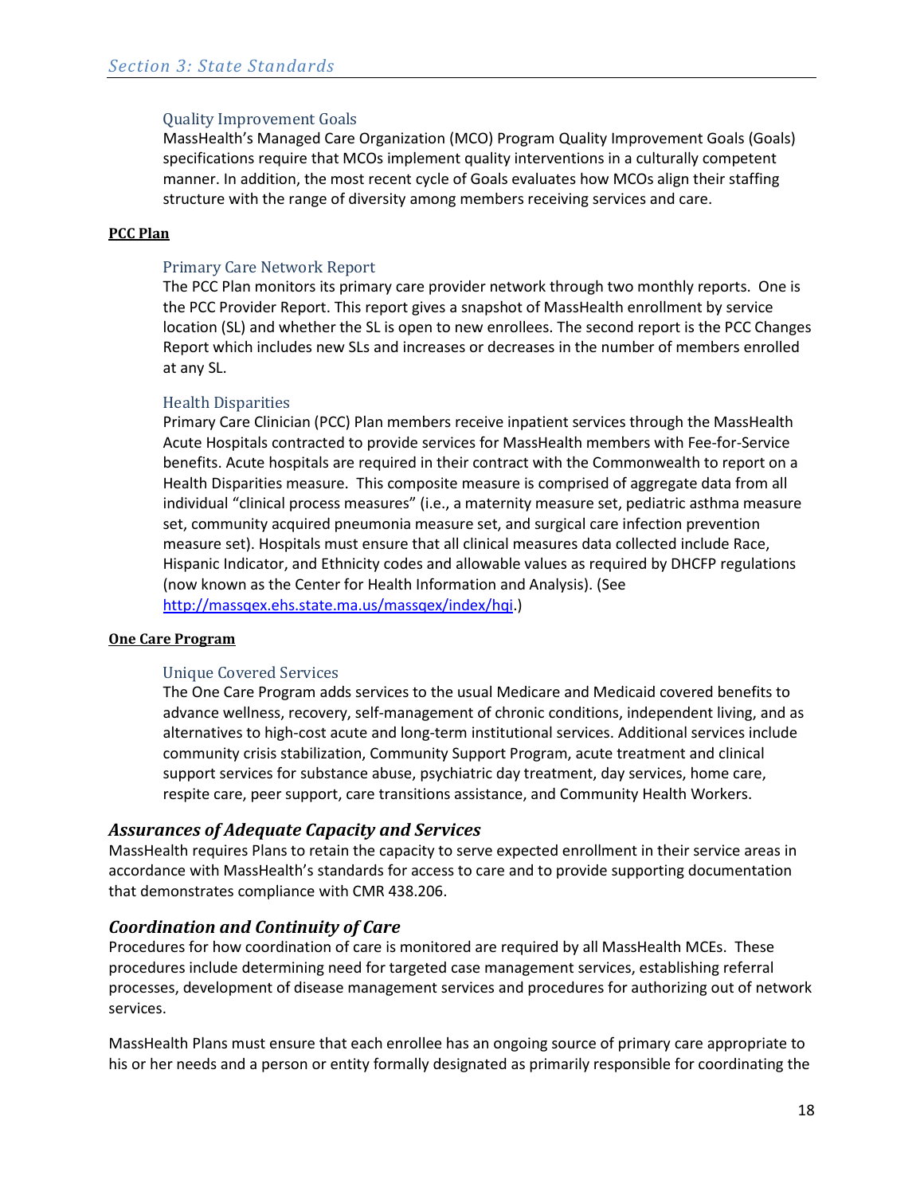#### Quality Improvement Goals

MassHealth's Managed Care Organization (MCO) Program Quality Improvement Goals (Goals) specifications require that MCOs implement quality interventions in a culturally competent manner. In addition, the most recent cycle of Goals evaluates how MCOs align their staffing structure with the range of diversity among members receiving services and care.

**PCC Plan**

#### Primary Care Network Report

The PCC Plan monitors its primary care provider network through two monthly reports. One is the PCC Provider Report. This report gives a snapshot of MassHealth enrollment by service location (SL) and whether the SL is open to new enrollees. The second report is the PCC Changes Report which includes new SLs and increases or decreases in the number of members enrolled at any SL.

#### Health Disparities

Primary Care Clinician (PCC) Plan members receive inpatient services through the MassHealth Acute Hospitals contracted to provide services for MassHealth members with Fee-for-Service benefits. Acute hospitals are required in their contract with the Commonwealth to report on a Health Disparities measure. This composite measure is comprised of aggregate data from all individual "clinical process measures" (i.e., a maternity measure set, pediatric asthma measure set, community acquired pneumonia measure set, and surgical care infection prevention measure set). Hospitals must ensure that all clinical measures data collected include Race, Hispanic Indicator, and Ethnicity codes and allowable values as required by DHCFP regulations (now known as the Center for Health Information and Analysis). (See http://massqex.ehs.state.ma.us/massqex/index/hqi.)

**One Care Program**

#### Unique Covered Services

The One Care Program adds services to the usual Medicare and Medicaid covered benefits to advance wellness, recovery, self-management of chronic conditions, independent living, and as alternatives to high-cost acute and long-term institutional services. Additional services include community crisis stabilization, Community Support Program, acute treatment and clinical support services for substance abuse, psychiatric day treatment, day services, home care, respite care, peer support, care transitions assistance, and Community Health Workers.

### *Assurances of Adequate Capacity and Services*

MassHealth requires Plans to retain the capacity to serve expected enrollment in their service areas in accordance with MassHealth's standards for access to care and to provide supporting documentation that demonstrates compliance with CMR 438.206.

### *Coordination and Continuity of Care*

Procedures for how coordination of care is monitored are required by all MassHealth MCEs. These procedures include determining need for targeted case management services, establishing referral processes, development of disease management services and procedures for authorizing out of network services.

MassHealth Plans must ensure that each enrollee has an ongoing source of primary care appropriate to his or her needs and a person or entity formally designated as primarily responsible for coordinating the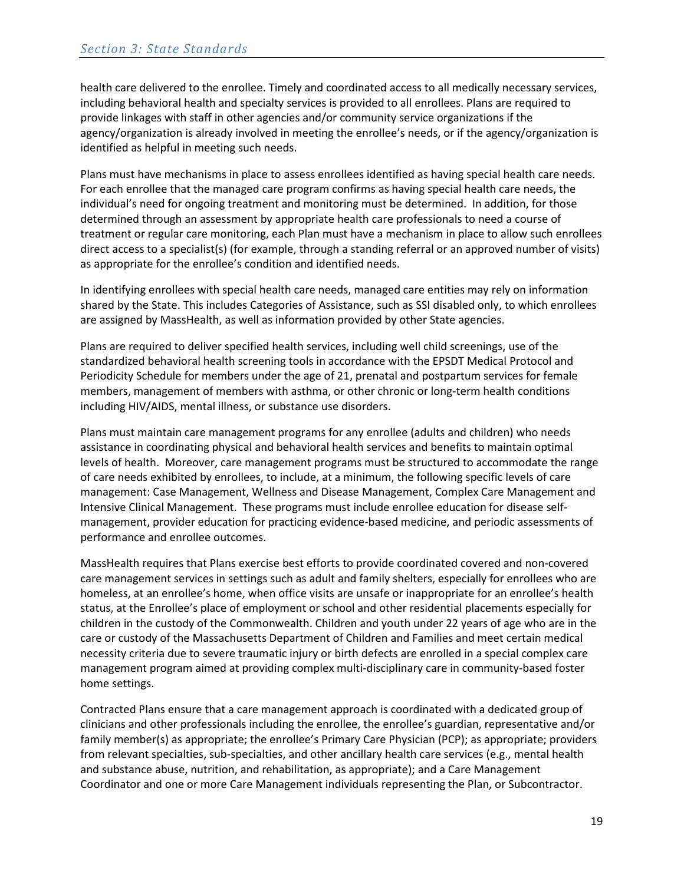health care delivered to the enrollee. Timely and coordinated access to all medically necessary services, including behavioral health and specialty services is provided to all enrollees. Plans are required to provide linkages with staff in other agencies and/or community service organizations if the agency/organization is already involved in meeting the enrollee's needs, or if the agency/organization is identified as helpful in meeting such needs.

Plans must have mechanisms in place to assess enrollees identified as having special health care needs. For each enrollee that the managed care program confirms as having special health care needs, the individual's need for ongoing treatment and monitoring must be determined. In addition, for those determined through an assessment by appropriate health care professionals to need a course of treatment or regular care monitoring, each Plan must have a mechanism in place to allow such enrollees direct access to a specialist(s) (for example, through a standing referral or an approved number of visits) as appropriate for the enrollee's condition and identified needs.

In identifying enrollees with special health care needs, managed care entities may rely on information shared by the State. This includes Categories of Assistance, such as SSI disabled only, to which enrollees are assigned by MassHealth, as well as information provided by other State agencies.

Plans are required to deliver specified health services, including well child screenings, use of the standardized behavioral health screening tools in accordance with the EPSDT Medical Protocol and Periodicity Schedule for members under the age of 21, prenatal and postpartum services for female members, management of members with asthma, or other chronic or long-term health conditions including HIV/AIDS, mental illness, or substance use disorders.

Plans must maintain care management programs for any enrollee (adults and children) who needs assistance in coordinating physical and behavioral health services and benefits to maintain optimal levels of health. Moreover, care management programs must be structured to accommodate the range of care needs exhibited by enrollees, to include, at a minimum, the following specific levels of care management: Case Management, Wellness and Disease Management, Complex Care Management and Intensive Clinical Management. These programs must include enrollee education for disease self-management, provider education for practicing evidence-based medicine, and periodic assessments of performance and enrollee outcomes.

MassHealth requires that Plans exercise best efforts to provide coordinated covered and non-covered care management services in settings such as adult and family shelters, especially for enrollees who are homeless, at an enrollee's home, when office visits are unsafe or inappropriate for an enrollee's health status, at the Enrollee's place of employment or school and other residential placements especially for children in the custody of the Commonwealth. Children and youth under 22 years of age who are in the care or custody of the Massachusetts Department of Children and Families and meet certain medical necessity criteria due to severe traumatic injury or birth defects are enrolled in a special complex care management program aimed at providing complex multi-disciplinary care in community-based foster home settings.

Contracted Plans ensure that a care management approach is coordinated with a dedicated group of clinicians and other professionals including the enrollee, the enrollee's guardian, representative and/or family member(s) as appropriate; the enrollee's Primary Care Physician (PCP); as appropriate; providers from relevant specialties, sub-specialties, and other ancillary health care services (e.g., mental health and substance abuse, nutrition, and rehabilitation, as appropriate); and a Care Management Coordinator and one or more Care Management individuals representing the Plan, or Subcontractor.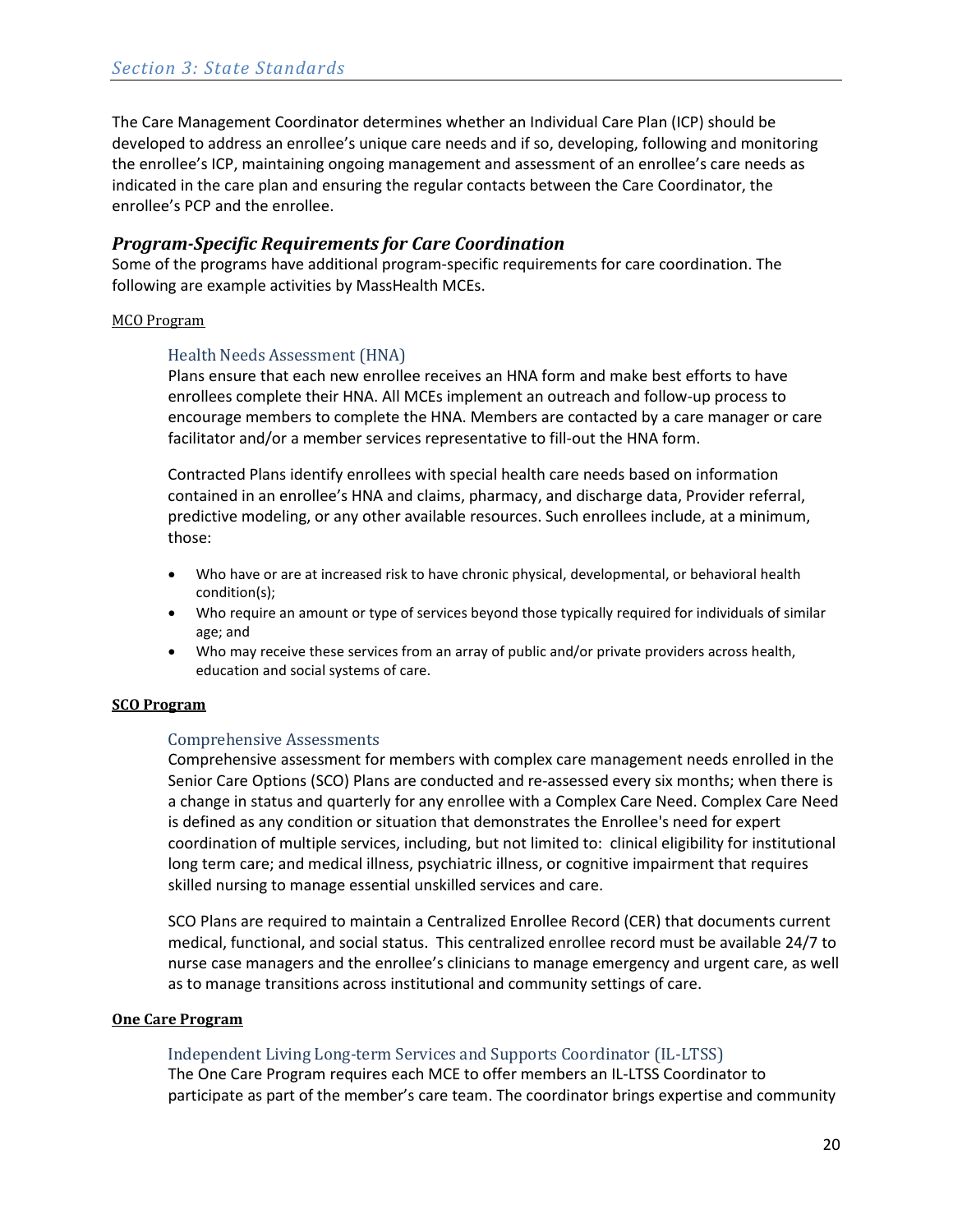The Care Management Coordinator determines whether an Individual Care Plan (ICP) should be developed to address an enrollee's unique care needs and if so, developing, following and monitoring the enrollee's ICP, maintaining ongoing management and assessment of an enrollee's care needs as indicated in the care plan and ensuring the regular contacts between the Care Coordinator, the enrollee's PCP and the enrollee.

### *Program-Specific Requirements for Care Coordination*

Some of the programs have additional program-specific requirements for care coordination. The following are example activities by MassHealth MCEs.

<u>MCO Program</u>

#### Health Needs Assessment (HNA)

Plans ensure that each new enrollee receives an HNA form and make best efforts to have enrollees complete their HNA. All MCEs implement an outreach and follow-up process to encourage members to complete the HNA. Members are contacted by a care manager or care facilitator and/or a member services representative to fill-out the HNA form.

Contracted Plans identify enrollees with special health care needs based on information contained in an enrollee's HNA and claims, pharmacy, and discharge data, Provider referral, predictive modeling, or any other available resources. Such enrollees include, at a minimum, those:

- Who have or are at increased risk to have chronic physical, developmental, or behavioral health condition(s);
- Who require an amount or type of services beyond those typically required for individuals of similar age; and
- Who may receive these services from an array of public and/or private providers across health, education and social systems of care.

**<u>SCO Program</u>**

#### Comprehensive Assessments

Comprehensive assessment for members with complex care management needs enrolled in the Senior Care Options (SCO) Plans are conducted and re-assessed every six months; when there is a change in status and quarterly for any enrollee with a Complex Care Need. Complex Care Need is defined as any condition or situation that demonstrates the Enrollee's need for expert coordination of multiple services, including, but not limited to: clinical eligibility for institutional long term care; and medical illness, psychiatric illness, or cognitive impairment that requires skilled nursing to manage essential unskilled services and care.

SCO Plans are required to maintain a Centralized Enrollee Record (CER) that documents current medical, functional, and social status. This centralized enrollee record must be available 24/7 to nurse case managers and the enrollee's clinicians to manage emergency and urgent care, as well as to manage transitions across institutional and community settings of care.

**<u>One Care Program</u>**

#### Independent Living Long-term Services and Supports Coordinator (IL-LTSS)

The One Care Program requires each MCE to offer members an IL-LTSS Coordinator to participate as part of the member's care team. The coordinator brings expertise and community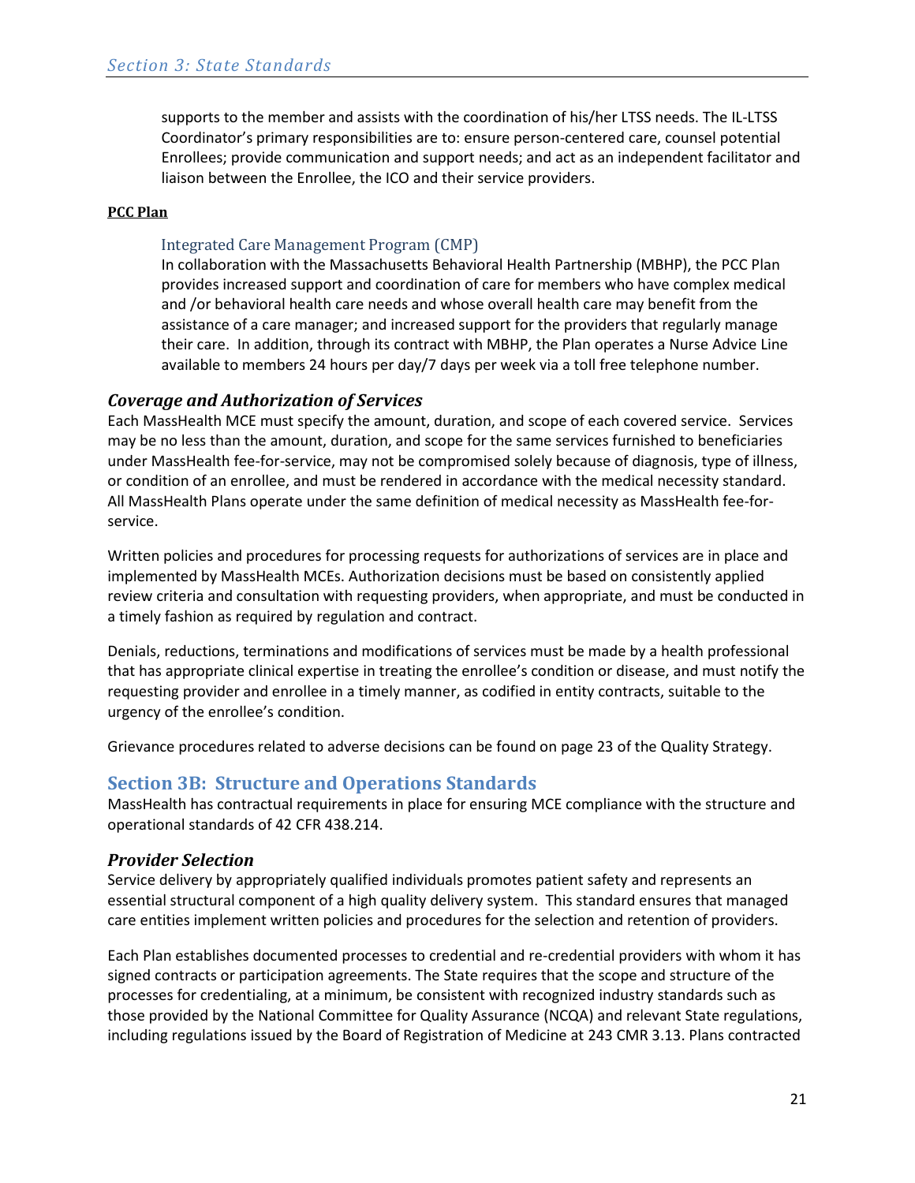supports to the member and assists with the coordination of his/her LTSS needs. The IL-LTSS Coordinator's primary responsibilities are to: ensure person-centered care, counsel potential Enrollees; provide communication and support needs; and act as an independent facilitator and liaison between the Enrollee, the ICO and their service providers.

**PCC Plan**

#### Integrated Care Management Program (CMP)

In collaboration with the Massachusetts Behavioral Health Partnership (MBHP), the PCC Plan provides increased support and coordination of care for members who have complex medical and /or behavioral health care needs and whose overall health care may benefit from the assistance of a care manager; and increased support for the providers that regularly manage their care. In addition, through its contract with MBHP, the Plan operates a Nurse Advice Line available to members 24 hours per day/7 days per week via a toll free telephone number.

### *Coverage and Authorization of Services*

Each MassHealth MCE must specify the amount, duration, and scope of each covered service. Services may be no less than the amount, duration, and scope for the same services furnished to beneficiaries under MassHealth fee-for-service, may not be compromised solely because of diagnosis, type of illness, or condition of an enrollee, and must be rendered in accordance with the medical necessity standard. All MassHealth Plans operate under the same definition of medical necessity as MassHealth fee-for-service.

Written policies and procedures for processing requests for authorizations of services are in place and implemented by MassHealth MCEs. Authorization decisions must be based on consistently applied review criteria and consultation with requesting providers, when appropriate, and must be conducted in a timely fashion as required by regulation and contract.

Denials, reductions, terminations and modifications of services must be made by a health professional that has appropriate clinical expertise in treating the enrollee's condition or disease, and must notify the requesting provider and enrollee in a timely manner, as codified in entity contracts, suitable to the urgency of the enrollee's condition.

Grievance procedures related to adverse decisions can be found on page 23 of the Quality Strategy.

## Section 3B: Structure and Operations Standards

MassHealth has contractual requirements in place for ensuring MCE compliance with the structure and operational standards of 42 CFR 438.214.

### *Provider Selection*

Service delivery by appropriately qualified individuals promotes patient safety and represents an essential structural component of a high quality delivery system. This standard ensures that managed care entities implement written policies and procedures for the selection and retention of providers.

Each Plan establishes documented processes to credential and re-credential providers with whom it has signed contracts or participation agreements. The State requires that the scope and structure of the processes for credentialing, at a minimum, be consistent with recognized industry standards such as those provided by the National Committee for Quality Assurance (NCQA) and relevant State regulations, including regulations issued by the Board of Registration of Medicine at 243 CMR 3.13. Plans contracted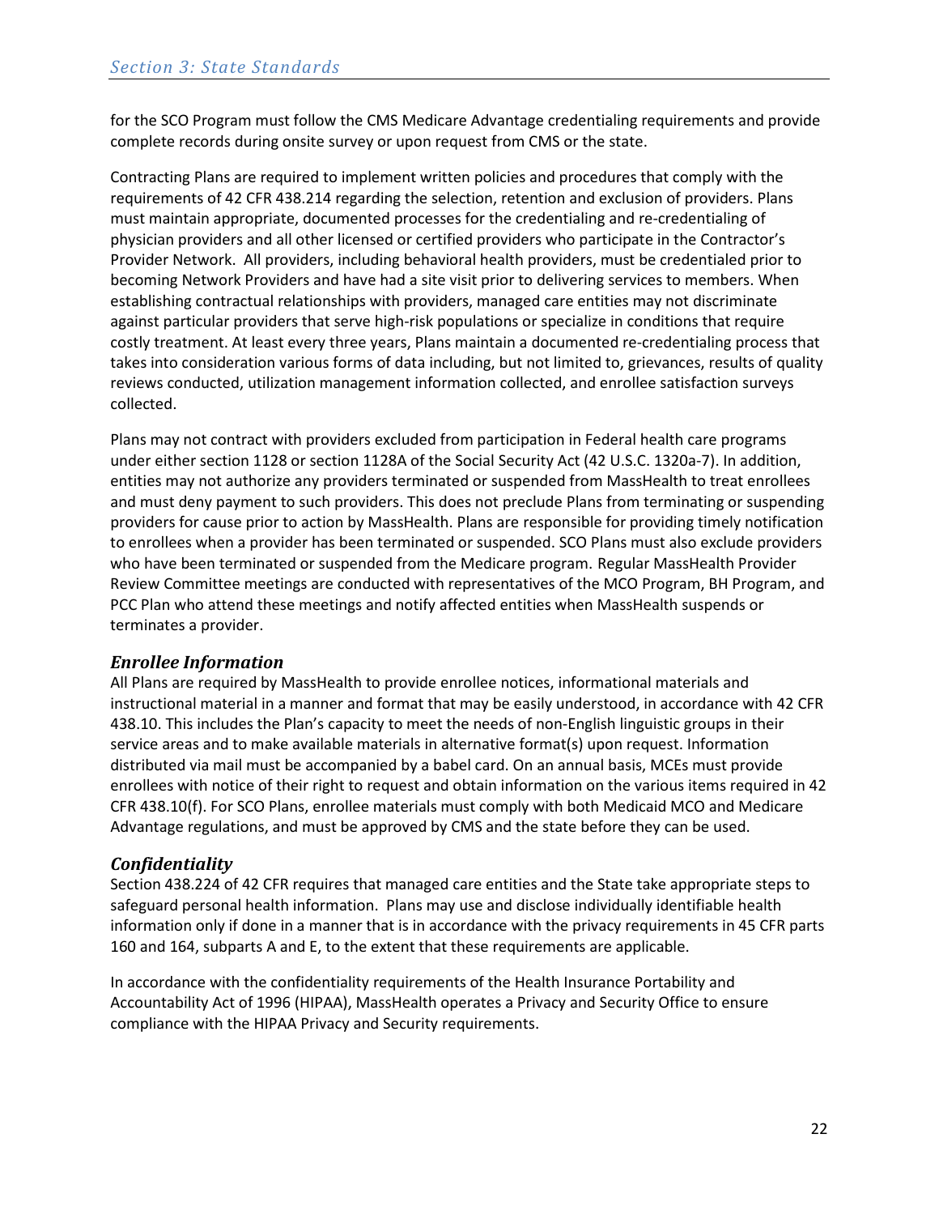for the SCO Program must follow the CMS Medicare Advantage credentialing requirements and provide complete records during onsite survey or upon request from CMS or the state.

Contracting Plans are required to implement written policies and procedures that comply with the requirements of 42 CFR 438.214 regarding the selection, retention and exclusion of providers. Plans must maintain appropriate, documented processes for the credentialing and re-credentialing of physician providers and all other licensed or certified providers who participate in the Contractor's Provider Network. All providers, including behavioral health providers, must be credentialed prior to becoming Network Providers and have had a site visit prior to delivering services to members. When establishing contractual relationships with providers, managed care entities may not discriminate against particular providers that serve high-risk populations or specialize in conditions that require costly treatment. At least every three years, Plans maintain a documented re-credentialing process that takes into consideration various forms of data including, but not limited to, grievances, results of quality reviews conducted, utilization management information collected, and enrollee satisfaction surveys collected.

Plans may not contract with providers excluded from participation in Federal health care programs under either section 1128 or section 1128A of the Social Security Act (42 U.S.C. 1320a-7). In addition, entities may not authorize any providers terminated or suspended from MassHealth to treat enrollees and must deny payment to such providers. This does not preclude Plans from terminating or suspending providers for cause prior to action by MassHealth. Plans are responsible for providing timely notification to enrollees when a provider has been terminated or suspended. SCO Plans must also exclude providers who have been terminated or suspended from the Medicare program. Regular MassHealth Provider Review Committee meetings are conducted with representatives of the MCO Program, BH Program, and PCC Plan who attend these meetings and notify affected entities when MassHealth suspends or terminates a provider.

### *Enrollee Information*

All Plans are required by MassHealth to provide enrollee notices, informational materials and instructional material in a manner and format that may be easily understood, in accordance with 42 CFR 438.10. This includes the Plan's capacity to meet the needs of non-English linguistic groups in their service areas and to make available materials in alternative format(s) upon request. Information distributed via mail must be accompanied by a babel card. On an annual basis, MCEs must provide enrollees with notice of their right to request and obtain information on the various items required in 42 CFR 438.10(f). For SCO Plans, enrollee materials must comply with both Medicaid MCO and Medicare Advantage regulations, and must be approved by CMS and the state before they can be used.

### *Confidentiality*

Section 438.224 of 42 CFR requires that managed care entities and the State take appropriate steps to safeguard personal health information. Plans may use and disclose individually identifiable health information only if done in a manner that is in accordance with the privacy requirements in 45 CFR parts 160 and 164, subparts A and E, to the extent that these requirements are applicable.

In accordance with the confidentiality requirements of the Health Insurance Portability and Accountability Act of 1996 (HIPAA), MassHealth operates a Privacy and Security Office to ensure compliance with the HIPAA Privacy and Security requirements.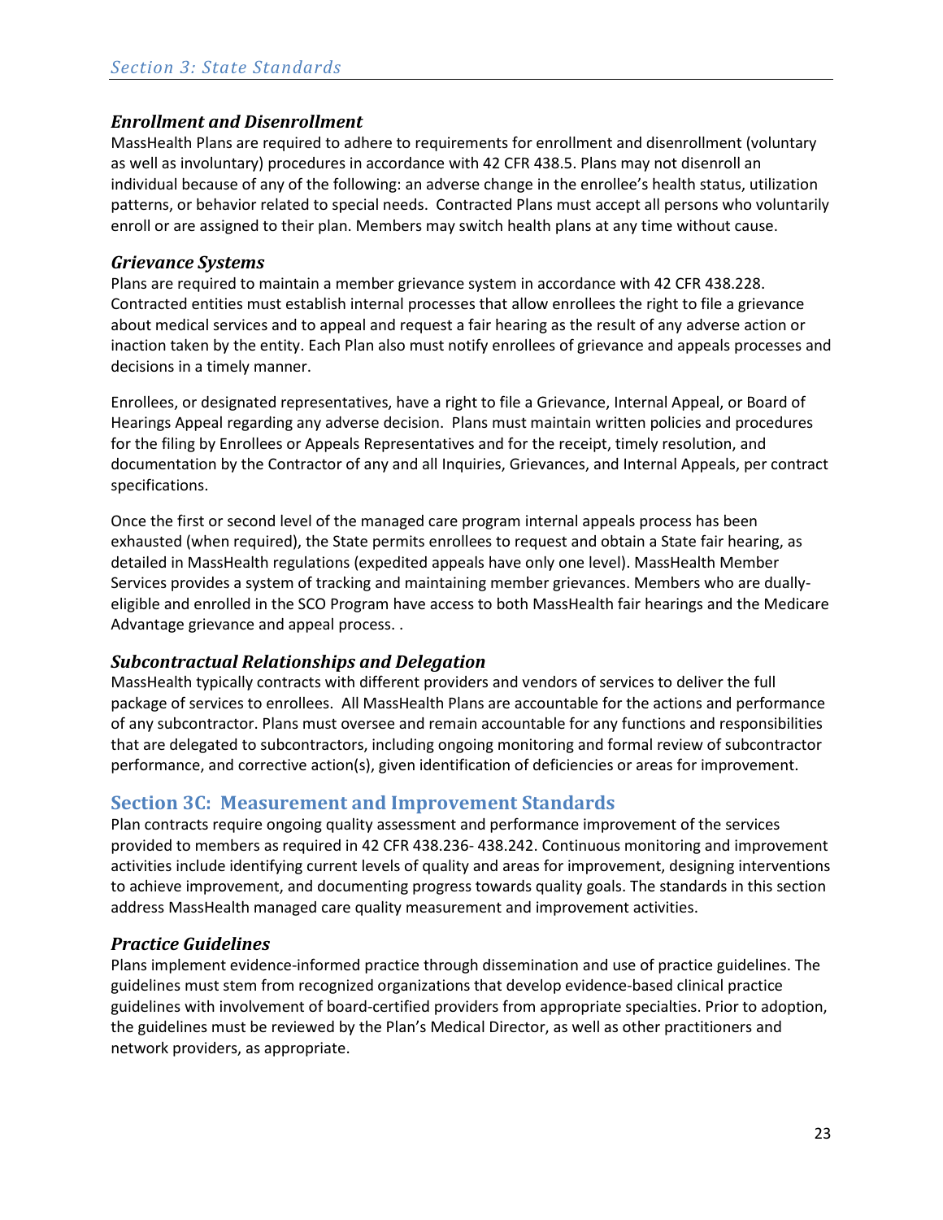### *Enrollment and Disenrollment*

MassHealth Plans are required to adhere to requirements for enrollment and disenrollment (voluntary as well as involuntary) procedures in accordance with 42 CFR 438.5. Plans may not disenroll an individual because of any of the following: an adverse change in the enrollee's health status, utilization patterns, or behavior related to special needs. Contracted Plans must accept all persons who voluntarily enroll or are assigned to their plan. Members may switch health plans at any time without cause.

### *Grievance Systems*

Plans are required to maintain a member grievance system in accordance with 42 CFR 438.228. Contracted entities must establish internal processes that allow enrollees the right to file a grievance about medical services and to appeal and request a fair hearing as the result of any adverse action or inaction taken by the entity. Each Plan also must notify enrollees of grievance and appeals processes and decisions in a timely manner.

Enrollees, or designated representatives, have a right to file a Grievance, Internal Appeal, or Board of Hearings Appeal regarding any adverse decision. Plans must maintain written policies and procedures for the filing by Enrollees or Appeals Representatives and for the receipt, timely resolution, and documentation by the Contractor of any and all Inquiries, Grievances, and Internal Appeals, per contract specifications.

Once the first or second level of the managed care program internal appeals process has been exhausted (when required), the State permits enrollees to request and obtain a State fair hearing, as detailed in MassHealth regulations (expedited appeals have only one level). MassHealth Member Services provides a system of tracking and maintaining member grievances. Members who are dually-eligible and enrolled in the SCO Program have access to both MassHealth fair hearings and the Medicare Advantage grievance and appeal process. .

### *Subcontractual Relationships and Delegation*

MassHealth typically contracts with different providers and vendors of services to deliver the full package of services to enrollees. All MassHealth Plans are accountable for the actions and performance of any subcontractor. Plans must oversee and remain accountable for any functions and responsibilities that are delegated to subcontractors, including ongoing monitoring and formal review of subcontractor performance, and corrective action(s), given identification of deficiencies or areas for improvement.

## Section 3C: Measurement and Improvement Standards

Plan contracts require ongoing quality assessment and performance improvement of the services provided to members as required in 42 CFR 438.236- 438.242. Continuous monitoring and improvement activities include identifying current levels of quality and areas for improvement, designing interventions to achieve improvement, and documenting progress towards quality goals. The standards in this section address MassHealth managed care quality measurement and improvement activities.

### *Practice Guidelines*

Plans implement evidence-informed practice through dissemination and use of practice guidelines. The guidelines must stem from recognized organizations that develop evidence-based clinical practice guidelines with involvement of board-certified providers from appropriate specialties. Prior to adoption, the guidelines must be reviewed by the Plan's Medical Director, as well as other practitioners and network providers, as appropriate.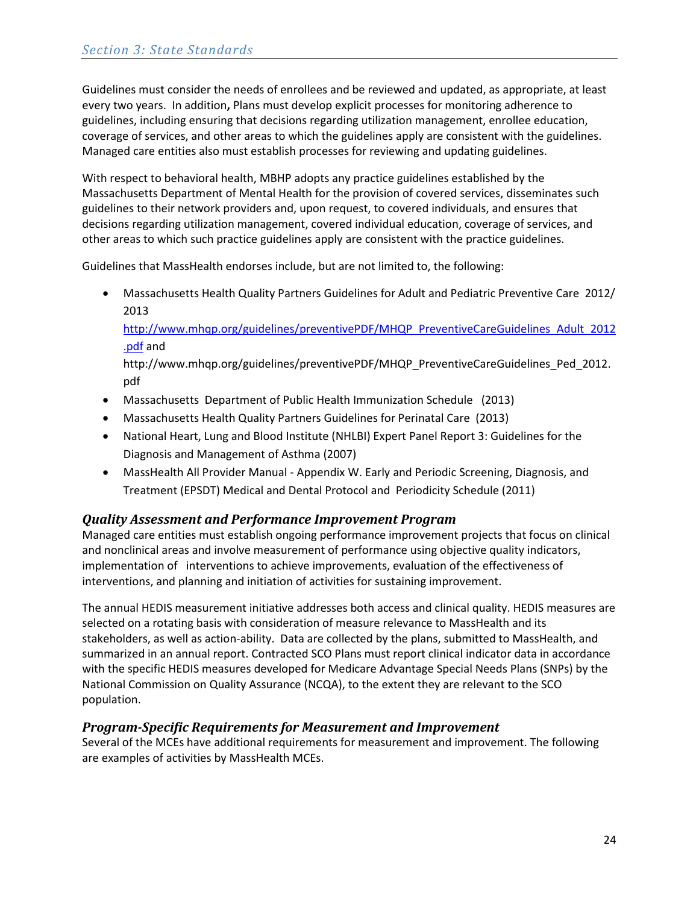Guidelines must consider the needs of enrollees and be reviewed and updated, as appropriate, at least every two years. In addition**,** Plans must develop explicit processes for monitoring adherence to guidelines, including ensuring that decisions regarding utilization management, enrollee education, coverage of services, and other areas to which the guidelines apply are consistent with the guidelines. Managed care entities also must establish processes for reviewing and updating guidelines.

With respect to behavioral health, MBHP adopts any practice guidelines established by the Massachusetts Department of Mental Health for the provision of covered services, disseminates such guidelines to their network providers and, upon request, to covered individuals, and ensures that decisions regarding utilization management, covered individual education, coverage of services, and other areas to which such practice guidelines apply are consistent with the practice guidelines.

Guidelines that MassHealth endorses include, but are not limited to, the following:

- Massachusetts Health Quality Partners Guidelines for Adult and Pediatric Preventive Care 2012/ 2013 [http://www.mhqp.org/guidelines/preventivePDF/MHQP_PreventiveCareGuidelines_Adult_2012.pdf](http://www.mhqp.org/guidelines/preventivePDF/MHQP_PreventiveCareGuidelines_Adult_2012.pdf) and http://www.mhqp.org/guidelines/preventivePDF/MHQP_PreventiveCareGuidelines_Ped_2012.pdf
- Massachusetts Department of Public Health Immunization Schedule (2013)
- Massachusetts Health Quality Partners Guidelines for Perinatal Care (2013)
- National Heart, Lung and Blood Institute (NHLBI) Expert Panel Report 3: Guidelines for the Diagnosis and Management of Asthma (2007)
- MassHealth All Provider Manual - Appendix W. Early and Periodic Screening, Diagnosis, and Treatment (EPSDT) Medical and Dental Protocol and Periodicity Schedule (2011)

### *Quality Assessment and Performance Improvement Program*

Managed care entities must establish ongoing performance improvement projects that focus on clinical and nonclinical areas and involve measurement of performance using objective quality indicators, implementation of interventions to achieve improvements, evaluation of the effectiveness of interventions, and planning and initiation of activities for sustaining improvement.

The annual HEDIS measurement initiative addresses both access and clinical quality. HEDIS measures are selected on a rotating basis with consideration of measure relevance to MassHealth and its stakeholders, as well as action-ability. Data are collected by the plans, submitted to MassHealth, and summarized in an annual report. Contracted SCO Plans must report clinical indicator data in accordance with the specific HEDIS measures developed for Medicare Advantage Special Needs Plans (SNPs) by the National Commission on Quality Assurance (NCQA), to the extent they are relevant to the SCO population.

### *Program-Specific Requirements for Measurement and Improvement*

Several of the MCEs have additional requirements for measurement and improvement. The following are examples of activities by MassHealth MCEs.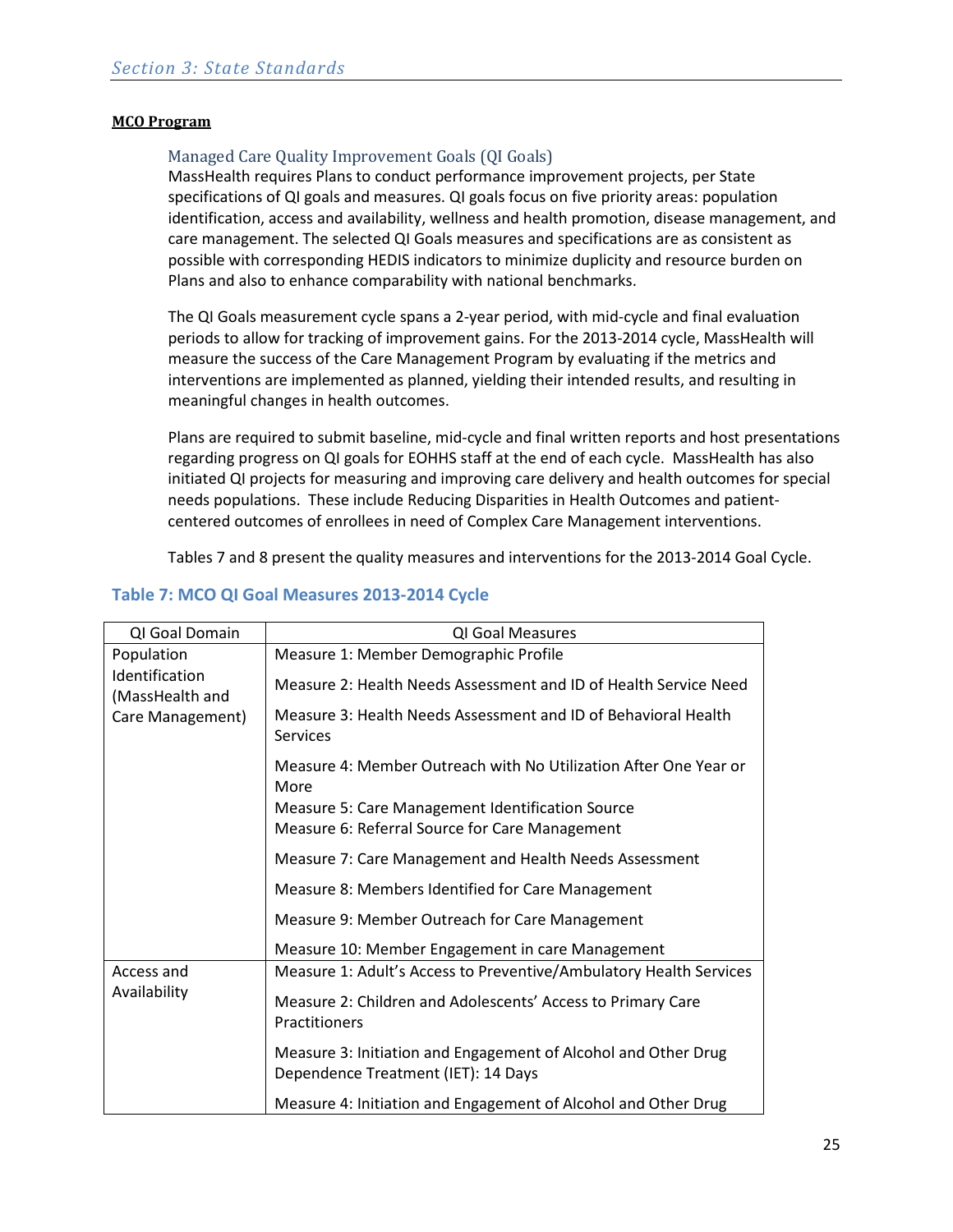## MCO Program

### Managed Care Quality Improvement Goals (QI Goals)

MassHealth requires Plans to conduct performance improvement projects, per State specifications of QI goals and measures. QI goals focus on five priority areas: population identification, access and availability, wellness and health promotion, disease management, and care management. The selected QI Goals measures and specifications are as consistent as possible with corresponding HEDIS indicators to minimize duplicity and resource burden on Plans and also to enhance comparability with national benchmarks.

The QI Goals measurement cycle spans a 2-year period, with mid-cycle and final evaluation periods to allow for tracking of improvement gains. For the 2013-2014 cycle, MassHealth will measure the success of the Care Management Program by evaluating if the metrics and interventions are implemented as planned, yielding their intended results, and resulting in meaningful changes in health outcomes.

Plans are required to submit baseline, mid-cycle and final written reports and host presentations regarding progress on QI goals for EOHHS staff at the end of each cycle. MassHealth has also initiated QI projects for measuring and improving care delivery and health outcomes for special needs populations. These include Reducing Disparities in Health Outcomes and patient-centered outcomes of enrollees in need of Complex Care Management interventions.

Tables 7 and 8 present the quality measures and interventions for the 2013-2014 Goal Cycle.

### Table 7: MCO QI Goal Measures 2013-2014 Cycle

| QI Goal Domain | QI Goal Measures |
|---|---|
| Population Identification (MassHealth and Care Management) | Measure 1: Member Demographic Profile |
| | Measure 2: Health Needs Assessment and ID of Health Service Need |
| | Measure 3: Health Needs Assessment and ID of Behavioral Health Services |
| | Measure 4: Member Outreach with No Utilization After One Year or More |
| | Measure 5: Care Management Identification Source |
| | Measure 6: Referral Source for Care Management |
| | Measure 7: Care Management and Health Needs Assessment |
| | Measure 8: Members Identified for Care Management |
| | Measure 9: Member Outreach for Care Management |
| | Measure 10: Member Engagement in care Management |
| Access and Availability | Measure 1: Adult's Access to Preventive/Ambulatory Health Services |
| | Measure 2: Children and Adolescents' Access to Primary Care Practitioners |
| | Measure 3: Initiation and Engagement of Alcohol and Other Drug Dependence Treatment (IET): 14 Days |
| | Measure 4: Initiation and Engagement of Alcohol and Other Drug |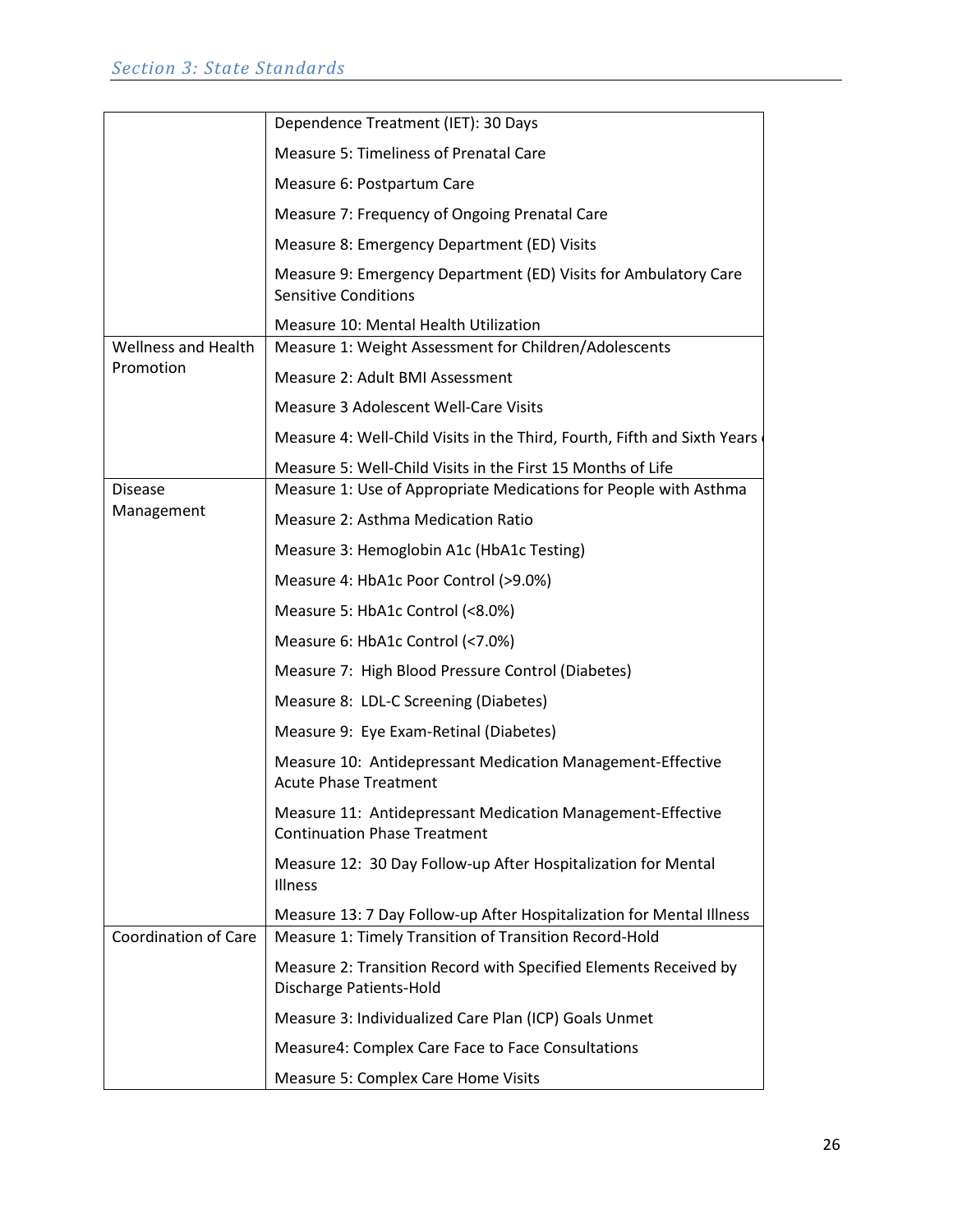| | |
|---|---|
| | Dependence Treatment (IET): 30 Days |
| | Measure 5: Timeliness of Prenatal Care |
| | Measure 6: Postpartum Care |
| | Measure 7: Frequency of Ongoing Prenatal Care |
| | Measure 8: Emergency Department (ED) Visits |
| | Measure 9: Emergency Department (ED) Visits for Ambulatory Care Sensitive Conditions |
| | Measure 10: Mental Health Utilization |
| Wellness and Health Promotion | Measure 1: Weight Assessment for Children/Adolescents |
| | Measure 2: Adult BMI Assessment |
| | Measure 3 Adolescent Well-Care Visits |
| | Measure 4: Well-Child Visits in the Third, Fourth, Fifth and Sixth Years |
| | Measure 5: Well-Child Visits in the First 15 Months of Life |
| Disease Management | Measure 1: Use of Appropriate Medications for People with Asthma |
| | Measure 2: Asthma Medication Ratio |
| | Measure 3: Hemoglobin A1c (HbA1c Testing) |
| | Measure 4: HbA1c Poor Control (>9.0%) |
| | Measure 5: HbA1c Control (<8.0%) |
| | Measure 6: HbA1c Control (<7.0%) |
| | Measure 7: High Blood Pressure Control (Diabetes) |
| | Measure 8: LDL-C Screening (Diabetes) |
| | Measure 9: Eye Exam-Retinal (Diabetes) |
| | Measure 10: Antidepressant Medication Management-Effective Acute Phase Treatment |
| | Measure 11: Antidepressant Medication Management-Effective Continuation Phase Treatment |
| | Measure 12: 30 Day Follow-up After Hospitalization for Mental Illness |
| | Measure 13: 7 Day Follow-up After Hospitalization for Mental Illness |
| Coordination of Care | Measure 1: Timely Transition of Transition Record-Hold |
| | Measure 2: Transition Record with Specified Elements Received by Discharge Patients-Hold |
| | Measure 3: Individualized Care Plan (ICP) Goals Unmet |
| | Measure4: Complex Care Face to Face Consultations |
| | Measure 5: Complex Care Home Visits |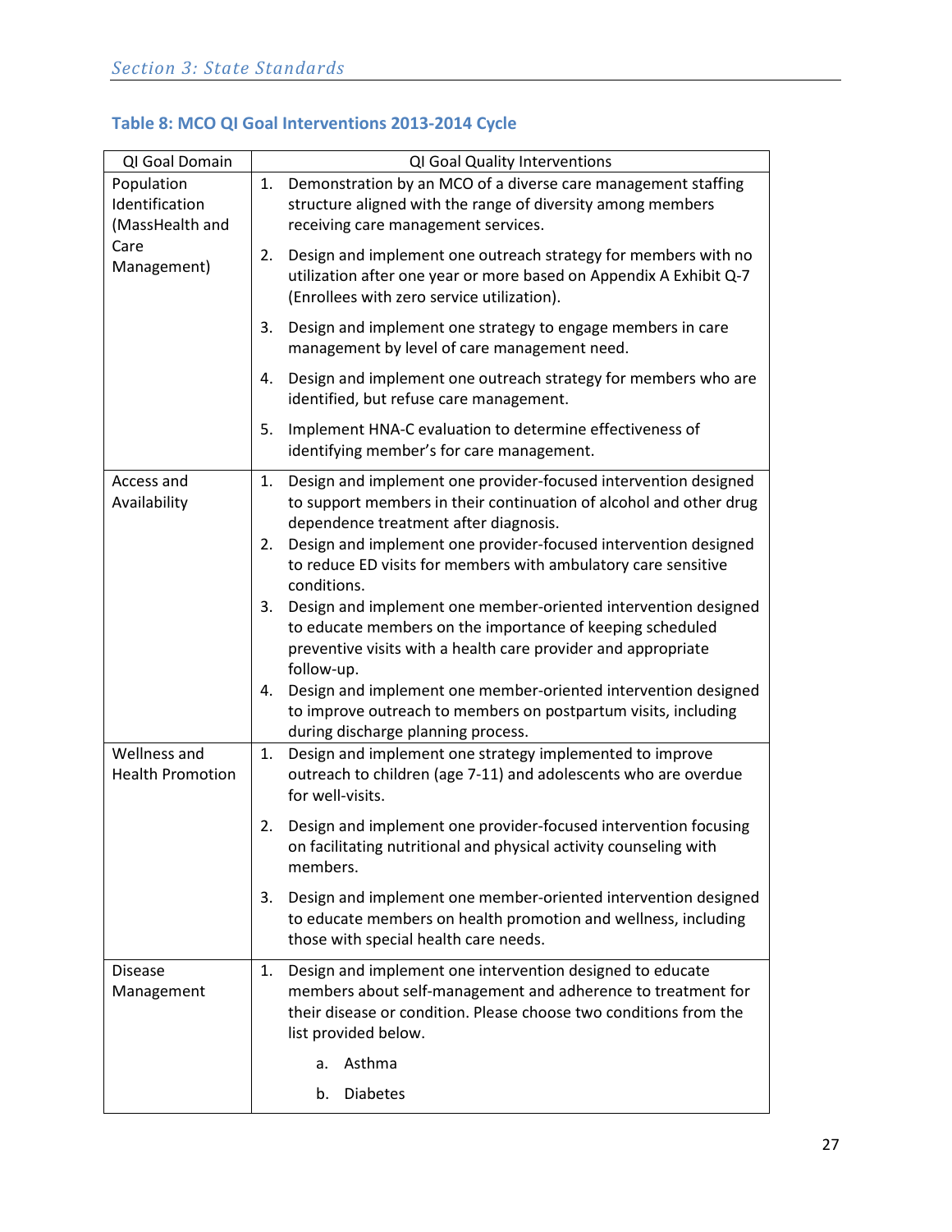### Table 8: MCO QI Goal Interventions 2013-2014 Cycle

| QI Goal Domain | QI Goal Quality Interventions |
|---|---|
| Population Identification (MassHealth and Care Management) | 1. Demonstration by an MCO of a diverse care management staffing structure aligned with the range of diversity among members receiving care management services.<br>2. Design and implement one outreach strategy for members with no utilization after one year or more based on Appendix A Exhibit Q-7 (Enrollees with zero service utilization).<br>3. Design and implement one strategy to engage members in care management by level of care management need.<br>4. Design and implement one outreach strategy for members who are identified, but refuse care management.<br>5. Implement HNA-C evaluation to determine effectiveness of identifying member's for care management. |
| Access and Availability | 1. Design and implement one provider-focused intervention designed to support members in their continuation of alcohol and other drug dependence treatment after diagnosis.<br>2. Design and implement one provider-focused intervention designed to reduce ED visits for members with ambulatory care sensitive conditions.<br>3. Design and implement one member-oriented intervention designed to educate members on the importance of keeping scheduled preventive visits with a health care provider and appropriate follow-up.<br>4. Design and implement one member-oriented intervention designed to improve outreach to members on postpartum visits, including during discharge planning process. |
| Wellness and Health Promotion | 1. Design and implement one strategy implemented to improve outreach to children (age 7-11) and adolescents who are overdue for well-visits.<br>2. Design and implement one provider-focused intervention focusing on facilitating nutritional and physical activity counseling with members.<br>3. Design and implement one member-oriented intervention designed to educate members on health promotion and wellness, including those with special health care needs. |
| Disease Management | 1. Design and implement one intervention designed to educate members about self-management and adherence to treatment for their disease or condition. Please choose two conditions from the list provided below.<br>a. Asthma<br>b. Diabetes |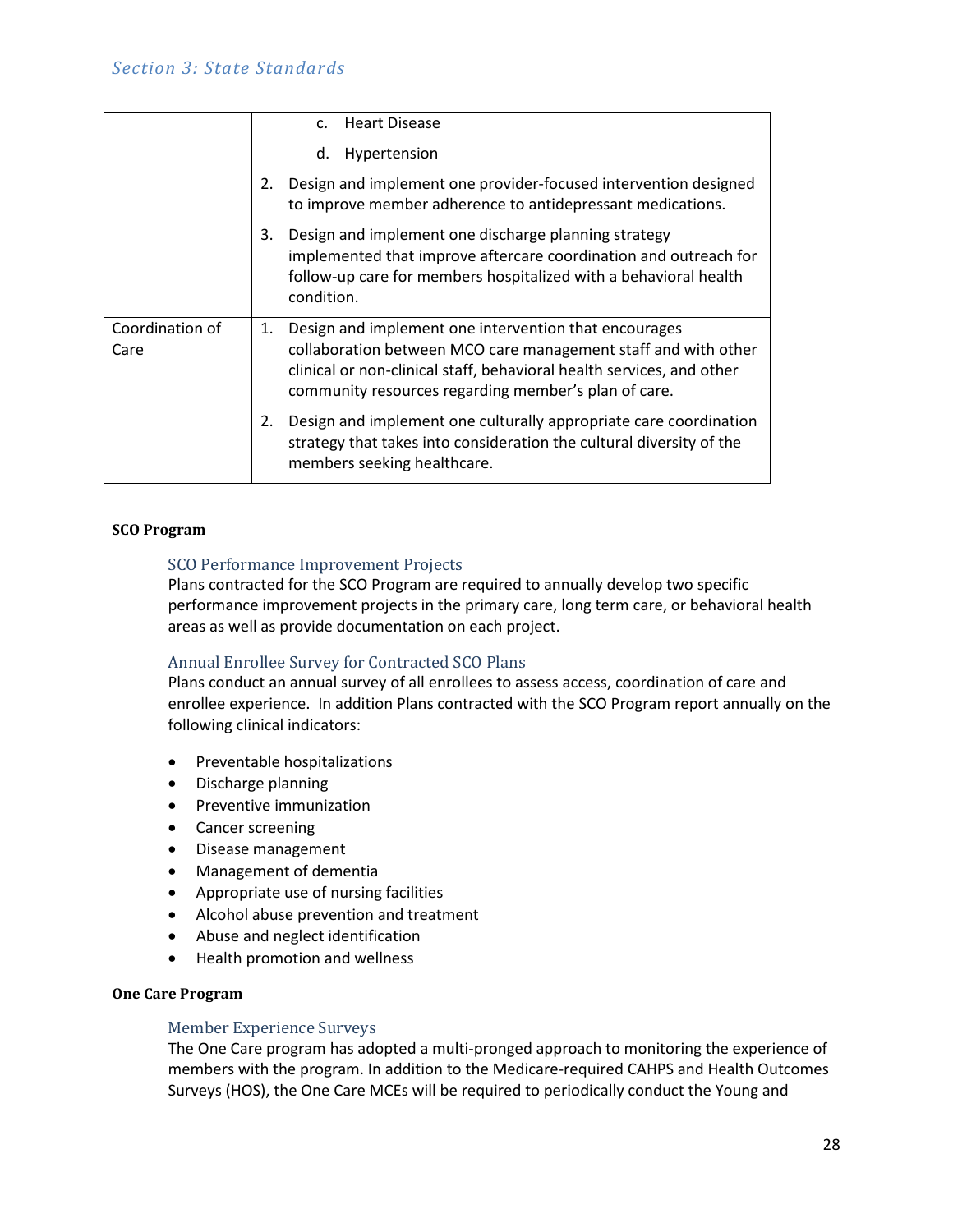| | |
|---|---|
| | c. Heart Disease<br>d. Hypertension<br>2. Design and implement one provider-focused intervention designed to improve member adherence to antidepressant medications.<br>3. Design and implement one discharge planning strategy implemented that improve aftercare coordination and outreach for follow-up care for members hospitalized with a behavioral health condition. |
| Coordination of Care | 1. Design and implement one intervention that encourages collaboration between MCO care management staff and with other clinical or non-clinical staff, behavioral health services, and other community resources regarding member's plan of care.<br>2. Design and implement one culturally appropriate care coordination strategy that takes into consideration the cultural diversity of the members seeking healthcare. |

**SCO Program**

### SCO Performance Improvement Projects

Plans contracted for the SCO Program are required to annually develop two specific performance improvement projects in the primary care, long term care, or behavioral health areas as well as provide documentation on each project.

### Annual Enrollee Survey for Contracted SCO Plans

Plans conduct an annual survey of all enrollees to assess access, coordination of care and enrollee experience. In addition Plans contracted with the SCO Program report annually on the following clinical indicators:

- Preventable hospitalizations
- Discharge planning
- Preventive immunization
- Cancer screening
- Disease management
- Management of dementia
- Appropriate use of nursing facilities
- Alcohol abuse prevention and treatment
- Abuse and neglect identification
- Health promotion and wellness

**One Care Program**

### Member Experience Surveys

The One Care program has adopted a multi-pronged approach to monitoring the experience of members with the program. In addition to the Medicare-required CAHPS and Health Outcomes Surveys (HOS), the One Care MCEs will be required to periodically conduct the Young and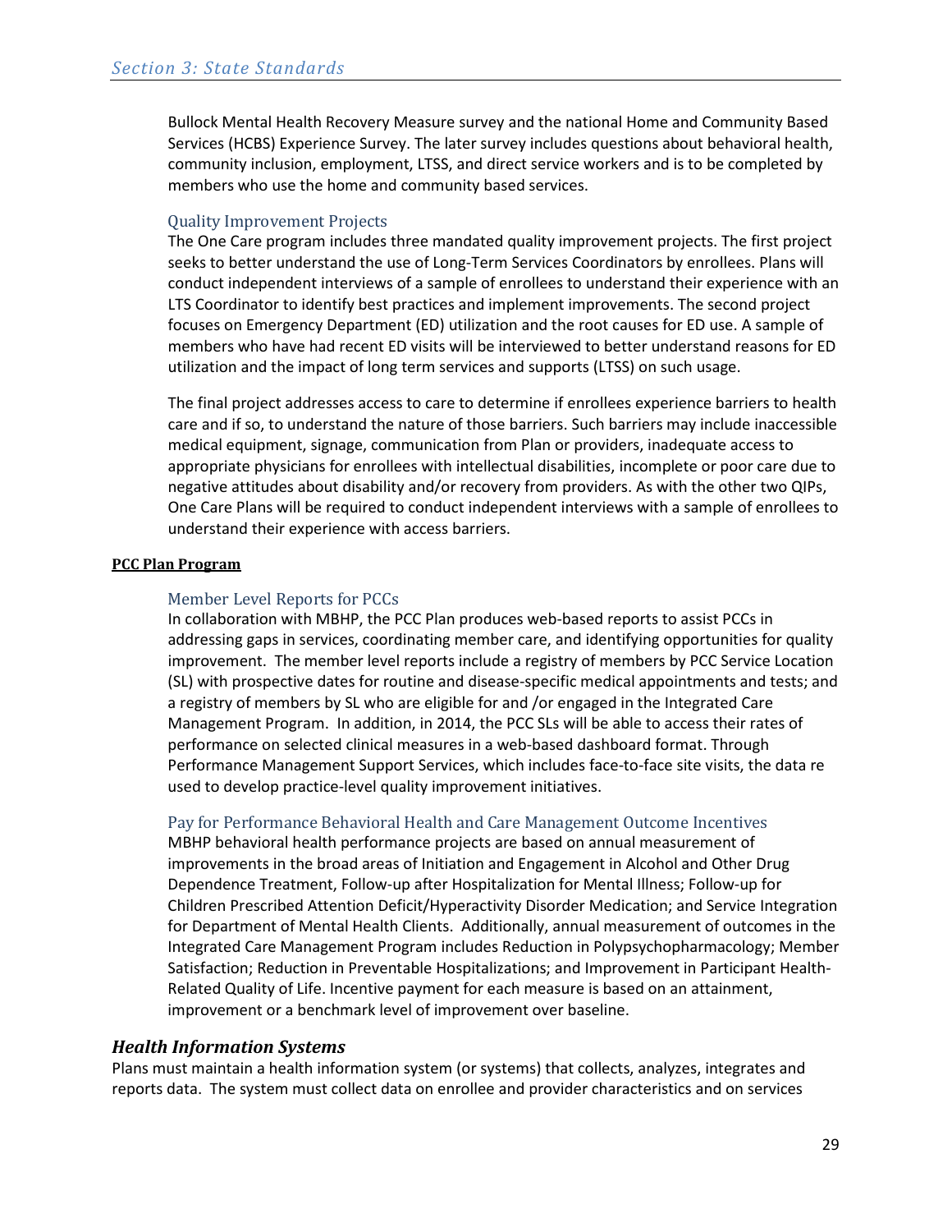Bullock Mental Health Recovery Measure survey and the national Home and Community Based Services (HCBS) Experience Survey. The later survey includes questions about behavioral health, community inclusion, employment, LTSS, and direct service workers and is to be completed by members who use the home and community based services.

### Quality Improvement Projects

The One Care program includes three mandated quality improvement projects. The first project seeks to better understand the use of Long-Term Services Coordinators by enrollees. Plans will conduct independent interviews of a sample of enrollees to understand their experience with an LTS Coordinator to identify best practices and implement improvements. The second project focuses on Emergency Department (ED) utilization and the root causes for ED use. A sample of members who have had recent ED visits will be interviewed to better understand reasons for ED utilization and the impact of long term services and supports (LTSS) on such usage.

The final project addresses access to care to determine if enrollees experience barriers to health care and if so, to understand the nature of those barriers. Such barriers may include inaccessible medical equipment, signage, communication from Plan or providers, inadequate access to appropriate physicians for enrollees with intellectual disabilities, incomplete or poor care due to negative attitudes about disability and/or recovery from providers. As with the other two QIPs, One Care Plans will be required to conduct independent interviews with a sample of enrollees to understand their experience with access barriers.

**PCC Plan Program**

### Member Level Reports for PCCs

In collaboration with MBHP, the PCC Plan produces web-based reports to assist PCCs in addressing gaps in services, coordinating member care, and identifying opportunities for quality improvement. The member level reports include a registry of members by PCC Service Location (SL) with prospective dates for routine and disease-specific medical appointments and tests; and a registry of members by SL who are eligible for and /or engaged in the Integrated Care Management Program. In addition, in 2014, the PCC SLs will be able to access their rates of performance on selected clinical measures in a web-based dashboard format. Through Performance Management Support Services, which includes face-to-face site visits, the data re used to develop practice-level quality improvement initiatives.

### Pay for Performance Behavioral Health and Care Management Outcome Incentives

MBHP behavioral health performance projects are based on annual measurement of improvements in the broad areas of Initiation and Engagement in Alcohol and Other Drug Dependence Treatment, Follow-up after Hospitalization for Mental Illness; Follow-up for Children Prescribed Attention Deficit/Hyperactivity Disorder Medication; and Service Integration for Department of Mental Health Clients. Additionally, annual measurement of outcomes in the Integrated Care Management Program includes Reduction in Polypsychopharmacology; Member Satisfaction; Reduction in Preventable Hospitalizations; and Improvement in Participant Health-Related Quality of Life. Incentive payment for each measure is based on an attainment, improvement or a benchmark level of improvement over baseline.

## *Health Information Systems*

Plans must maintain a health information system (or systems) that collects, analyzes, integrates and reports data. The system must collect data on enrollee and provider characteristics and on services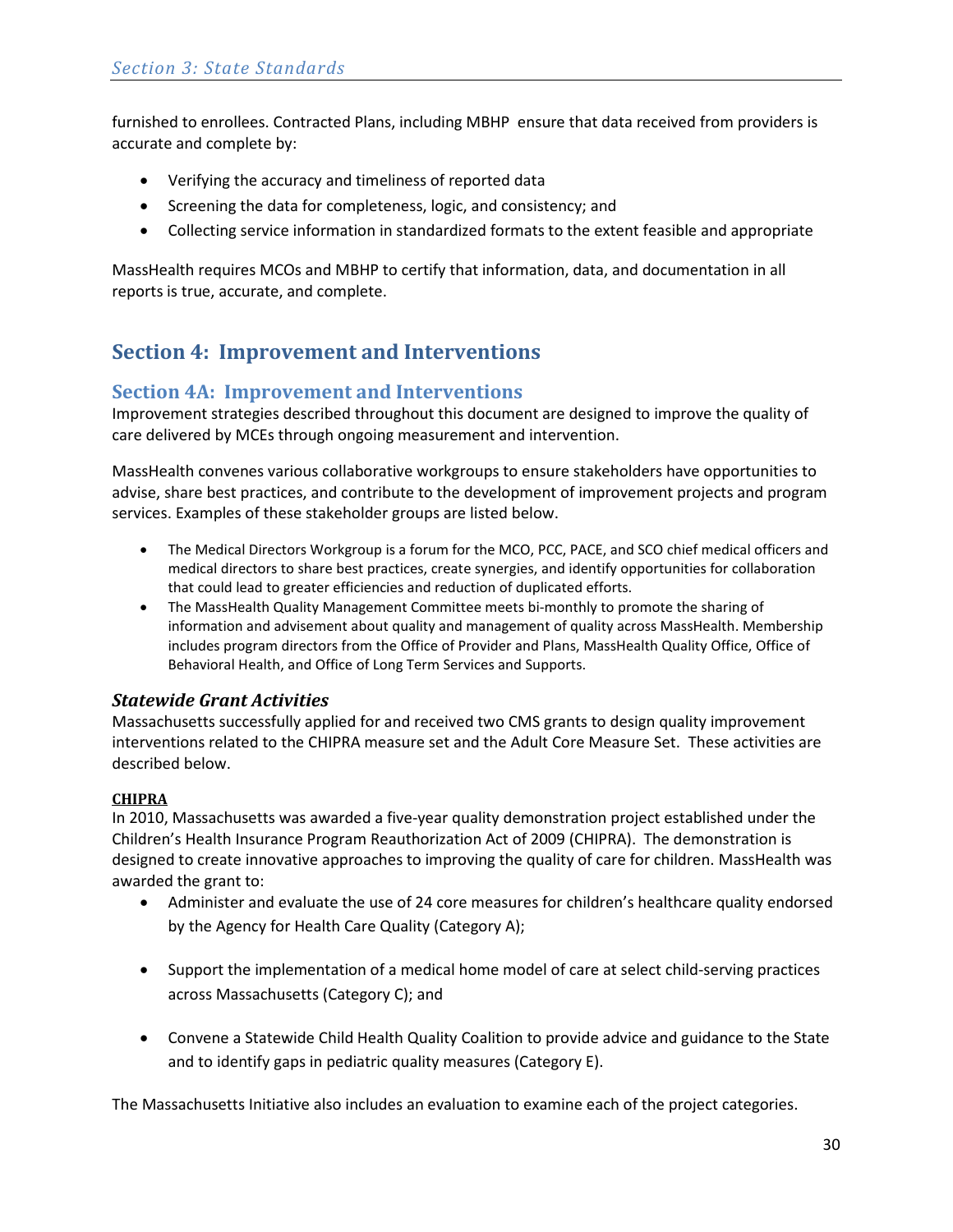furnished to enrollees. Contracted Plans, including MBHP ensure that data received from providers is accurate and complete by:

- Verifying the accuracy and timeliness of reported data
- Screening the data for completeness, logic, and consistency; and
- Collecting service information in standardized formats to the extent feasible and appropriate

MassHealth requires MCOs and MBHP to certify that information, data, and documentation in all reports is true, accurate, and complete.

# Section 4: Improvement and Interventions

## Section 4A: Improvement and Interventions

Improvement strategies described throughout this document are designed to improve the quality of care delivered by MCEs through ongoing measurement and intervention.

MassHealth convenes various collaborative workgroups to ensure stakeholders have opportunities to advise, share best practices, and contribute to the development of improvement projects and program services. Examples of these stakeholder groups are listed below.

- The Medical Directors Workgroup is a forum for the MCO, PCC, PACE, and SCO chief medical officers and medical directors to share best practices, create synergies, and identify opportunities for collaboration that could lead to greater efficiencies and reduction of duplicated efforts.
- The MassHealth Quality Management Committee meets bi-monthly to promote the sharing of information and advisement about quality and management of quality across MassHealth. Membership includes program directors from the Office of Provider and Plans, MassHealth Quality Office, Office of Behavioral Health, and Office of Long Term Services and Supports.

### *Statewide Grant Activities*

Massachusetts successfully applied for and received two CMS grants to design quality improvement interventions related to the CHIPRA measure set and the Adult Core Measure Set. These activities are described below.

**CHIPRA**

In 2010, Massachusetts was awarded a five-year quality demonstration project established under the Children's Health Insurance Program Reauthorization Act of 2009 (CHIPRA). The demonstration is designed to create innovative approaches to improving the quality of care for children. MassHealth was awarded the grant to:

- Administer and evaluate the use of 24 core measures for children's healthcare quality endorsed by the Agency for Health Care Quality (Category A);
- Support the implementation of a medical home model of care at select child-serving practices across Massachusetts (Category C); and
- Convene a Statewide Child Health Quality Coalition to provide advice and guidance to the State and to identify gaps in pediatric quality measures (Category E).

The Massachusetts Initiative also includes an evaluation to examine each of the project categories.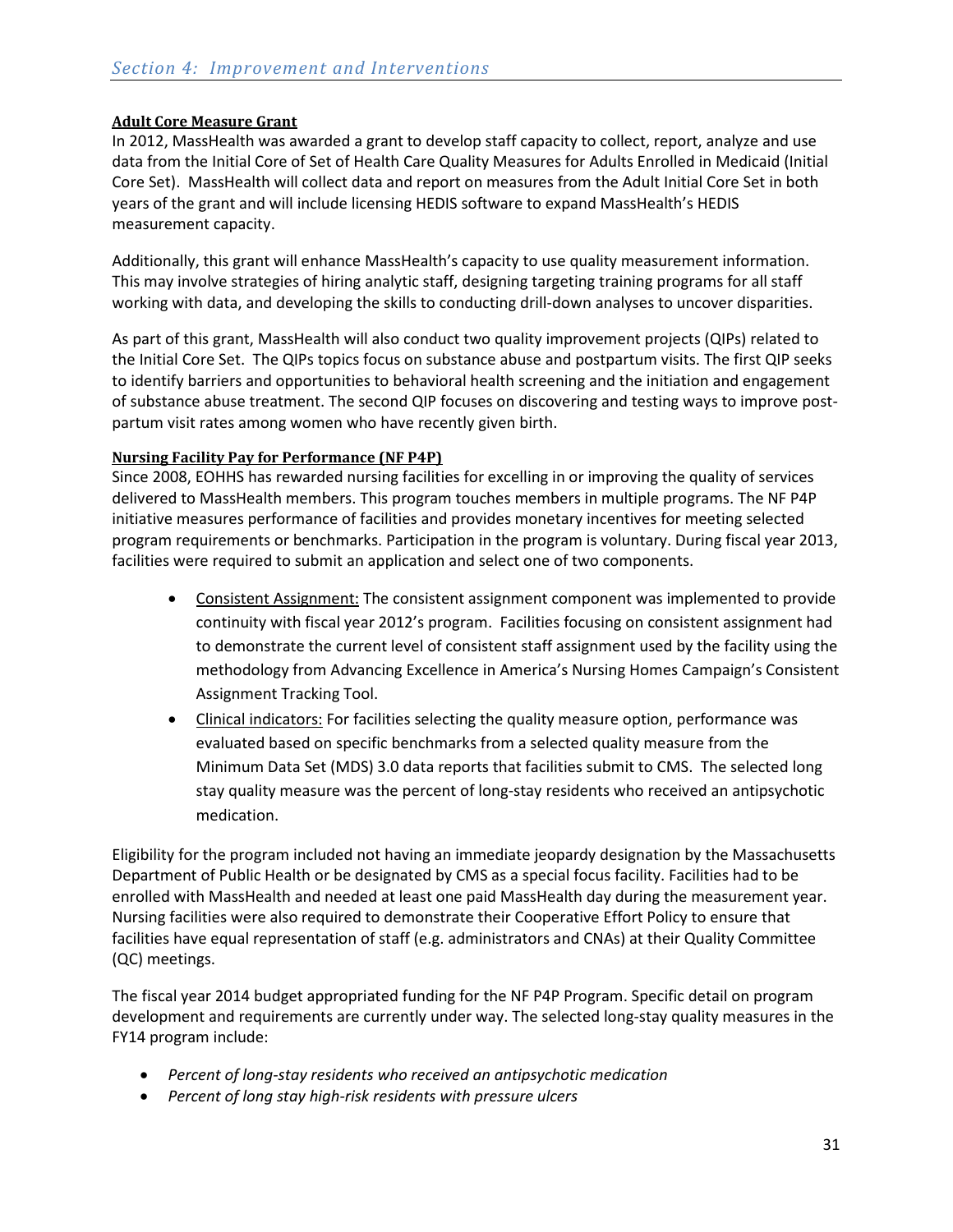## Adult Core Measure Grant

In 2012, MassHealth was awarded a grant to develop staff capacity to collect, report, analyze and use data from the Initial Core of Set of Health Care Quality Measures for Adults Enrolled in Medicaid (Initial Core Set). MassHealth will collect data and report on measures from the Adult Initial Core Set in both years of the grant and will include licensing HEDIS software to expand MassHealth's HEDIS measurement capacity.

Additionally, this grant will enhance MassHealth's capacity to use quality measurement information. This may involve strategies of hiring analytic staff, designing targeting training programs for all staff working with data, and developing the skills to conducting drill-down analyses to uncover disparities.

As part of this grant, MassHealth will also conduct two quality improvement projects (QIPs) related to the Initial Core Set. The QIPs topics focus on substance abuse and postpartum visits. The first QIP seeks to identify barriers and opportunities to behavioral health screening and the initiation and engagement of substance abuse treatment. The second QIP focuses on discovering and testing ways to improve post-partum visit rates among women who have recently given birth.

## Nursing Facility Pay for Performance (NF P4P)

Since 2008, EOHHS has rewarded nursing facilities for excelling in or improving the quality of services delivered to MassHealth members. This program touches members in multiple programs. The NF P4P initiative measures performance of facilities and provides monetary incentives for meeting selected program requirements or benchmarks. Participation in the program is voluntary. During fiscal year 2013, facilities were required to submit an application and select one of two components.

- Consistent Assignment: The consistent assignment component was implemented to provide continuity with fiscal year 2012's program. Facilities focusing on consistent assignment had to demonstrate the current level of consistent staff assignment used by the facility using the methodology from Advancing Excellence in America's Nursing Homes Campaign's Consistent Assignment Tracking Tool.
- Clinical indicators: For facilities selecting the quality measure option, performance was evaluated based on specific benchmarks from a selected quality measure from the Minimum Data Set (MDS) 3.0 data reports that facilities submit to CMS. The selected long stay quality measure was the percent of long-stay residents who received an antipsychotic medication.

Eligibility for the program included not having an immediate jeopardy designation by the Massachusetts Department of Public Health or be designated by CMS as a special focus facility. Facilities had to be enrolled with MassHealth and needed at least one paid MassHealth day during the measurement year. Nursing facilities were also required to demonstrate their Cooperative Effort Policy to ensure that facilities have equal representation of staff (e.g. administrators and CNAs) at their Quality Committee (QC) meetings.

The fiscal year 2014 budget appropriated funding for the NF P4P Program. Specific detail on program development and requirements are currently under way. The selected long-stay quality measures in the FY14 program include:

- *Percent of long-stay residents who received an antipsychotic medication*
- *Percent of long stay high-risk residents with pressure ulcers*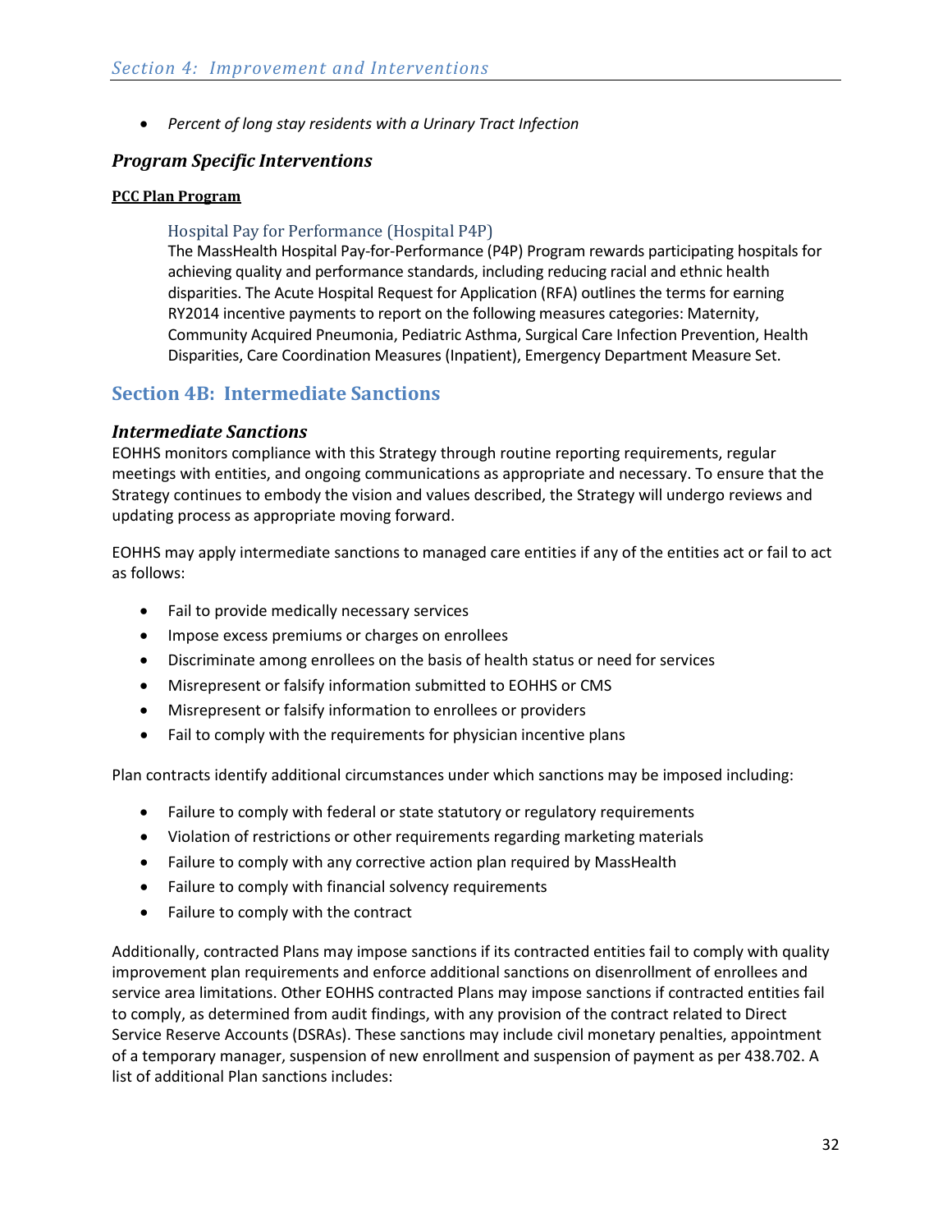- *Percent of long stay residents with a Urinary Tract Infection*

### *Program Specific Interventions*

**PCC Plan Program**

Hospital Pay for Performance (Hospital P4P)

The MassHealth Hospital Pay-for-Performance (P4P) Program rewards participating hospitals for achieving quality and performance standards, including reducing racial and ethnic health disparities. The Acute Hospital Request for Application (RFA) outlines the terms for earning RY2014 incentive payments to report on the following measures categories: Maternity, Community Acquired Pneumonia, Pediatric Asthma, Surgical Care Infection Prevention, Health Disparities, Care Coordination Measures (Inpatient), Emergency Department Measure Set.

## Section 4B: Intermediate Sanctions

### *Intermediate Sanctions*

EOHHS monitors compliance with this Strategy through routine reporting requirements, regular meetings with entities, and ongoing communications as appropriate and necessary. To ensure that the Strategy continues to embody the vision and values described, the Strategy will undergo reviews and updating process as appropriate moving forward.

EOHHS may apply intermediate sanctions to managed care entities if any of the entities act or fail to act as follows:

- Fail to provide medically necessary services
- Impose excess premiums or charges on enrollees
- Discriminate among enrollees on the basis of health status or need for services
- Misrepresent or falsify information submitted to EOHHS or CMS
- Misrepresent or falsify information to enrollees or providers
- Fail to comply with the requirements for physician incentive plans

Plan contracts identify additional circumstances under which sanctions may be imposed including:

- Failure to comply with federal or state statutory or regulatory requirements
- Violation of restrictions or other requirements regarding marketing materials
- Failure to comply with any corrective action plan required by MassHealth
- Failure to comply with financial solvency requirements
- Failure to comply with the contract

Additionally, contracted Plans may impose sanctions if its contracted entities fail to comply with quality improvement plan requirements and enforce additional sanctions on disenrollment of enrollees and service area limitations. Other EOHHS contracted Plans may impose sanctions if contracted entities fail to comply, as determined from audit findings, with any provision of the contract related to Direct Service Reserve Accounts (DSRAs). These sanctions may include civil monetary penalties, appointment of a temporary manager, suspension of new enrollment and suspension of payment as per 438.702. A list of additional Plan sanctions includes: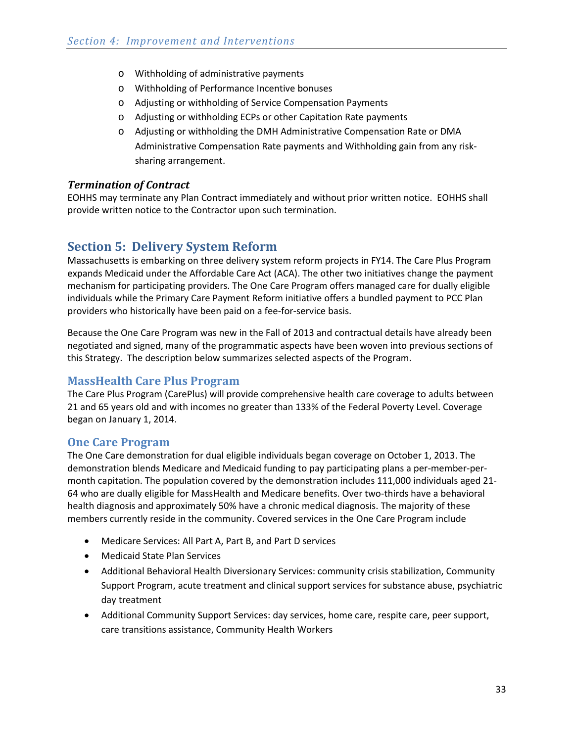- Withholding of administrative payments
- Withholding of Performance Incentive bonuses
- Adjusting or withholding of Service Compensation Payments
- Adjusting or withholding ECPs or other Capitation Rate payments
- Adjusting or withholding the DMH Administrative Compensation Rate or DMA Administrative Compensation Rate payments and Withholding gain from any risk-sharing arrangement.

### *Termination of Contract*

EOHHS may terminate any Plan Contract immediately and without prior written notice. EOHHS shall provide written notice to the Contractor upon such termination.

## Section 5: Delivery System Reform

Massachusetts is embarking on three delivery system reform projects in FY14. The Care Plus Program expands Medicaid under the Affordable Care Act (ACA). The other two initiatives change the payment mechanism for participating providers. The One Care Program offers managed care for dually eligible individuals while the Primary Care Payment Reform initiative offers a bundled payment to PCC Plan providers who historically have been paid on a fee-for-service basis.

Because the One Care Program was new in the Fall of 2013 and contractual details have already been negotiated and signed, many of the programmatic aspects have been woven into previous sections of this Strategy. The description below summarizes selected aspects of the Program.

### MassHealth Care Plus Program

The Care Plus Program (CarePlus) will provide comprehensive health care coverage to adults between 21 and 65 years old and with incomes no greater than 133% of the Federal Poverty Level. Coverage began on January 1, 2014.

### One Care Program

The One Care demonstration for dual eligible individuals began coverage on October 1, 2013. The demonstration blends Medicare and Medicaid funding to pay participating plans a per-member-per-month capitation. The population covered by the demonstration includes 111,000 individuals aged 21-64 who are dually eligible for MassHealth and Medicare benefits. Over two-thirds have a behavioral health diagnosis and approximately 50% have a chronic medical diagnosis. The majority of these members currently reside in the community. Covered services in the One Care Program include

- Medicare Services: All Part A, Part B, and Part D services
- Medicaid State Plan Services
- Additional Behavioral Health Diversionary Services: community crisis stabilization, Community Support Program, acute treatment and clinical support services for substance abuse, psychiatric day treatment
- Additional Community Support Services: day services, home care, respite care, peer support, care transitions assistance, Community Health Workers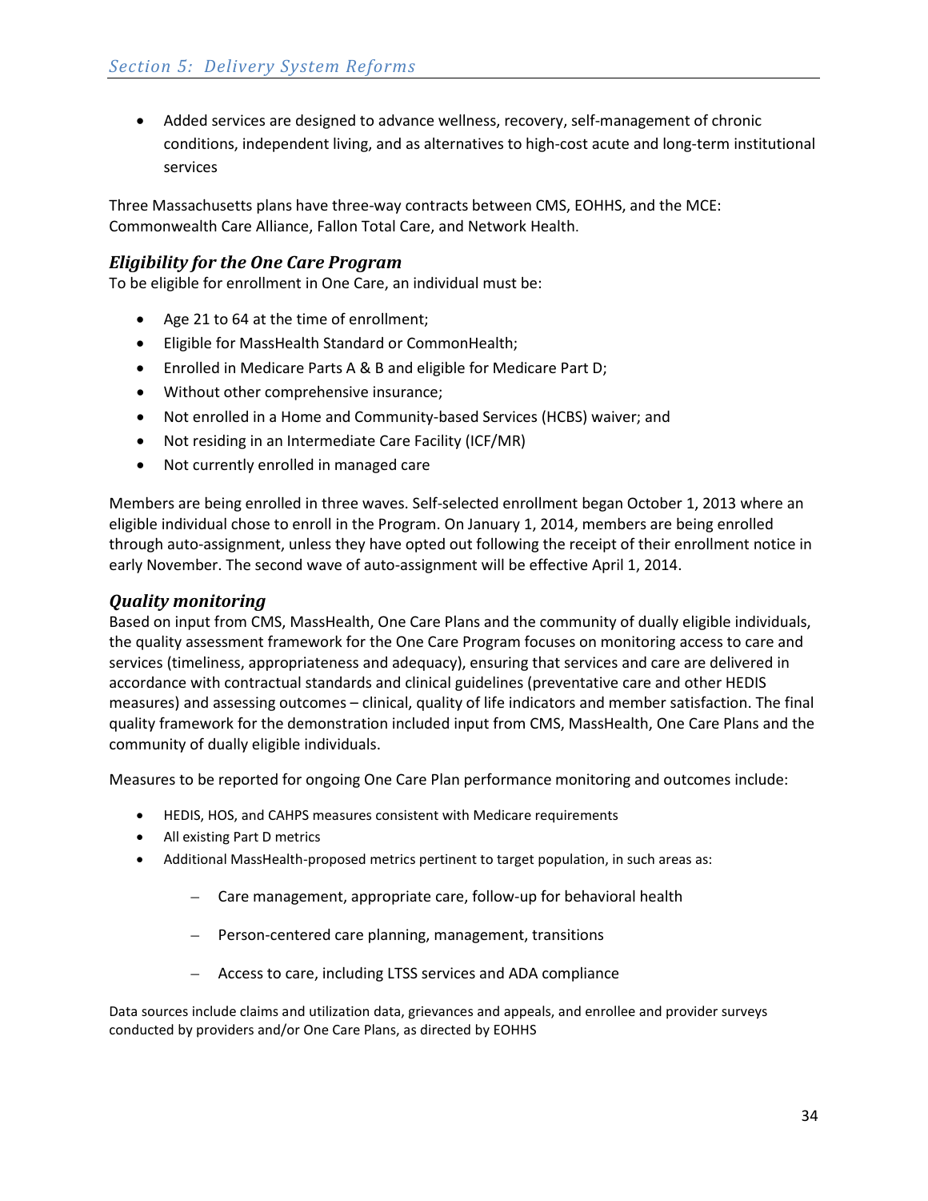- Added services are designed to advance wellness, recovery, self-management of chronic conditions, independent living, and as alternatives to high-cost acute and long-term institutional services

Three Massachusetts plans have three-way contracts between CMS, EOHHS, and the MCE: Commonwealth Care Alliance, Fallon Total Care, and Network Health.

### *Eligibility for the One Care Program*

To be eligible for enrollment in One Care, an individual must be:

- Age 21 to 64 at the time of enrollment;
- Eligible for MassHealth Standard or CommonHealth;
- Enrolled in Medicare Parts A & B and eligible for Medicare Part D;
- Without other comprehensive insurance;
- Not enrolled in a Home and Community-based Services (HCBS) waiver; and
- Not residing in an Intermediate Care Facility (ICF/MR)
- Not currently enrolled in managed care

Members are being enrolled in three waves. Self-selected enrollment began October 1, 2013 where an eligible individual chose to enroll in the Program. On January 1, 2014, members are being enrolled through auto-assignment, unless they have opted out following the receipt of their enrollment notice in early November. The second wave of auto-assignment will be effective April 1, 2014.

### *Quality monitoring*

Based on input from CMS, MassHealth, One Care Plans and the community of dually eligible individuals, the quality assessment framework for the One Care Program focuses on monitoring access to care and services (timeliness, appropriateness and adequacy), ensuring that services and care are delivered in accordance with contractual standards and clinical guidelines (preventative care and other HEDIS measures) and assessing outcomes – clinical, quality of life indicators and member satisfaction. The final quality framework for the demonstration included input from CMS, MassHealth, One Care Plans and the community of dually eligible individuals.

Measures to be reported for ongoing One Care Plan performance monitoring and outcomes include:

- HEDIS, HOS, and CAHPS measures consistent with Medicare requirements
- All existing Part D metrics
- Additional MassHealth-proposed metrics pertinent to target population, in such areas as:
  - Care management, appropriate care, follow-up for behavioral health
  - Person-centered care planning, management, transitions
  - Access to care, including LTSS services and ADA compliance

Data sources include claims and utilization data, grievances and appeals, and enrollee and provider surveys conducted by providers and/or One Care Plans, as directed by EOHHS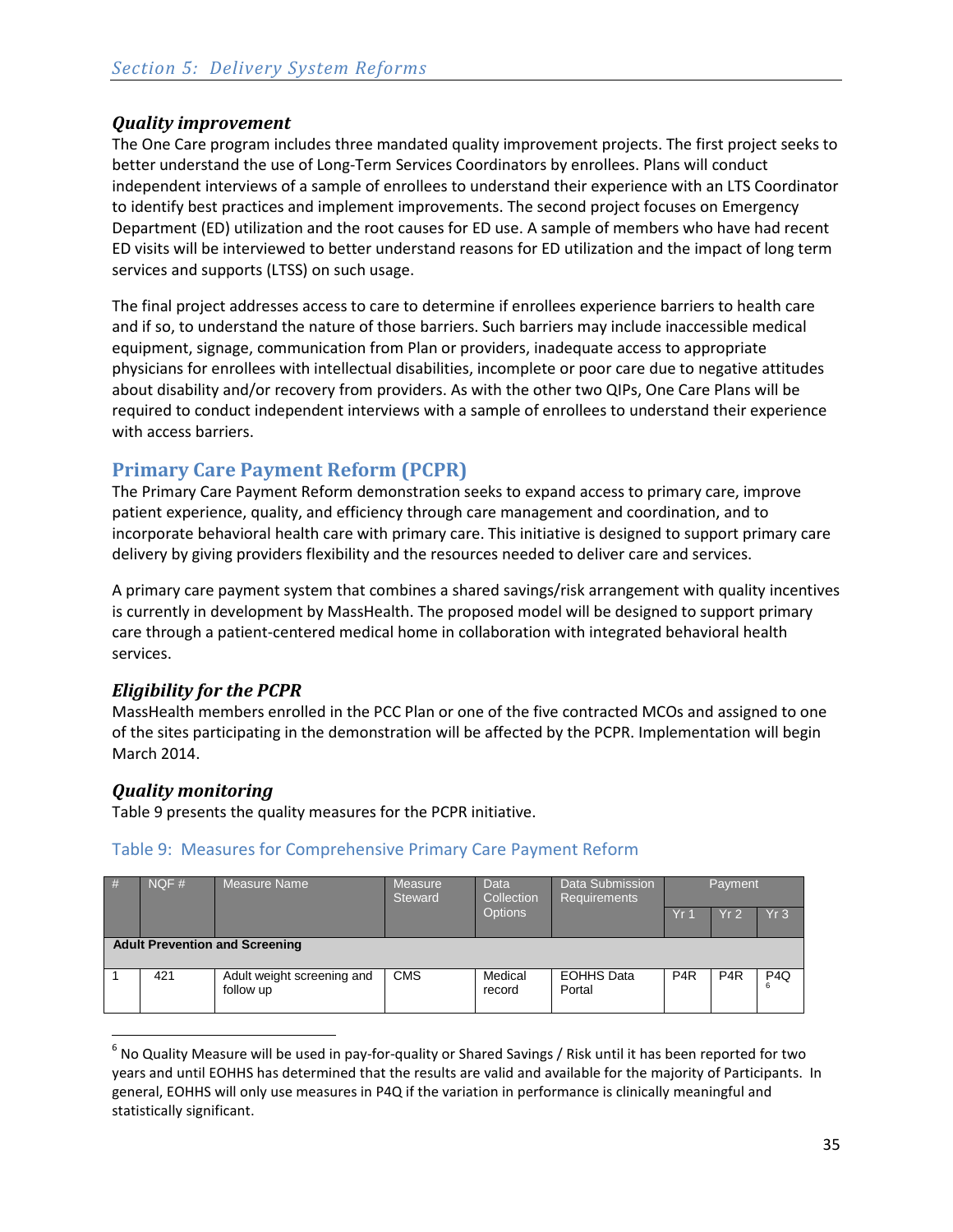### *Quality improvement*

The One Care program includes three mandated quality improvement projects. The first project seeks to better understand the use of Long-Term Services Coordinators by enrollees. Plans will conduct independent interviews of a sample of enrollees to understand their experience with an LTS Coordinator to identify best practices and implement improvements. The second project focuses on Emergency Department (ED) utilization and the root causes for ED use. A sample of members who have had recent ED visits will be interviewed to better understand reasons for ED utilization and the impact of long term services and supports (LTSS) on such usage.

The final project addresses access to care to determine if enrollees experience barriers to health care and if so, to understand the nature of those barriers. Such barriers may include inaccessible medical equipment, signage, communication from Plan or providers, inadequate access to appropriate physicians for enrollees with intellectual disabilities, incomplete or poor care due to negative attitudes about disability and/or recovery from providers. As with the other two QIPs, One Care Plans will be required to conduct independent interviews with a sample of enrollees to understand their experience with access barriers.

## Primary Care Payment Reform (PCPR)

The Primary Care Payment Reform demonstration seeks to expand access to primary care, improve patient experience, quality, and efficiency through care management and coordination, and to incorporate behavioral health care with primary care. This initiative is designed to support primary care delivery by giving providers flexibility and the resources needed to deliver care and services.

A primary care payment system that combines a shared savings/risk arrangement with quality incentives is currently in development by MassHealth. The proposed model will be designed to support primary care through a patient-centered medical home in collaboration with integrated behavioral health services.

### *Eligibility for the PCPR*

MassHealth members enrolled in the PCC Plan or one of the five contracted MCOs and assigned to one of the sites participating in the demonstration will be affected by the PCPR. Implementation will begin March 2014.

### *Quality monitoring*

Table 9 presents the quality measures for the PCPR initiative.

Table 9: Measures for Comprehensive Primary Care Payment Reform

| # | NQF # | Measure Name | Measure Steward | Data Collection Options | Data Submission Requirements | Payment | | |
|---|---|---|---|---|---|---|---|---|
| | | | | | | Yr 1 | Yr 2 | Yr 3 |
| **Adult Prevention and Screening** | | | | | | | | |
| 1 | 421 | Adult weight screening and follow up | CMS | Medical record | EOHHS Data Portal | P4R | P4R | P4Q[6] |

[6] No Quality Measure will be used in pay-for-quality or Shared Savings / Risk until it has been reported for two years and until EOHHS has determined that the results are valid and available for the majority of Participants. In general, EOHHS will only use measures in P4Q if the variation in performance is clinically meaningful and statistically significant.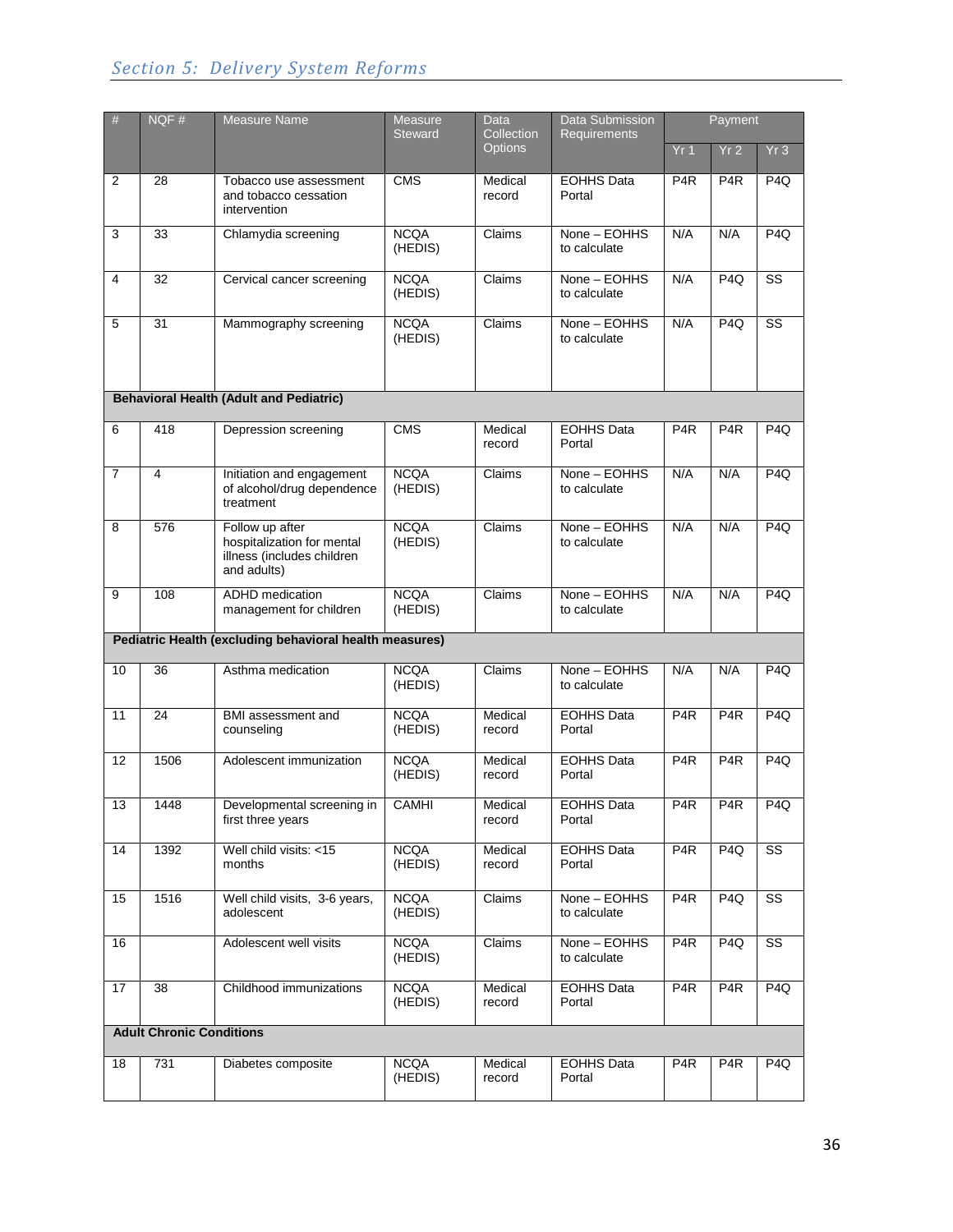| # | NQF # | Measure Name | Measure Steward | Data Collection Options | Data Submission Requirements | Payment | | |
|---|---|---|---|---|---|---|---|---|
| | | | | | | Yr 1 | Yr 2 | Yr 3 |
| 2 | 28 | Tobacco use assessment and tobacco cessation intervention | CMS | Medical record | EOHHS Data Portal | P4R | P4R | P4Q |
| 3 | 33 | Chlamydia screening | NCQA (HEDIS) | Claims | None – EOHHS to calculate | N/A | N/A | P4Q |
| 4 | 32 | Cervical cancer screening | NCQA (HEDIS) | Claims | None – EOHHS to calculate | N/A | P4Q | SS |
| 5 | 31 | Mammography screening | NCQA (HEDIS) | Claims | None – EOHHS to calculate | N/A | P4Q | SS |
| **Behavioral Health (Adult and Pediatric)** | | | | | | | | |
| 6 | 418 | Depression screening | CMS | Medical record | EOHHS Data Portal | P4R | P4R | P4Q |
| 7 | 4 | Initiation and engagement of alcohol/drug dependence treatment | NCQA (HEDIS) | Claims | None – EOHHS to calculate | N/A | N/A | P4Q |
| 8 | 576 | Follow up after hospitalization for mental illness (includes children and adults) | NCQA (HEDIS) | Claims | None – EOHHS to calculate | N/A | N/A | P4Q |
| 9 | 108 | ADHD medication management for children | NCQA (HEDIS) | Claims | None – EOHHS to calculate | N/A | N/A | P4Q |
| **Pediatric Health (excluding behavioral health measures)** | | | | | | | | |
| 10 | 36 | Asthma medication | NCQA (HEDIS) | Claims | None – EOHHS to calculate | N/A | N/A | P4Q |
| 11 | 24 | BMI assessment and counseling | NCQA (HEDIS) | Medical record | EOHHS Data Portal | P4R | P4R | P4Q |
| 12 | 1506 | Adolescent immunization | NCQA (HEDIS) | Medical record | EOHHS Data Portal | P4R | P4R | P4Q |
| 13 | 1448 | Developmental screening in first three years | CAMHI | Medical record | EOHHS Data Portal | P4R | P4R | P4Q |
| 14 | 1392 | Well child visits: <15 months | NCQA (HEDIS) | Medical record | EOHHS Data Portal | P4R | P4Q | SS |
| 15 | 1516 | Well child visits, 3-6 years, adolescent | NCQA (HEDIS) | Claims | None – EOHHS to calculate | P4R | P4Q | SS |
| 16 | | Adolescent well visits | NCQA (HEDIS) | Claims | None – EOHHS to calculate | P4R | P4Q | SS |
| 17 | 38 | Childhood immunizations | NCQA (HEDIS) | Medical record | EOHHS Data Portal | P4R | P4R | P4Q |
| **Adult Chronic Conditions** | | | | | | | | |
| 18 | 731 | Diabetes composite | NCQA (HEDIS) | Medical record | EOHHS Data Portal | P4R | P4R | P4Q |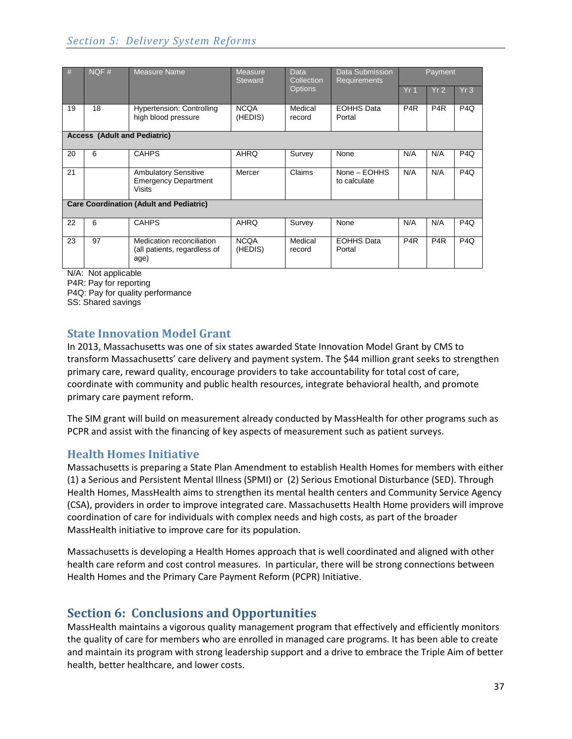| # | NQF # | Measure Name | Measure Steward | Data Collection Options | Data Submission Requirements | Payment | | |
|---|---|---|---|---|---|---|---|---|
| | | | | | | Yr 1 | Yr 2 | Yr 3 |
| 19 | 18 | Hypertension: Controlling high blood pressure | NCQA (HEDIS) | Medical record | EOHHS Data Portal | P4R | P4R | P4Q |
| **Access (Adult and Pediatric)** | | | | | | | | |
| 20 | 6 | CAHPS | AHRQ | Survey | None | N/A | N/A | P4Q |
| 21 | | Ambulatory Sensitive Emergency Department Visits | Mercer | Claims | None – EOHHS to calculate | N/A | N/A | P4Q |
| **Care Coordination (Adult and Pediatric)** | | | | | | | | |
| 22 | 6 | CAHPS | AHRQ | Survey | None | N/A | N/A | P4Q |
| 23 | 97 | Medication reconciliation (all patients, regardless of age) | NCQA (HEDIS) | Medical record | EOHHS Data Portal | P4R | P4R | P4Q |

N/A: Not applicable
P4R: Pay for reporting
P4Q: Pay for quality performance
SS: Shared savings

### State Innovation Model Grant

In 2013, Massachusetts was one of six states awarded State Innovation Model Grant by CMS to transform Massachusetts' care delivery and payment system. The $44 million grant seeks to strengthen primary care, reward quality, encourage providers to take accountability for total cost of care, coordinate with community and public health resources, integrate behavioral health, and promote primary care payment reform.

The SIM grant will build on measurement already conducted by MassHealth for other programs such as PCPR and assist with the financing of key aspects of measurement such as patient surveys.

### Health Homes Initiative

Massachusetts is preparing a State Plan Amendment to establish Health Homes for members with either (1) a Serious and Persistent Mental Illness (SPMI) or (2) Serious Emotional Disturbance (SED). Through Health Homes, MassHealth aims to strengthen its mental health centers and Community Service Agency (CSA), providers in order to improve integrated care. Massachusetts Health Home providers will improve coordination of care for individuals with complex needs and high costs, as part of the broader MassHealth initiative to improve care for its population.

Massachusetts is developing a Health Homes approach that is well coordinated and aligned with other health care reform and cost control measures. In particular, there will be strong connections between Health Homes and the Primary Care Payment Reform (PCPR) Initiative.

## Section 6: Conclusions and Opportunities

MassHealth maintains a vigorous quality management program that effectively and efficiently monitors the quality of care for members who are enrolled in managed care programs. It has been able to create and maintain its program with strong leadership support and a drive to embrace the Triple Aim of better health, better healthcare, and lower costs.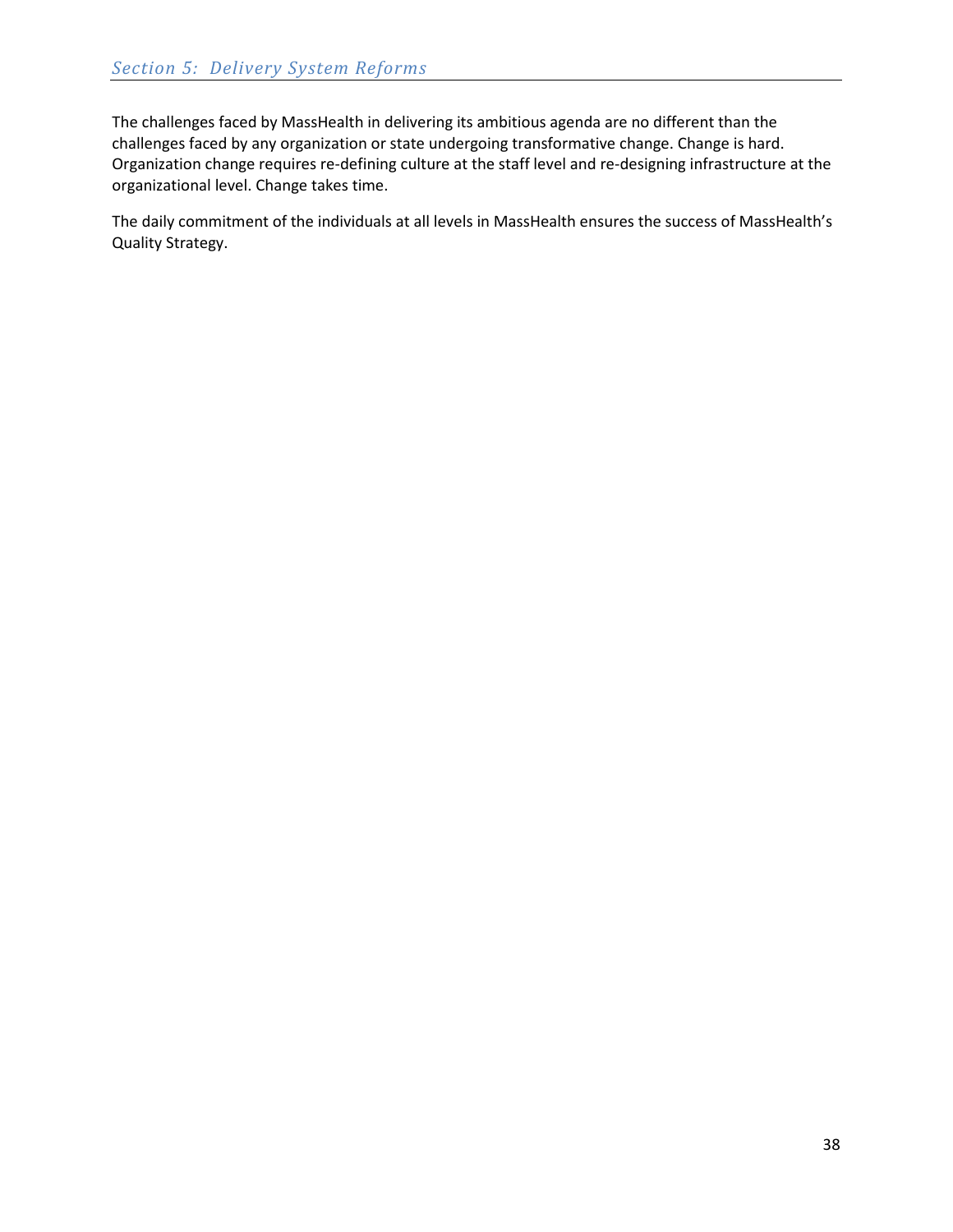The challenges faced by MassHealth in delivering its ambitious agenda are no different than the challenges faced by any organization or state undergoing transformative change. Change is hard. Organization change requires re-defining culture at the staff level and re-designing infrastructure at the organizational level. Change takes time.

The daily commitment of the individuals at all levels in MassHealth ensures the success of MassHealth's Quality Strategy.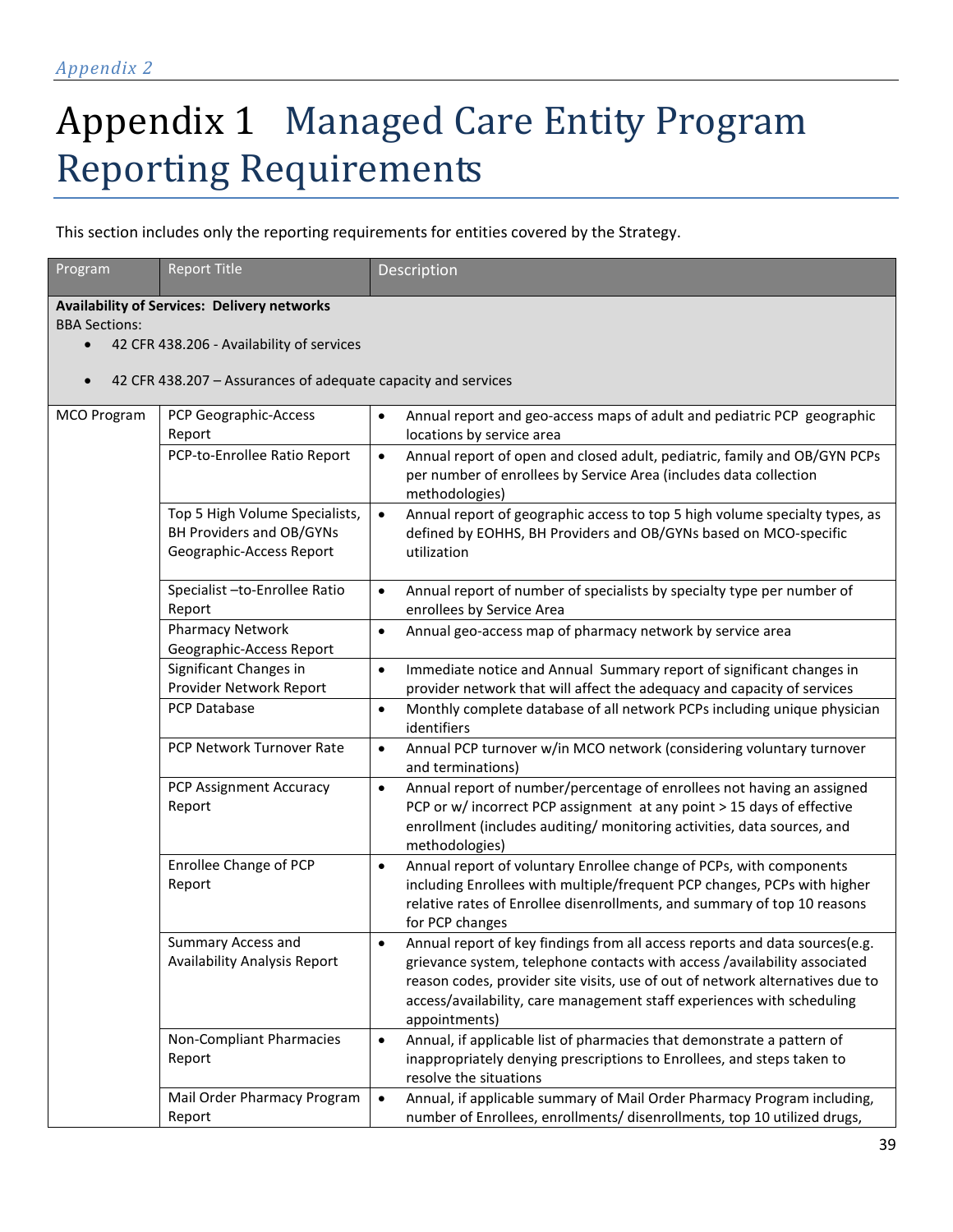# Appendix 1 Managed Care Entity Program Reporting Requirements

This section includes only the reporting requirements for entities covered by the Strategy.

| Program | Report Title | Description |
|---|---|---|
| **Availability of Services: Delivery networks**<br>BBA Sections:<br>• 42 CFR 438.206 - Availability of services<br>• 42 CFR 438.207 – Assurances of adequate capacity and services | | |
| MCO Program | PCP Geographic-Access Report | • Annual report and geo-access maps of adult and pediatric PCP geographic locations by service area |
| | PCP-to-Enrollee Ratio Report | • Annual report of open and closed adult, pediatric, family and OB/GYN PCPs per number of enrollees by Service Area (includes data collection methodologies) |
| | Top 5 High Volume Specialists, BH Providers and OB/GYNs Geographic-Access Report | • Annual report of geographic access to top 5 high volume specialty types, as defined by EOHHS, BH Providers and OB/GYNs based on MCO-specific utilization |
| | Specialist –to-Enrollee Ratio Report | • Annual report of number of specialists by specialty type per number of enrollees by Service Area |
| | Pharmacy Network Geographic-Access Report | • Annual geo-access map of pharmacy network by service area |
| | Significant Changes in Provider Network Report | • Immediate notice and Annual Summary report of significant changes in provider network that will affect the adequacy and capacity of services |
| | PCP Database | • Monthly complete database of all network PCPs including unique physician identifiers |
| | PCP Network Turnover Rate | • Annual PCP turnover w/in MCO network (considering voluntary turnover and terminations) |
| | PCP Assignment Accuracy Report | • Annual report of number/percentage of enrollees not having an assigned PCP or w/ incorrect PCP assignment at any point > 15 days of effective enrollment (includes auditing/ monitoring activities, data sources, and methodologies) |
| | Enrollee Change of PCP Report | • Annual report of voluntary Enrollee change of PCPs, with components including Enrollees with multiple/frequent PCP changes, PCPs with higher relative rates of Enrollee disenrollments, and summary of top 10 reasons for PCP changes |
| | Summary Access and Availability Analysis Report | • Annual report of key findings from all access reports and data sources(e.g. grievance system, telephone contacts with access /availability associated reason codes, provider site visits, use of out of network alternatives due to access/availability, care management staff experiences with scheduling appointments) |
| | Non-Compliant Pharmacies Report | • Annual, if applicable list of pharmacies that demonstrate a pattern of inappropriately denying prescriptions to Enrollees, and steps taken to resolve the situations |
| | Mail Order Pharmacy Program Report | • Annual, if applicable summary of Mail Order Pharmacy Program including, number of Enrollees, enrollments/ disenrollments, top 10 utilized drugs, |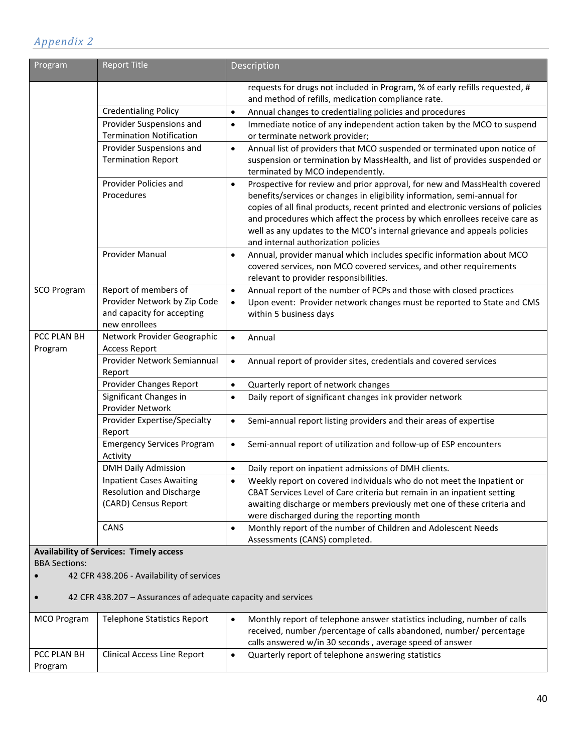*Appendix 2*

| Program | Report Title | Description |
|---|---|---|
| | | requests for drugs not included in Program, % of early refills requested, # and method of refills, medication compliance rate. |
| | Credentialing Policy | • Annual changes to credentialing policies and procedures |
| | Provider Suspensions and Termination Notification | • Immediate notice of any independent action taken by the MCO to suspend or terminate network provider; |
| | Provider Suspensions and Termination Report | • Annual list of providers that MCO suspended or terminated upon notice of suspension or termination by MassHealth, and list of provides suspended or terminated by MCO independently. |
| | Provider Policies and Procedures | • Prospective for review and prior approval, for new and MassHealth covered benefits/services or changes in eligibility information, semi-annual for copies of all final products, recent printed and electronic versions of policies and procedures which affect the process by which enrollees receive care as well as any updates to the MCO's internal grievance and appeals policies and internal authorization policies |
| | Provider Manual | • Annual, provider manual which includes specific information about MCO covered services, non MCO covered services, and other requirements relevant to provider responsibilities. |
| SCO Program | Report of members of Provider Network by Zip Code and capacity for accepting new enrollees | • Annual report of the number of PCPs and those with closed practices<br>• Upon event: Provider network changes must be reported to State and CMS within 5 business days |
| PCC PLAN BH Program | Network Provider Geographic Access Report | • Annual |
| | Provider Network Semiannual Report | • Annual report of provider sites, credentials and covered services |
| | Provider Changes Report | • Quarterly report of network changes |
| | Significant Changes in Provider Network | • Daily report of significant changes ink provider network |
| | Provider Expertise/Specialty Report | • Semi-annual report listing providers and their areas of expertise |
| | Emergency Services Program Activity | • Semi-annual report of utilization and follow-up of ESP encounters |
| | DMH Daily Admission | • Daily report on inpatient admissions of DMH clients. |
| | Inpatient Cases Awaiting Resolution and Discharge (CARD) Census Report | • Weekly report on covered individuals who do not meet the Inpatient or CBAT Services Level of Care criteria but remain in an inpatient setting awaiting discharge or members previously met one of these criteria and were discharged during the reporting month |
| | CANS | • Monthly report of the number of Children and Adolescent Needs Assessments (CANS) completed. |
| **Availability of Services: Timely access**<br>BBA Sections:<br>• 42 CFR 438.206 - Availability of services<br>• 42 CFR 438.207 – Assurances of adequate capacity and services | | |
| MCO Program | Telephone Statistics Report | • Monthly report of telephone answer statistics including, number of calls received, number /percentage of calls abandoned, number/ percentage calls answered w/in 30 seconds , average speed of answer |
| PCC PLAN BH Program | Clinical Access Line Report | • Quarterly report of telephone answering statistics |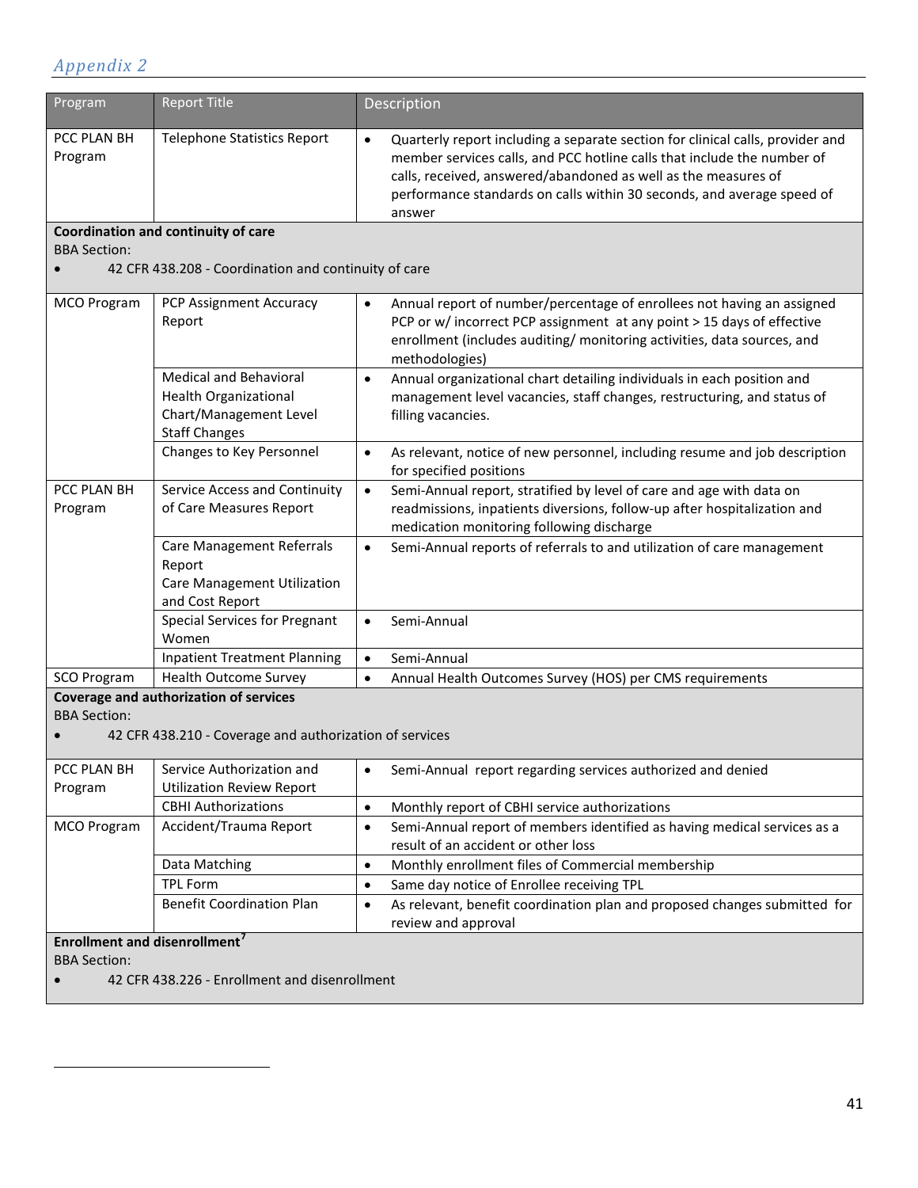*Appendix 2*

| Program | Report Title | Description |
|---|---|---|
| PCC PLAN BH Program | Telephone Statistics Report | • Quarterly report including a separate section for clinical calls, provider and member services calls, and PCC hotline calls that include the number of calls, received, answered/abandoned as well as the measures of performance standards on calls within 30 seconds, and average speed of answer |
| **Coordination and continuity of care**<br>BBA Section:<br>• 42 CFR 438.208 - Coordination and continuity of care | | |
| MCO Program | PCP Assignment Accuracy Report | • Annual report of number/percentage of enrollees not having an assigned PCP or w/ incorrect PCP assignment at any point > 15 days of effective enrollment (includes auditing/ monitoring activities, data sources, and methodologies) |
| | Medical and Behavioral Health Organizational Chart/Management Level Staff Changes | • Annual organizational chart detailing individuals in each position and management level vacancies, staff changes, restructuring, and status of filling vacancies. |
| | Changes to Key Personnel | • As relevant, notice of new personnel, including resume and job description for specified positions |
| PCC PLAN BH Program | Service Access and Continuity of Care Measures Report | • Semi-Annual report, stratified by level of care and age with data on readmissions, inpatients diversions, follow-up after hospitalization and medication monitoring following discharge |
| | Care Management Referrals Report<br>Care Management Utilization and Cost Report | • Semi-Annual reports of referrals to and utilization of care management |
| | Special Services for Pregnant Women | • Semi-Annual |
| | Inpatient Treatment Planning | • Semi-Annual |
| SCO Program | Health Outcome Survey | • Annual Health Outcomes Survey (HOS) per CMS requirements |
| **Coverage and authorization of services**<br>BBA Section:<br>• 42 CFR 438.210 - Coverage and authorization of services | | |
| PCC PLAN BH Program | Service Authorization and Utilization Review Report | • Semi-Annual report regarding services authorized and denied |
| | CBHI Authorizations | • Monthly report of CBHI service authorizations |
| MCO Program | Accident/Trauma Report | • Semi-Annual report of members identified as having medical services as a result of an accident or other loss |
| | Data Matching | • Monthly enrollment files of Commercial membership |
| | TPL Form | • Same day notice of Enrollee receiving TPL |
| | Benefit Coordination Plan | • As relevant, benefit coordination plan and proposed changes submitted for review and approval |
| **Enrollment and disenrollment**[7]<br>BBA Section:<br>• 42 CFR 438.226 - Enrollment and disenrollment | | |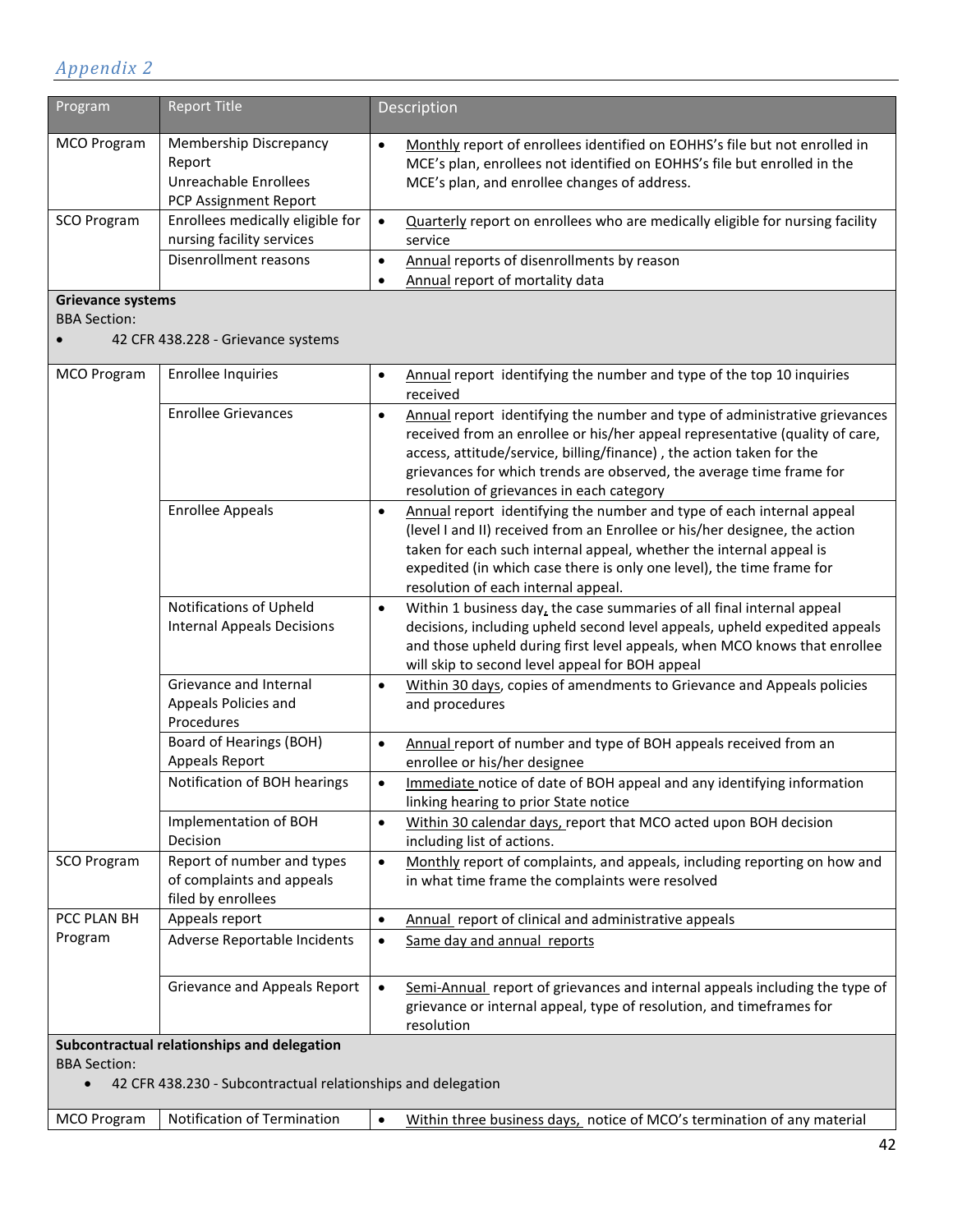## *Appendix 2*

| Program | Report Title | Description |
|---|---|---|
| MCO Program | Membership Discrepancy Report<br>Unreachable Enrollees<br>PCP Assignment Report | • Monthly report of enrollees identified on EOHHS's file but not enrolled in MCE's plan, enrollees not identified on EOHHS's file but enrolled in the MCE's plan, and enrollee changes of address. |
| SCO Program | Enrollees medically eligible for nursing facility services | • Quarterly report on enrollees who are medically eligible for nursing facility service |
| | Disenrollment reasons | • Annual reports of disenrollments by reason<br>• Annual report of mortality data |
| **Grievance systems**<br>BBA Section:<br>• 42 CFR 438.228 - Grievance systems | | |
| MCO Program | Enrollee Inquiries | • Annual report identifying the number and type of the top 10 inquiries received |
| | Enrollee Grievances | • Annual report identifying the number and type of administrative grievances received from an enrollee or his/her appeal representative (quality of care, access, attitude/service, billing/finance) , the action taken for the grievances for which trends are observed, the average time frame for resolution of grievances in each category |
| | Enrollee Appeals | • Annual report identifying the number and type of each internal appeal (level I and II) received from an Enrollee or his/her designee, the action taken for each such internal appeal, whether the internal appeal is expedited (in which case there is only one level), the time frame for resolution of each internal appeal. |
| | Notifications of Upheld Internal Appeals Decisions | • Within 1 business day, the case summaries of all final internal appeal decisions, including upheld second level appeals, upheld expedited appeals and those upheld during first level appeals, when MCO knows that enrollee will skip to second level appeal for BOH appeal |
| | Grievance and Internal Appeals Policies and Procedures | • Within 30 days, copies of amendments to Grievance and Appeals policies and procedures |
| | Board of Hearings (BOH) Appeals Report | • Annual report of number and type of BOH appeals received from an enrollee or his/her designee |
| | Notification of BOH hearings | • Immediate notice of date of BOH appeal and any identifying information linking hearing to prior State notice |
| | Implementation of BOH Decision | • Within 30 calendar days, report that MCO acted upon BOH decision including list of actions. |
| SCO Program | Report of number and types of complaints and appeals filed by enrollees | • Monthly report of complaints, and appeals, including reporting on how and in what time frame the complaints were resolved |
| PCC PLAN BH Program | Appeals report | • Annual report of clinical and administrative appeals |
| | Adverse Reportable Incidents | • Same day and annual reports |
| | Grievance and Appeals Report | • Semi-Annual report of grievances and internal appeals including the type of grievance or internal appeal, type of resolution, and timeframes for resolution |
| **Subcontractual relationships and delegation**<br>BBA Section:<br>• 42 CFR 438.230 - Subcontractual relationships and delegation | | |
| MCO Program | Notification of Termination | • Within three business days, notice of MCO's termination of any material |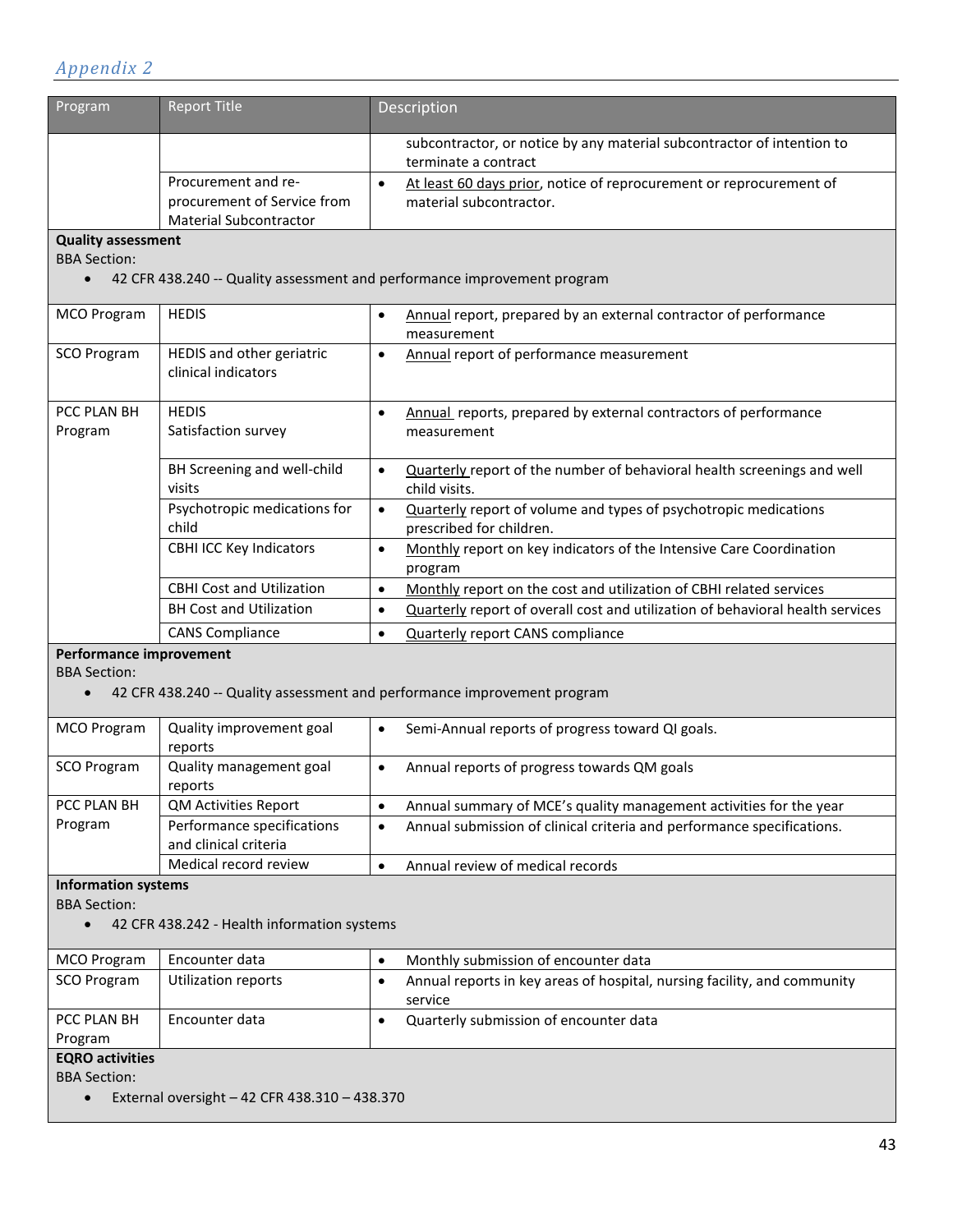*Appendix 2*

| Program | Report Title | Description |
|---|---|---|
| | | subcontractor, or notice by any material subcontractor of intention to terminate a contract |
| | Procurement and re-procurement of Service from Material Subcontractor | • At least 60 days prior, notice of reprocurement or reprocurement of material subcontractor. |
| **Quality assessment**<br>BBA Section:<br>• 42 CFR 438.240 -- Quality assessment and performance improvement program | | |
| MCO Program | HEDIS | • Annual report, prepared by an external contractor of performance measurement |
| SCO Program | HEDIS and other geriatric clinical indicators | • Annual report of performance measurement |
| PCC PLAN BH Program | HEDIS<br>Satisfaction survey | • Annual reports, prepared by external contractors of performance measurement |
| | BH Screening and well-child visits | • Quarterly report of the number of behavioral health screenings and well child visits. |
| | Psychotropic medications for child | • Quarterly report of volume and types of psychotropic medications prescribed for children. |
| | CBHI ICC Key Indicators | • Monthly report on key indicators of the Intensive Care Coordination program |
| | CBHI Cost and Utilization | • Monthly report on the cost and utilization of CBHI related services |
| | BH Cost and Utilization | • Quarterly report of overall cost and utilization of behavioral health services |
| | CANS Compliance | • Quarterly report CANS compliance |
| **Performance improvement**<br>BBA Section:<br>• 42 CFR 438.240 -- Quality assessment and performance improvement program | | |
| MCO Program | Quality improvement goal reports | • Semi-Annual reports of progress toward QI goals. |
| SCO Program | Quality management goal reports | • Annual reports of progress towards QM goals |
| PCC PLAN BH Program | QM Activities Report | • Annual summary of MCE's quality management activities for the year |
| | Performance specifications and clinical criteria | • Annual submission of clinical criteria and performance specifications. |
| | Medical record review | • Annual review of medical records |
| **Information systems**<br>BBA Section:<br>• 42 CFR 438.242 - Health information systems | | |
| MCO Program | Encounter data | • Monthly submission of encounter data |
| SCO Program | Utilization reports | • Annual reports in key areas of hospital, nursing facility, and community service |
| PCC PLAN BH Program | Encounter data | • Quarterly submission of encounter data |
| **EQRO activities**<br>BBA Section:<br>• External oversight – 42 CFR 438.310 – 438.370 | | |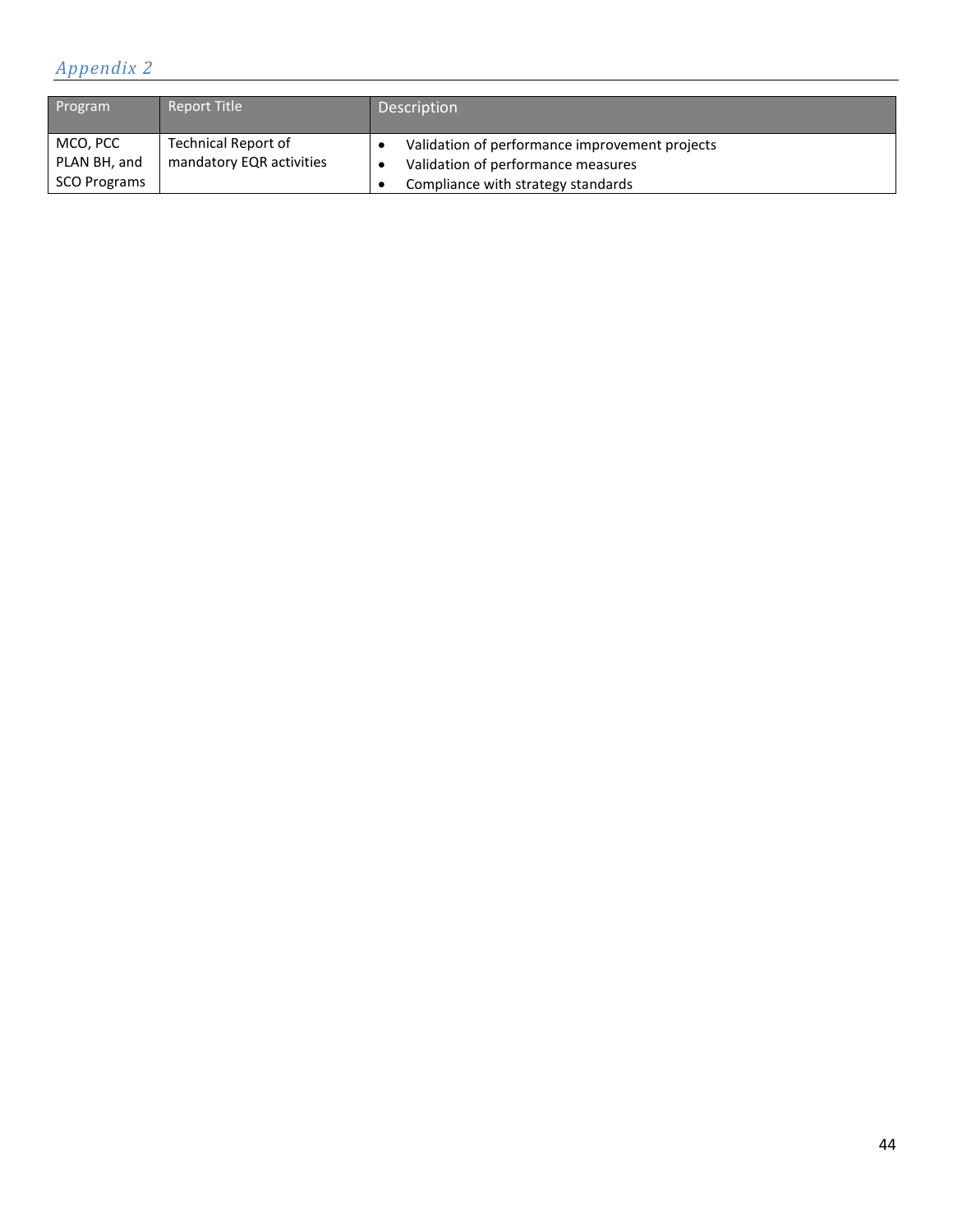## *Appendix 2*

| Program | Report Title | Description |
|---|---|---|
| MCO, PCC PLAN BH, and SCO Programs | Technical Report of mandatory EQR activities | • Validation of performance improvement projects<br>• Validation of performance measures<br>• Compliance with strategy standards |